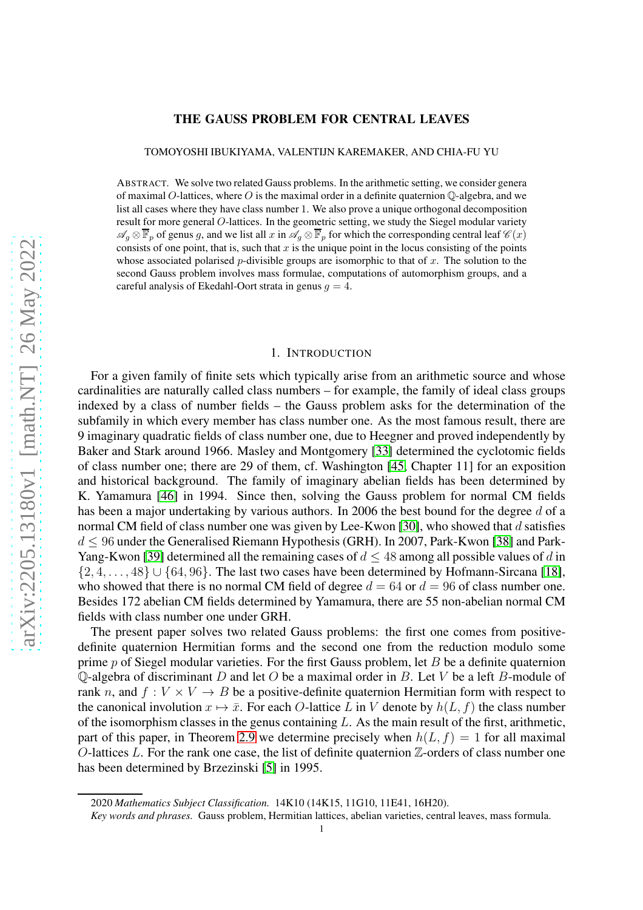# THE GAUSS PROBLEM FOR CENTRAL LEAVES

TOMOYOSHI IBUKIYAMA, VALENTIJN KAREMAKER, AND CHIA-FU YU

ABSTRACT. We solve two related Gauss problems. In the arithmetic setting, we consider genera of maximal $O$-lattices, where $O$ is the maximal order in a definite quaternion $\mathbb{Q}$-algebra, and we list all cases where they have class number 1. We also prove a unique orthogonal decomposition result for more general $O$-lattices. In the geometric setting, we study the Siegel modular variety $\mathscr{A}_g \otimes \overline{\mathbb{F}}_p$ of genus $g$, and we list all $x$ in $\mathscr{A}_g \otimes \overline{\mathbb{F}}_p$ for which the corresponding central leaf $\mathscr{C}(x)$ consists of one point, that is, such that $x$ is the unique point in the locus consisting of the points whose associated polarised $p$-divisible groups are isomorphic to that of $x$. The solution to the second Gauss problem involves mass formulae, computations of automorphism groups, and a careful analysis of Ekedahl-Oort strata in genus $g = 4$.

## 1. INTRODUCTION

For a given family of finite sets which typically arise from an arithmetic source and whose cardinalities are naturally called class numbers – for example, the family of ideal class groups indexed by a class of number fields – the Gauss problem asks for the determination of the subfamily in which every member has class number one. As the most famous result, there are 9 imaginary quadratic fields of class number one, due to Heegner and proved independently by Baker and Stark around 1966. Masley and Montgomery [33] determined the cyclotomic fields of class number one; there are 29 of them, cf. Washington [45, Chapter 11] for an exposition and historical background. The family of imaginary abelian fields has been determined by K. Yamamura [46] in 1994. Since then, solving the Gauss problem for normal CM fields has been a major undertaking by various authors. In 2006 the best bound for the degree $d$ of a normal CM field of class number one was given by Lee-Kwon [30], who showed that $d$ satisfies $d \leq 96$ under the Generalised Riemann Hypothesis (GRH). In 2007, Park-Kwon [38] and Park-Yang-Kwon [39] determined all the remaining cases of $d \leq 48$ among all possible values of $d$ in $\{2, 4, \ldots, 48\} \cup \{64, 96\}$. The last two cases have been determined by Hofmann-Sircana [18], who showed that there is no normal CM field of degree $d = 64$ or $d = 96$ of class number one. Besides 172 abelian CM fields determined by Yamamura, there are 55 non-abelian normal CM fields with class number one under GRH.

The present paper solves two related Gauss problems: the first one comes from positive-definite quaternion Hermitian forms and the second one from the reduction modulo some prime $p$ of Siegel modular varieties. For the first Gauss problem, let $B$ be a definite quaternion $\mathbb{Q}$-algebra of discriminant $D$ and let $O$ be a maximal order in $B$. Let $V$ be a left $B$-module of rank $n$, and $f : V \times V \to B$ be a positive-definite quaternion Hermitian form with respect to the canonical involution $x \mapsto \bar{x}$. For each $O$-lattice $L$ in $V$ denote by $h(L, f)$ the class number of the isomorphism classes in the genus containing $L$. As the main result of the first, arithmetic, part of this paper, in Theorem 2.9 we determine precisely when $h(L, f) = 1$ for all maximal $O$-lattices $L$. For the rank one case, the list of definite quaternion $\mathbb{Z}$-orders of class number one has been determined by Brzezinski [5] in 1995.

2020 *Mathematics Subject Classification.* 14K10 (14K15, 11G10, 11E41, 16H20).

*Key words and phrases.* Gauss problem, Hermitian lattices, abelian varieties, central leaves, mass formula.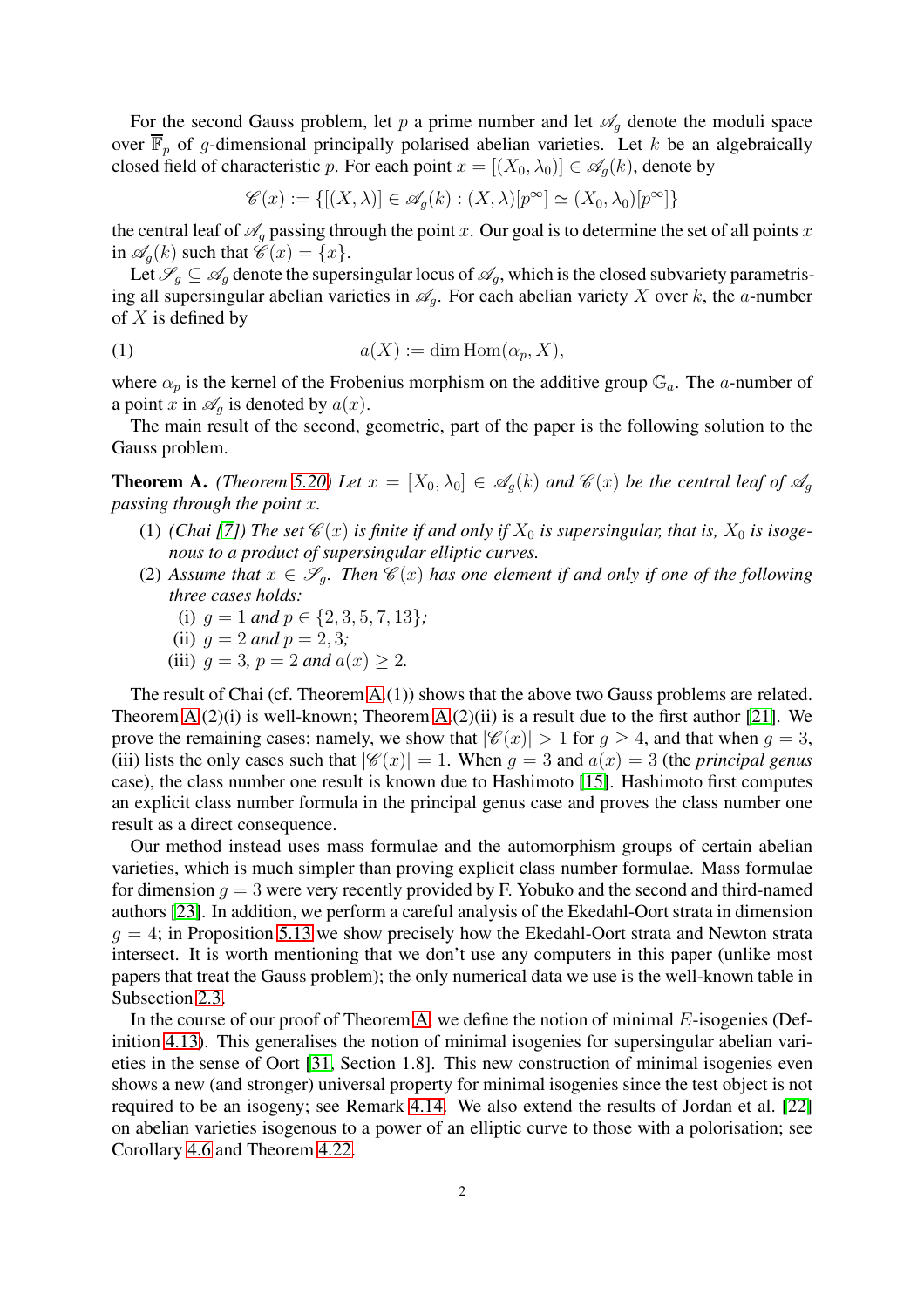For the second Gauss problem, let $p$ a prime number and let $\mathscr{A}_g$ denote the moduli space over $\overline{\mathbb{F}}_p$ of $g$-dimensional principally polarised abelian varieties. Let $k$ be an algebraically closed field of characteristic $p$. For each point $x = [(X_0, \lambda_0)] \in \mathscr{A}_g(k)$, denote by

$$\mathscr{C}(x) := \{[(X, \lambda)] \in \mathscr{A}_g(k) : (X, \lambda)[p^\infty] \simeq (X_0, \lambda_0)[p^\infty]\}$$

the central leaf of $\mathscr{A}_g$ passing through the point $x$. Our goal is to determine the set of all points $x$ in $\mathscr{A}_g(k)$ such that $\mathscr{C}(x) = \{x\}$.

Let $\mathscr{S}_g \subseteq \mathscr{A}_g$ denote the supersingular locus of $\mathscr{A}_g$, which is the closed subvariety parametrising all supersingular abelian varieties in $\mathscr{A}_g$. For each abelian variety $X$ over $k$, the $a$-number of $X$ is defined by

$$a(X) := \dim \operatorname{Hom}(\alpha_p, X), \tag{1}$$

where $\alpha_p$ is the kernel of the Frobenius morphism on the additive group $\mathbb{G}_a$. The $a$-number of a point $x$ in $\mathscr{A}_g$ is denoted by $a(x)$.

The main result of the second, geometric, part of the paper is the following solution to the Gauss problem.

**Theorem A.** *(Theorem 5.20) Let $x = [X_0, \lambda_0] \in \mathscr{A}_g(k)$ and $\mathscr{C}(x)$ be the central leaf of $\mathscr{A}_g$ passing through the point $x$.*

1. *(Chai [7]) The set $\mathscr{C}(x)$ is finite if and only if $X_0$ is supersingular, that is, $X_0$ is isogenous to a product of supersingular elliptic curves.*
2. *Assume that $x \in \mathscr{S}_g$. Then $\mathscr{C}(x)$ has one element if and only if one of the following three cases holds:*
   - (i) *$g = 1$ and $p \in \{2, 3, 5, 7, 13\}$;*
   - (ii) *$g = 2$ and $p = 2, 3$;*
   - (iii) *$g = 3$, $p = 2$ and $a(x) \geq 2$.*

The result of Chai (cf. Theorem A.(1)) shows that the above two Gauss problems are related. Theorem A.(2)(i) is well-known; Theorem A.(2)(ii) is a result due to the first author [21]. We prove the remaining cases; namely, we show that $|\mathscr{C}(x)| > 1$ for $g \geq 4$, and that when $g = 3$, (iii) lists the only cases such that $|\mathscr{C}(x)| = 1$. When $g = 3$ and $a(x) = 3$ (the *principal genus* case), the class number one result is known due to Hashimoto [15]. Hashimoto first computes an explicit class number formula in the principal genus case and proves the class number one result as a direct consequence.

Our method instead uses mass formulae and the automorphism groups of certain abelian varieties, which is much simpler than proving explicit class number formulae. Mass formulae for dimension $g = 3$ were very recently provided by F. Yobuko and the second and third-named authors [23]. In addition, we perform a careful analysis of the Ekedahl-Oort strata in dimension $g = 4$; in Proposition 5.13 we show precisely how the Ekedahl-Oort strata and Newton strata intersect. It is worth mentioning that we don't use any computers in this paper (unlike most papers that treat the Gauss problem); the only numerical data we use is the well-known table in Subsection 2.3.

In the course of our proof of Theorem A, we define the notion of minimal $E$-isogenies (Definition 4.13). This generalises the notion of minimal isogenies for supersingular abelian varieties in the sense of Oort [31, Section 1.8]. This new construction of minimal isogenies even shows a new (and stronger) universal property for minimal isogenies since the test object is not required to be an isogeny; see Remark 4.14. We also extend the results of Jordan et al. [22] on abelian varieties isogenous to a power of an elliptic curve to those with a polarisation; see Corollary 4.6 and Theorem 4.22.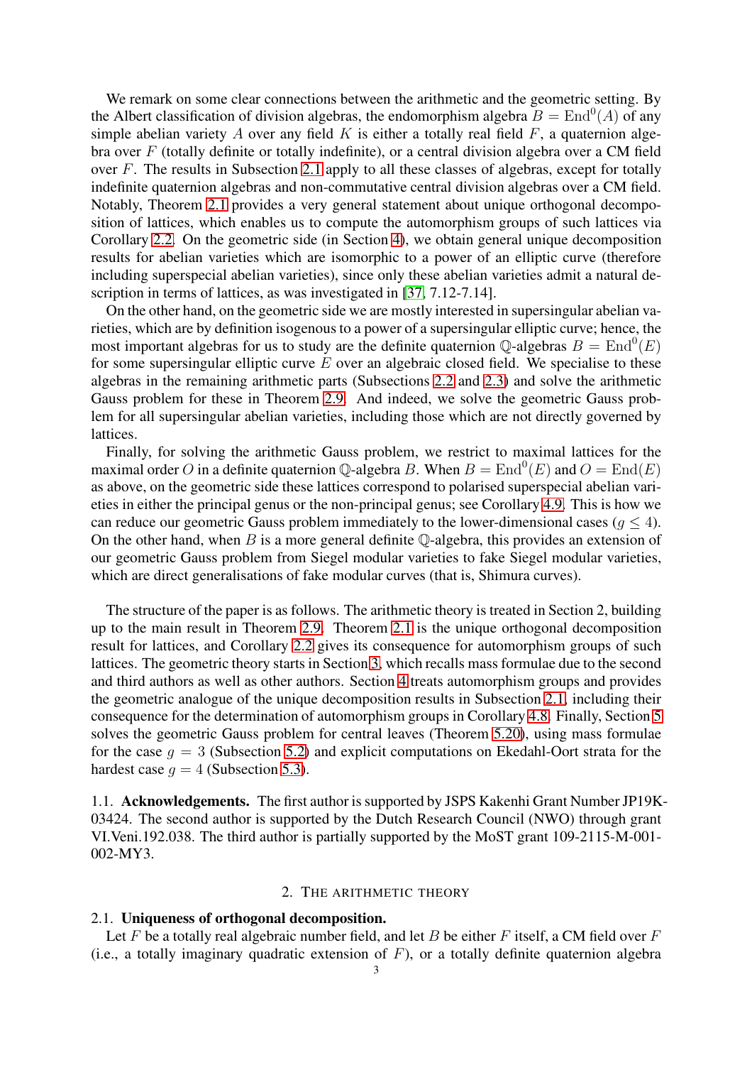We remark on some clear connections between the arithmetic and the geometric setting. By the Albert classification of division algebras, the endomorphism algebra $B = \mathrm{End}^0(A)$ of any simple abelian variety $A$ over any field $K$ is either a totally real field $F$, a quaternion algebra over $F$ (totally definite or totally indefinite), or a central division algebra over a CM field over $F$. The results in Subsection 2.1 apply to all these classes of algebras, except for totally indefinite quaternion algebras and non-commutative central division algebras over a CM field. Notably, Theorem 2.1 provides a very general statement about unique orthogonal decomposition of lattices, which enables us to compute the automorphism groups of such lattices via Corollary 2.2. On the geometric side (in Section 4), we obtain general unique decomposition results for abelian varieties which are isomorphic to a power of an elliptic curve (therefore including superspecial abelian varieties), since only these abelian varieties admit a natural description in terms of lattices, as was investigated in [37, 7.12-7.14].

On the other hand, on the geometric side we are mostly interested in supersingular abelian varieties, which are by definition isogenous to a power of a supersingular elliptic curve; hence, the most important algebras for us to study are the definite quaternion $\mathbb{Q}$-algebras $B = \mathrm{End}^0(E)$ for some supersingular elliptic curve $E$ over an algebraic closed field. We specialise to these algebras in the remaining arithmetic parts (Subsections 2.2 and 2.3) and solve the arithmetic Gauss problem for these in Theorem 2.9. And indeed, we solve the geometric Gauss problem for all supersingular abelian varieties, including those which are not directly governed by lattices.

Finally, for solving the arithmetic Gauss problem, we restrict to maximal lattices for the maximal order $O$ in a definite quaternion $\mathbb{Q}$-algebra $B$. When $B = \mathrm{End}^0(E)$ and $O = \mathrm{End}(E)$ as above, on the geometric side these lattices correspond to polarised superspecial abelian varieties in either the principal genus or the non-principal genus; see Corollary 4.9. This is how we can reduce our geometric Gauss problem immediately to the lower-dimensional cases ($g \leq 4$). On the other hand, when $B$ is a more general definite $\mathbb{Q}$-algebra, this provides an extension of our geometric Gauss problem from Siegel modular varieties to fake Siegel modular varieties, which are direct generalisations of fake modular curves (that is, Shimura curves).

The structure of the paper is as follows. The arithmetic theory is treated in Section 2, building up to the main result in Theorem 2.9. Theorem 2.1 is the unique orthogonal decomposition result for lattices, and Corollary 2.2 gives its consequence for automorphism groups of such lattices. The geometric theory starts in Section 3, which recalls mass formulae due to the second and third authors as well as other authors. Section 4 treats automorphism groups and provides the geometric analogue of the unique decomposition results in Subsection 2.1, including their consequence for the determination of automorphism groups in Corollary 4.8. Finally, Section 5 solves the geometric Gauss problem for central leaves (Theorem 5.20), using mass formulae for the case $g = 3$ (Subsection 5.2) and explicit computations on Ekedahl-Oort strata for the hardest case $g = 4$ (Subsection 5.3).

### 1.1. Acknowledgements.

The first author is supported by JSPS Kakenhi Grant Number JP19K-03424. The second author is supported by the Dutch Research Council (NWO) through grant VI.Veni.192.038. The third author is partially supported by the MoST grant 109-2115-M-001-002-MY3.

## 2. The arithmetic theory

### 2.1. Uniqueness of orthogonal decomposition.

Let $F$ be a totally real algebraic number field, and let $B$ be either $F$ itself, a CM field over $F$ (i.e., a totally imaginary quadratic extension of $F$), or a totally definite quaternion algebra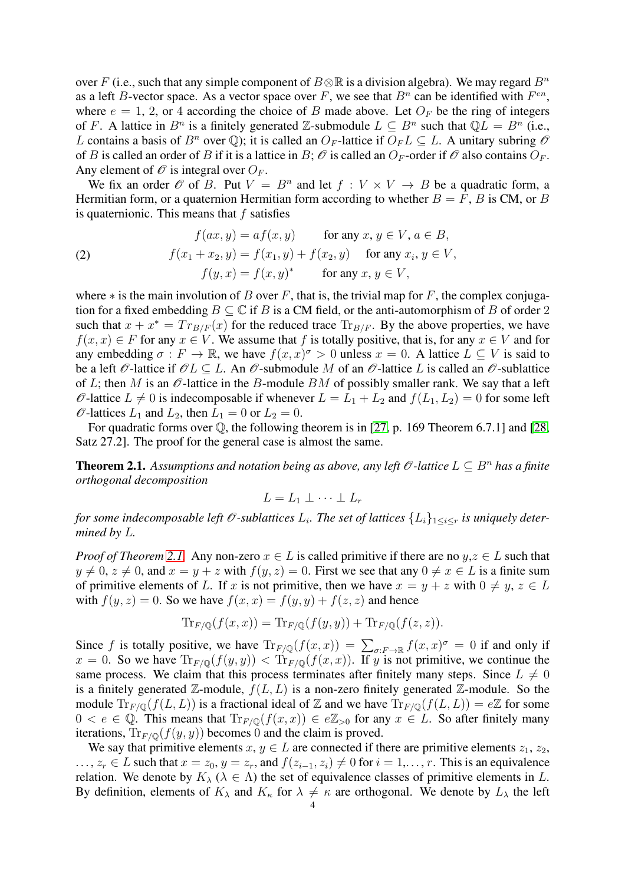over $F$ (i.e., such that any simple component of $B \otimes \mathbb{R}$ is a division algebra). We may regard $B^n$ as a left $B$-vector space. As a vector space over $F$, we see that $B^n$ can be identified with $F^{en}$, where $e = 1, 2$, or $4$ according the choice of $B$ made above. Let $O_F$ be the ring of integers of $F$. A lattice in $B^n$ is a finitely generated $\mathbb{Z}$-submodule $L \subseteq B^n$ such that $\mathbb{Q}L = B^n$ (i.e., $L$ contains a basis of $B^n$ over $\mathbb{Q}$); it is called an $O_F$-lattice if $O_F L \subseteq L$. A unitary subring $\mathscr{O}$ of $B$ is called an order of $B$ if it is a lattice in $B$; $\mathscr{O}$ is called an $O_F$-order if $\mathscr{O}$ also contains $O_F$. Any element of $\mathscr{O}$ is integral over $O_F$.

We fix an order $\mathscr{O}$ of $B$. Put $V = B^n$ and let $f : V \times V \to B$ be a quadratic form, a Hermitian form, or a quaternion Hermitian form according to whether $B = F$, $B$ is CM, or $B$ is quaternionic. This means that $f$ satisfies

$$
\begin{aligned}
f(ax, y) &= af(x, y) && \text{for any } x, y \in V, a \in B, \\
f(x_1 + x_2, y) &= f(x_1, y) + f(x_2, y) && \text{for any } x_i, y \in V, \\
f(y, x) &= f(x, y)^* && \text{for any } x, y \in V,
\end{aligned}
\tag{2}
$$

where $*$ is the main involution of $B$ over $F$, that is, the trivial map for $F$, the complex conjugation for a fixed embedding $B \subseteq \mathbb{C}$ if $B$ is a CM field, or the anti-automorphism of $B$ of order 2 such that $x + x^* = Tr_{B/F}(x)$ for the reduced trace $\mathrm{Tr}_{B/F}$. By the above properties, we have $f(x, x) \in F$ for any $x \in V$. We assume that $f$ is totally positive, that is, for any $x \in V$ and for any embedding $\sigma : F \to \mathbb{R}$, we have $f(x, x)^\sigma > 0$ unless $x = 0$. A lattice $L \subseteq V$ is said to be a left $\mathscr{O}$-lattice if $\mathscr{O}L \subseteq L$. An $\mathscr{O}$-submodule $M$ of an $\mathscr{O}$-lattice $L$ is called an $\mathscr{O}$-sublattice of $L$; then $M$ is an $\mathscr{O}$-lattice in the $B$-module $BM$ of possibly smaller rank. We say that a left $\mathscr{O}$-lattice $L \neq 0$ is indecomposable if whenever $L = L_1 + L_2$ and $f(L_1, L_2) = 0$ for some left $\mathscr{O}$-lattices $L_1$ and $L_2$, then $L_1 = 0$ or $L_2 = 0$.

For quadratic forms over $\mathbb{Q}$, the following theorem is in [27, p. 169 Theorem 6.7.1] and [28, Satz 27.2]. The proof for the general case is almost the same.

**Theorem 2.1.** *Assumptions and notation being as above, any left $\mathscr{O}$-lattice $L \subseteq B^n$ has a finite orthogonal decomposition*

$$L = L_1 \perp \cdots \perp L_r$$

*for some indecomposable left $\mathscr{O}$-sublattices $L_i$. The set of lattices $\{L_i\}_{1 \leq i \leq r}$ is uniquely determined by $L$.*

*Proof of Theorem 2.1.* Any non-zero $x \in L$ is called primitive if there are no $y, z \in L$ such that $y \neq 0$, $z \neq 0$, and $x = y + z$ with $f(y, z) = 0$. First we see that any $0 \neq x \in L$ is a finite sum of primitive elements of $L$. If $x$ is not primitive, then we have $x = y + z$ with $0 \neq y, z \in L$ with $f(y, z) = 0$. So we have $f(x, x) = f(y, y) + f(z, z)$ and hence

$$\mathrm{Tr}_{F/\mathbb{Q}}(f(x, x)) = \mathrm{Tr}_{F/\mathbb{Q}}(f(y, y)) + \mathrm{Tr}_{F/\mathbb{Q}}(f(z, z)).$$

Since $f$ is totally positive, we have $\mathrm{Tr}_{F/\mathbb{Q}}(f(x, x)) = \sum_{\sigma : F \to \mathbb{R}} f(x, x)^\sigma = 0$ if and only if $x = 0$. So we have $\mathrm{Tr}_{F/\mathbb{Q}}(f(y, y)) < \mathrm{Tr}_{F/\mathbb{Q}}(f(x, x))$. If $y$ is not primitive, we continue the same process. We claim that this process terminates after finitely many steps. Since $L \neq 0$ is a finitely generated $\mathbb{Z}$-module, $f(L, L)$ is a non-zero finitely generated $\mathbb{Z}$-module. So the module $\mathrm{Tr}_{F/\mathbb{Q}}(f(L, L))$ is a fractional ideal of $\mathbb{Z}$ and we have $\mathrm{Tr}_{F/\mathbb{Q}}(f(L, L)) = e\mathbb{Z}$ for some $0 < e \in \mathbb{Q}$. This means that $\mathrm{Tr}_{F/\mathbb{Q}}(f(x, x)) \in e\mathbb{Z}_{>0}$ for any $x \in L$. So after finitely many iterations, $\mathrm{Tr}_{F/\mathbb{Q}}(f(y, y))$ becomes 0 and the claim is proved.

We say that primitive elements $x, y \in L$ are connected if there are primitive elements $z_1, z_2, \ldots, z_r \in L$ such that $x = z_0$, $y = z_r$, and $f(z_{i-1}, z_i) \neq 0$ for $i = 1, \ldots, r$. This is an equivalence relation. We denote by $K_\lambda$ ($\lambda \in \Lambda$) the set of equivalence classes of primitive elements in $L$. By definition, elements of $K_\lambda$ and $K_\kappa$ for $\lambda \neq \kappa$ are orthogonal. We denote by $L_\lambda$ the left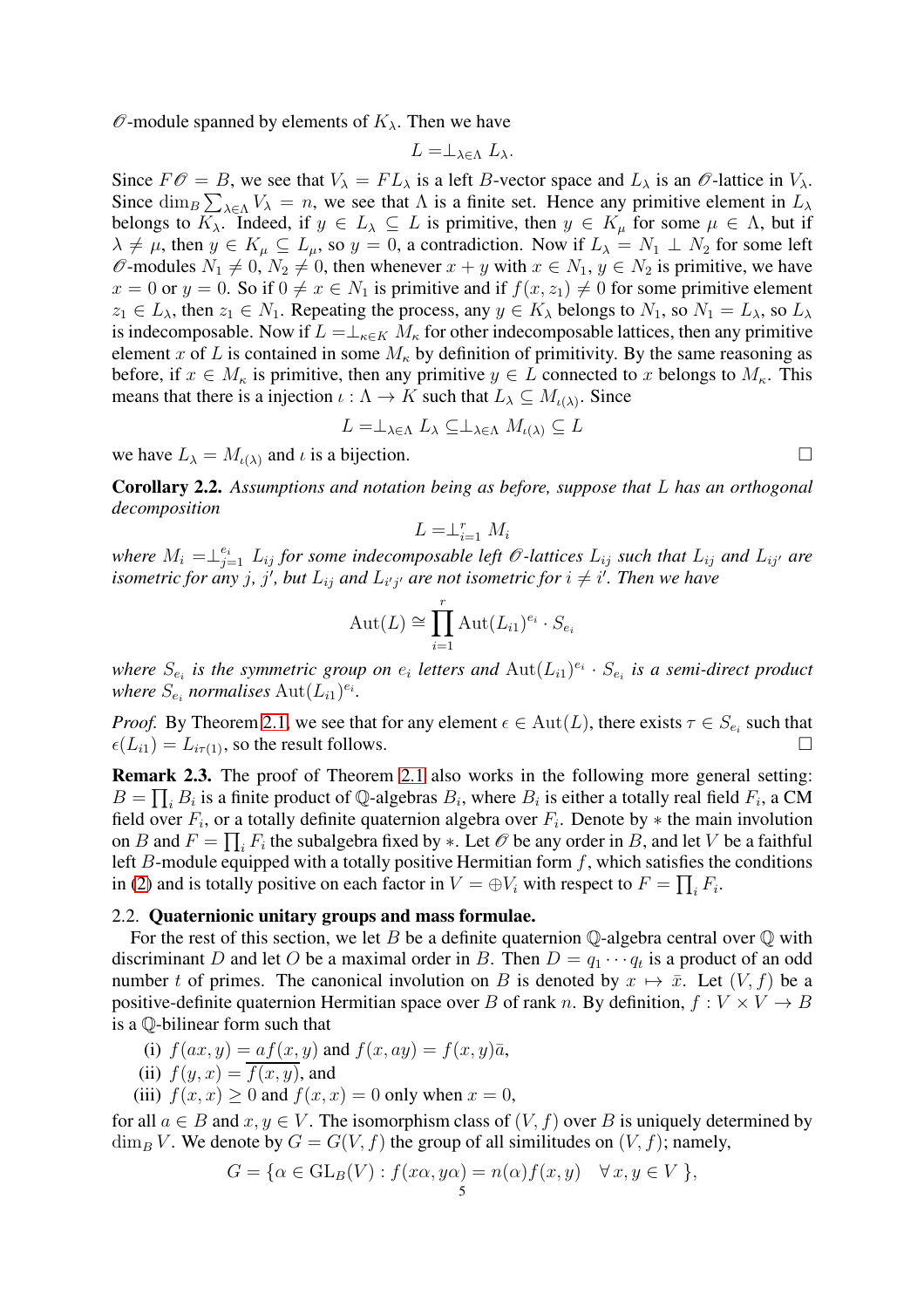$\mathscr{O}$-module spanned by elements of $K_\lambda$. Then we have

$$L = \perp_{\lambda\in\Lambda} L_\lambda.$$

Since $F\mathscr{O} = B$, we see that $V_\lambda = FL_\lambda$ is a left $B$-vector space and $L_\lambda$ is an $\mathscr{O}$-lattice in $V_\lambda$. Since $\dim_B \sum_{\lambda\in\Lambda} V_\lambda = n$, we see that $\Lambda$ is a finite set. Hence any primitive element in $L_\lambda$ belongs to $K_\lambda$. Indeed, if $y \in L_\lambda \subseteq L$ is primitive, then $y \in K_\mu$ for some $\mu \in \Lambda$, but if $\lambda \neq \mu$, then $y \in K_\mu \subseteq L_\mu$, so $y = 0$, a contradiction. Now if $L_\lambda = N_1 \perp N_2$ for some left $\mathscr{O}$-modules $N_1 \neq 0$, $N_2 \neq 0$, then whenever $x + y$ with $x \in N_1$, $y \in N_2$ is primitive, we have $x = 0$ or $y = 0$. So if $0 \neq x \in N_1$ is primitive and if $f(x, z_1) \neq 0$ for some primitive element $z_1 \in L_\lambda$, then $z_1 \in N_1$. Repeating the process, any $y \in K_\lambda$ belongs to $N_1$, so $N_1 = L_\lambda$, so $L_\lambda$ is indecomposable. Now if $L = \perp_{\kappa\in K} M_\kappa$ for other indecomposable lattices, then any primitive element $x$ of $L$ is contained in some $M_\kappa$ by definition of primitivity. By the same reasoning as before, if $x \in M_\kappa$ is primitive, then any primitive $y \in L$ connected to $x$ belongs to $M_\kappa$. This means that there is a injection $\iota : \Lambda \to K$ such that $L_\lambda \subseteq M_{\iota(\lambda)}$. Since

$$L = \perp_{\lambda\in\Lambda} L_\lambda \subseteq \perp_{\lambda\in\Lambda} M_{\iota(\lambda)} \subseteq L$$

we have $L_\lambda = M_{\iota(\lambda)}$ and $\iota$ is a bijection. □

**Corollary 2.2.** *Assumptions and notation being as before, suppose that $L$ has an orthogonal decomposition*

$$L = \perp_{i=1}^{r} M_i$$

*where $M_i = \perp_{j=1}^{e_i} L_{ij}$ for some indecomposable left $\mathscr{O}$-lattices $L_{ij}$ such that $L_{ij}$ and $L_{ij'}$ are isometric for any $j$, $j'$, but $L_{ij}$ and $L_{i'j'}$ are not isometric for $i \neq i'$. Then we have*

$$\mathrm{Aut}(L) \cong \prod_{i=1}^{r} \mathrm{Aut}(L_{i1})^{e_i} \cdot S_{e_i}$$

*where $S_{e_i}$ is the symmetric group on $e_i$ letters and $\mathrm{Aut}(L_{i1})^{e_i} \cdot S_{e_i}$ is a semi-direct product where $S_{e_i}$ normalises $\mathrm{Aut}(L_{i1})^{e_i}$.*

*Proof.* By Theorem 2.1, we see that for any element $\epsilon \in \mathrm{Aut}(L)$, there exists $\tau \in S_{e_i}$ such that $\epsilon(L_{i1}) = L_{i\tau(1)}$, so the result follows. □

**Remark 2.3.** The proof of Theorem 2.1 also works in the following more general setting: $B = \prod_i B_i$ is a finite product of $\mathbb{Q}$-algebras $B_i$, where $B_i$ is either a totally real field $F_i$, a CM field over $F_i$, or a totally definite quaternion algebra over $F_i$. Denote by $*$ the main involution on $B$ and $F = \prod_i F_i$ the subalgebra fixed by $*$. Let $\mathscr{O}$ be any order in $B$, and let $V$ be a faithful left $B$-module equipped with a totally positive Hermitian form $f$, which satisfies the conditions in (2) and is totally positive on each factor in $V = \oplus V_i$ with respect to $F = \prod_i F_i$.

### 2.2. Quaternionic unitary groups and mass formulae.

For the rest of this section, we let $B$ be a definite quaternion $\mathbb{Q}$-algebra central over $\mathbb{Q}$ with discriminant $D$ and let $O$ be a maximal order in $B$. Then $D = q_1 \cdots q_t$ is a product of an odd number $t$ of primes. The canonical involution on $B$ is denoted by $x \mapsto \bar{x}$. Let $(V, f)$ be a positive-definite quaternion Hermitian space over $B$ of rank $n$. By definition, $f : V \times V \to B$ is a $\mathbb{Q}$-bilinear form such that

(i) $f(ax, y) = af(x, y)$ and $f(x, ay) = f(x, y)\bar{a}$,
(ii) $f(y, x) = \overline{f(x, y)}$, and
(iii) $f(x, x) \geq 0$ and $f(x, x) = 0$ only when $x = 0$,

for all $a \in B$ and $x, y \in V$. The isomorphism class of $(V, f)$ over $B$ is uniquely determined by $\dim_B V$. We denote by $G = G(V, f)$ the group of all similitudes on $(V, f)$; namely,

$$G = \{\alpha \in \mathrm{GL}_B(V) : f(x\alpha, y\alpha) = n(\alpha)f(x, y) \quad \forall\, x, y \in V\ \},$$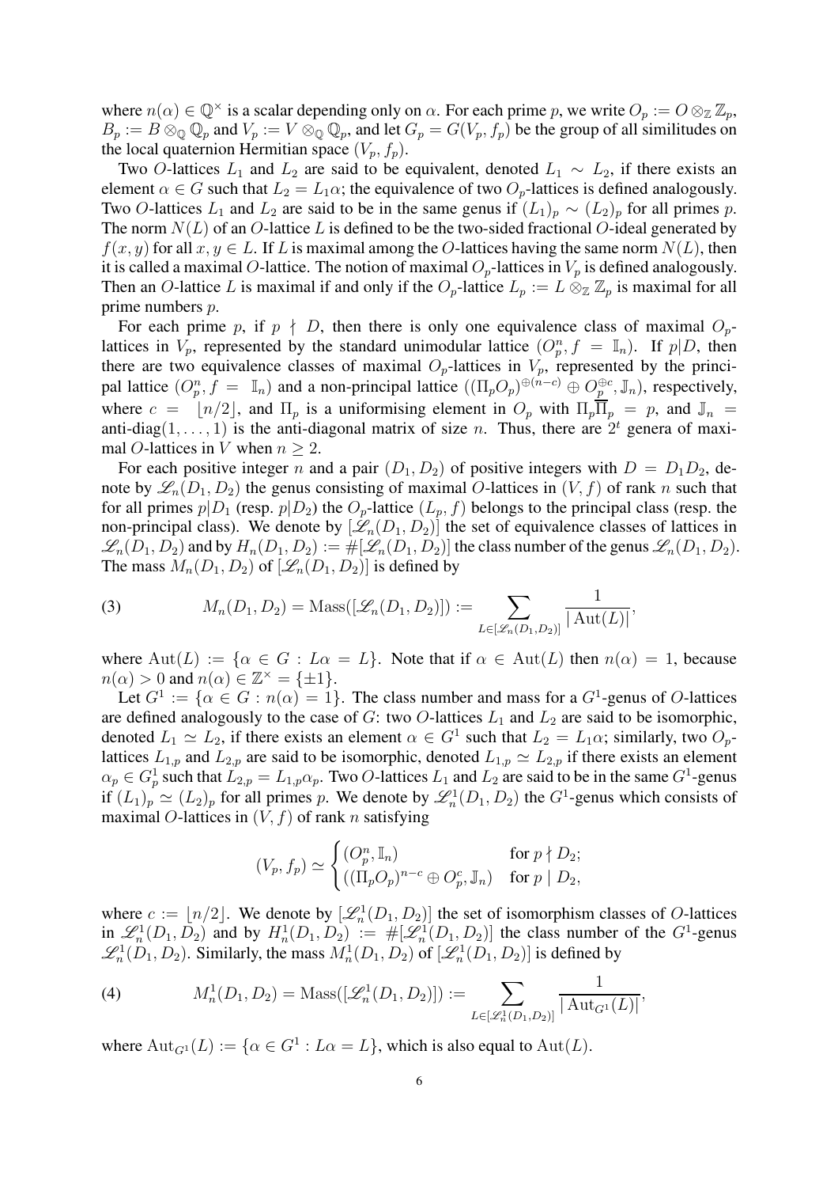where $n(\alpha) \in \mathbb{Q}^\times$ is a scalar depending only on $\alpha$. For each prime $p$, we write $O_p := O \otimes_{\mathbb{Z}} \mathbb{Z}_p$, $B_p := B \otimes_{\mathbb{Q}} \mathbb{Q}_p$ and $V_p := V \otimes_{\mathbb{Q}} \mathbb{Q}_p$, and let $G_p = G(V_p, f_p)$ be the group of all similitudes on the local quaternion Hermitian space $(V_p, f_p)$.

Two $O$-lattices $L_1$ and $L_2$ are said to be equivalent, denoted $L_1 \sim L_2$, if there exists an element $\alpha \in G$ such that $L_2 = L_1\alpha$; the equivalence of two $O_p$-lattices is defined analogously. Two $O$-lattices $L_1$ and $L_2$ are said to be in the same genus if $(L_1)_p \sim (L_2)_p$ for all primes $p$. The norm $N(L)$ of an $O$-lattice $L$ is defined to be the two-sided fractional $O$-ideal generated by $f(x, y)$ for all $x, y \in L$. If $L$ is maximal among the $O$-lattices having the same norm $N(L)$, then it is called a maximal $O$-lattice. The notion of maximal $O_p$-lattices in $V_p$ is defined analogously. Then an $O$-lattice $L$ is maximal if and only if the $O_p$-lattice $L_p := L \otimes_{\mathbb{Z}} \mathbb{Z}_p$ is maximal for all prime numbers $p$.

For each prime $p$, if $p \nmid D$, then there is only one equivalence class of maximal $O_p$-lattices in $V_p$, represented by the standard unimodular lattice $(O_p^n, f = \mathbb{I}_n)$. If $p | D$, then there are two equivalence classes of maximal $O_p$-lattices in $V_p$, represented by the principal lattice $(O_p^n, f = \mathbb{I}_n)$ and a non-principal lattice $((\Pi_p O_p)^{\oplus(n-c)} \oplus O_p^{\oplus c}, \mathbb{J}_n)$, respectively, where $c = \lfloor n/2 \rfloor$, and $\Pi_p$ is a uniformising element in $O_p$ with $\Pi_p \overline{\Pi}_p = p$, and $\mathbb{J}_n = \text{anti-diag}(1, \dots, 1)$ is the anti-diagonal matrix of size $n$. Thus, there are $2^t$ genera of maximal $O$-lattices in $V$ when $n \geq 2$.

For each positive integer $n$ and a pair $(D_1, D_2)$ of positive integers with $D = D_1 D_2$, denote by $\mathscr{L}_n(D_1, D_2)$ the genus consisting of maximal $O$-lattices in $(V, f)$ of rank $n$ such that for all primes $p | D_1$ (resp. $p | D_2$) the $O_p$-lattice $(L_p, f)$ belongs to the principal class (resp. the non-principal class). We denote by $[\mathscr{L}_n(D_1, D_2)]$ the set of equivalence classes of lattices in $\mathscr{L}_n(D_1, D_2)$ and by $H_n(D_1, D_2) := \#[\mathscr{L}_n(D_1, D_2)]$ the class number of the genus $\mathscr{L}_n(D_1, D_2)$. The mass $M_n(D_1, D_2)$ of $[\mathscr{L}_n(D_1, D_2)]$ is defined by

$$M_n(D_1, D_2) = \text{Mass}([\mathscr{L}_n(D_1, D_2)]) := \sum_{L \in [\mathscr{L}_n(D_1, D_2)]} \frac{1}{|\operatorname{Aut}(L)|}, \tag{3}$$

where $\operatorname{Aut}(L) := \{\alpha \in G : L\alpha = L\}$. Note that if $\alpha \in \operatorname{Aut}(L)$ then $n(\alpha) = 1$, because $n(\alpha) > 0$ and $n(\alpha) \in \mathbb{Z}^\times = \{\pm 1\}$.

Let $G^1 := \{\alpha \in G : n(\alpha) = 1\}$. The class number and mass for a $G^1$-genus of $O$-lattices are defined analogously to the case of $G$: two $O$-lattices $L_1$ and $L_2$ are said to be isomorphic, denoted $L_1 \simeq L_2$, if there exists an element $\alpha \in G^1$ such that $L_2 = L_1\alpha$; similarly, two $O_p$-lattices $L_{1,p}$ and $L_{2,p}$ are said to be isomorphic, denoted $L_{1,p} \simeq L_{2,p}$ if there exists an element $\alpha_p \in G_p^1$ such that $L_{2,p} = L_{1,p}\alpha_p$. Two $O$-lattices $L_1$ and $L_2$ are said to be in the same $G^1$-genus if $(L_1)_p \simeq (L_2)_p$ for all primes $p$. We denote by $\mathscr{L}_n^1(D_1, D_2)$ the $G^1$-genus which consists of maximal $O$-lattices in $(V, f)$ of rank $n$ satisfying

$$(V_p, f_p) \simeq \begin{cases} (O_p^n, \mathbb{I}_n) & \text{for } p \nmid D_2; \\ ((\Pi_p O_p)^{n-c} \oplus O_p^c, \mathbb{J}_n) & \text{for } p \mid D_2, \end{cases}$$

where $c := \lfloor n/2 \rfloor$. We denote by $[\mathscr{L}_n^1(D_1, D_2)]$ the set of isomorphism classes of $O$-lattices in $\mathscr{L}_n^1(D_1, D_2)$ and by $H_n^1(D_1, D_2) := \#[\mathscr{L}_n^1(D_1, D_2)]$ the class number of the $G^1$-genus $\mathscr{L}_n^1(D_1, D_2)$. Similarly, the mass $M_n^1(D_1, D_2)$ of $[\mathscr{L}_n^1(D_1, D_2)]$ is defined by

$$M_n^1(D_1, D_2) = \text{Mass}([\mathscr{L}_n^1(D_1, D_2)]) := \sum_{L \in [\mathscr{L}_n^1(D_1, D_2)]} \frac{1}{|\operatorname{Aut}_{G^1}(L)|}, \tag{4}$$

where $\operatorname{Aut}_{G^1}(L) := \{\alpha \in G^1 : L\alpha = L\}$, which is also equal to $\operatorname{Aut}(L)$.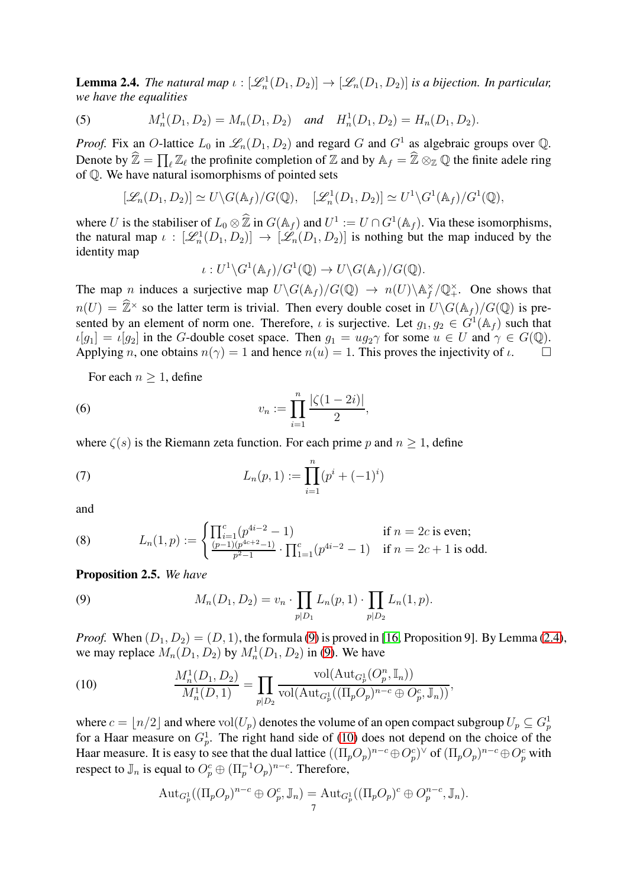**Lemma 2.4.** *The natural map $\iota : [\mathscr{L}_n^1(D_1, D_2)] \to [\mathscr{L}_n(D_1, D_2)]$ is a bijection. In particular, we have the equalities*

$$M_n^1(D_1, D_2) = M_n(D_1, D_2) \quad \textit{and} \quad H_n^1(D_1, D_2) = H_n(D_1, D_2). \tag{5}$$

*Proof.* Fix an $O$-lattice $L_0$ in $\mathscr{L}_n(D_1, D_2)$ and regard $G$ and $G^1$ as algebraic groups over $\mathbb{Q}$. Denote by $\widehat{\mathbb{Z}} = \prod_\ell \mathbb{Z}_\ell$ the profinite completion of $\mathbb{Z}$ and by $\mathbb{A}_f = \widehat{\mathbb{Z}} \otimes_{\mathbb{Z}} \mathbb{Q}$ the finite adele ring of $\mathbb{Q}$. We have natural isomorphisms of pointed sets

$$[\mathscr{L}_n(D_1, D_2)] \simeq U\backslash G(\mathbb{A}_f)/G(\mathbb{Q}), \quad [\mathscr{L}_n^1(D_1, D_2)] \simeq U^1\backslash G^1(\mathbb{A}_f)/G^1(\mathbb{Q}),$$

where $U$ is the stabiliser of $L_0 \otimes \widehat{\mathbb{Z}}$ in $G(\mathbb{A}_f)$ and $U^1 := U \cap G^1(\mathbb{A}_f)$. Via these isomorphisms, the natural map $\iota : [\mathscr{L}_n^1(D_1, D_2)] \to [\mathscr{L}_n(D_1, D_2)]$ is nothing but the map induced by the identity map

$$\iota : U^1\backslash G^1(\mathbb{A}_f)/G^1(\mathbb{Q}) \to U\backslash G(\mathbb{A}_f)/G(\mathbb{Q}).$$

The map $n$ induces a surjective map $U\backslash G(\mathbb{A}_f)/G(\mathbb{Q}) \to n(U)\backslash \mathbb{A}_f^\times/\mathbb{Q}_+^\times$. One shows that $n(U) = \widehat{\mathbb{Z}}^\times$ so the latter term is trivial. Then every double coset in $U\backslash G(\mathbb{A}_f)/G(\mathbb{Q})$ is presented by an element of norm one. Therefore, $\iota$ is surjective. Let $g_1, g_2 \in G^1(\mathbb{A}_f)$ such that $\iota[g_1] = \iota[g_2]$ in the $G$-double coset space. Then $g_1 = ug_2\gamma$ for some $u \in U$ and $\gamma \in G(\mathbb{Q})$. Applying $n$, one obtains $n(\gamma) = 1$ and hence $n(u) = 1$. This proves the injectivity of $\iota$. $\square$

For each $n \geq 1$, define

$$v_n := \prod_{i=1}^n \frac{|\zeta(1-2i)|}{2}, \tag{6}$$

where $\zeta(s)$ is the Riemann zeta function. For each prime $p$ and $n \geq 1$, define

$$L_n(p, 1) := \prod_{i=1}^n (p^i + (-1)^i) \tag{7}$$

and

$$L_n(1, p) := \begin{cases} \prod_{i=1}^c (p^{4i-2} - 1) & \text{if } n = 2c \text{ is even;} \\ \frac{(p-1)(p^{4c+2}-1)}{p^2-1} \cdot \prod_{1=1}^c (p^{4i-2} - 1) & \text{if } n = 2c+1 \text{ is odd.} \end{cases} \tag{8}$$

**Proposition 2.5.** *We have*

$$M_n(D_1, D_2) = v_n \cdot \prod_{p|D_1} L_n(p, 1) \cdot \prod_{p|D_2} L_n(1, p). \tag{9}$$

*Proof.* When $(D_1, D_2) = (D, 1)$, the formula (9) is proved in [16, Proposition 9]. By Lemma (2.4), we may replace $M_n(D_1, D_2)$ by $M_n^1(D_1, D_2)$ in (9). We have

$$\frac{M_n^1(D_1, D_2)}{M_n^1(D, 1)} = \prod_{p|D_2} \frac{\mathrm{vol}(\mathrm{Aut}_{G_p^1}(O_p^n, \mathbb{I}_n))}{\mathrm{vol}(\mathrm{Aut}_{G_p^1}((\Pi_p O_p)^{n-c} \oplus O_p^c, \mathbb{J}_n))}, \tag{10}$$

where $c = \lfloor n/2 \rfloor$ and where $\mathrm{vol}(U_p)$ denotes the volume of an open compact subgroup $U_p \subseteq G_p^1$ for a Haar measure on $G_p^1$. The right hand side of (10) does not depend on the choice of the Haar measure. It is easy to see that the dual lattice $((\Pi_p O_p)^{n-c} \oplus O_p^c)^\vee$ of $(\Pi_p O_p)^{n-c} \oplus O_p^c$ with respect to $\mathbb{J}_n$ is equal to $O_p^c \oplus (\Pi_p^{-1} O_p)^{n-c}$. Therefore,

$$\mathrm{Aut}_{G_p^1}((\Pi_p O_p)^{n-c} \oplus O_p^c, \mathbb{J}_n) = \mathrm{Aut}_{G_p^1}((\Pi_p O_p)^c \oplus O_p^{n-c}, \mathbb{J}_n).$$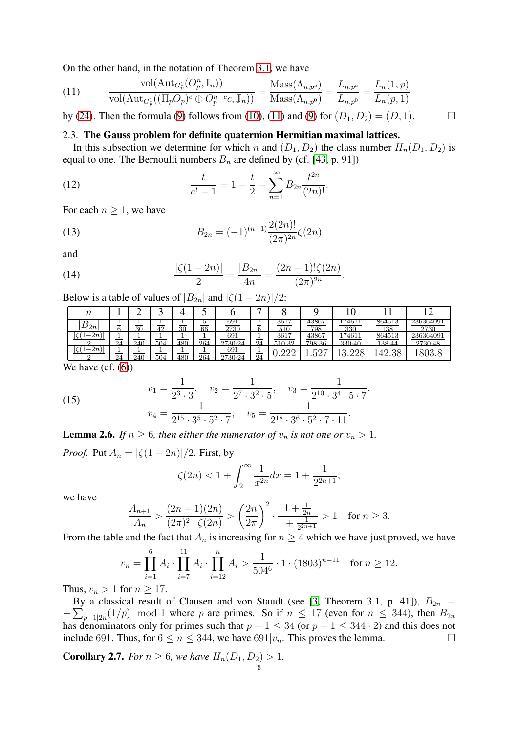On the other hand, in the notation of Theorem 3.1, we have

$$\text{(11)} \qquad \frac{\mathrm{vol}(\mathrm{Aut}_{G_p^1}(O_p^n, \mathbb{I}_n))}{\mathrm{vol}(\mathrm{Aut}_{G_p^1}((\Pi_p O_p)^c \oplus O_p^{n-c}c, \mathbb{J}_n))} = \frac{\mathrm{Mass}(\Lambda_{n,p^c})}{\mathrm{Mass}(\Lambda_{n,p^0})} = \frac{L_{n,p^c}}{L_{n,p^0}} = \frac{L_n(1,p)}{L_n(p,1)}$$

by (24). Then the formula (9) follows from (10), (11) and (9) for $(D_1, D_2) = (D, 1)$. $\square$

### 2.3. The Gauss problem for definite quaternion Hermitian maximal lattices.

In this subsection we determine for which $n$ and $(D_1, D_2)$ the class number $H_n(D_1, D_2)$ is equal to one. The Bernoulli numbers $B_n$ are defined by (cf. [43, p. 91])

$$\text{(12)} \qquad \frac{t}{e^t - 1} = 1 - \frac{t}{2} + \sum_{n=1}^{\infty} B_{2n} \frac{t^{2n}}{(2n)!}.$$

For each $n \geq 1$, we have

$$\text{(13)} \qquad B_{2n} = (-1)^{(n+1)} \frac{2(2n)!}{(2\pi)^{2n}} \zeta(2n)$$

and

$$\text{(14)} \qquad \frac{|\zeta(1-2n)|}{2} = \frac{|B_{2n}|}{4n} = \frac{(2n-1)!\zeta(2n)}{(2\pi)^{2n}}.$$

Below is a table of values of $|B_{2n}|$ and $|\zeta(1-2n)|/2$:

| $n$ | 1 | 2 | 3 | 4 | 5 | 6 | 7 | 8 | 9 | 10 | 11 | 12 |
|---|---|---|---|---|---|---|---|---|---|---|---|---|
| $\lvert B_{2n}\rvert$ | $\frac{1}{6}$ | $\frac{1}{30}$ | $\frac{1}{42}$ | $\frac{1}{30}$ | $\frac{5}{66}$ | $\frac{691}{2730}$ | $\frac{7}{6}$ | $\frac{3617}{510}$ | $\frac{43867}{798}$ | $\frac{174611}{330}$ | $\frac{864513}{138}$ | $\frac{236364091}{2730}$ |
| $\frac{\lvert\zeta(1-2n)\rvert}{2}$ | $\frac{1}{24}$ | $\frac{1}{240}$ | $\frac{1}{504}$ | $\frac{1}{480}$ | $\frac{1}{264}$ | $\frac{691}{2730\cdot 24}$ | $\frac{1}{24}$ | $\frac{3617}{510\cdot 32}$ | $\frac{43867}{798\cdot 36}$ | $\frac{174611}{330\cdot 40}$ | $\frac{864513}{138\cdot 44}$ | $\frac{236364091}{2730\cdot 48}$ |
| $\frac{\lvert\zeta(1-2n)\rvert}{2}$ | $\frac{1}{24}$ | $\frac{1}{240}$ | $\frac{1}{504}$ | $\frac{1}{480}$ | $\frac{1}{264}$ | $\frac{691}{2730\cdot 24}$ | $\frac{1}{24}$ | 0.222 | 1.527 | 13.228 | 142.38 | 1803.8 |

We have (cf. (6))

$$\text{(15)} \qquad \begin{aligned} v_1 &= \frac{1}{2^3 \cdot 3}, \quad v_2 = \frac{1}{2^7 \cdot 3^2 \cdot 5}, \quad v_3 = \frac{1}{2^{10} \cdot 3^4 \cdot 5 \cdot 7}, \\ v_4 &= \frac{1}{2^{15} \cdot 3^5 \cdot 5^2 \cdot 7}, \quad v_5 = \frac{1}{2^{18} \cdot 3^6 \cdot 5^2 \cdot 7 \cdot 11}. \end{aligned}$$

**Lemma 2.6.** *If $n \geq 6$, then either the numerator of $v_n$ is not one or $v_n > 1$.*

*Proof.* Put $A_n = |\zeta(1-2n)|/2$. First, by

$$\zeta(2n) < 1 + \int_2^{\infty} \frac{1}{x^{2n}} dx = 1 + \frac{1}{2^{2n+1}},$$

we have

$$\frac{A_{n+1}}{A_n} > \frac{(2n+1)(2n)}{(2\pi)^2 \cdot \zeta(2n)} > \left(\frac{2n}{2\pi}\right)^2 \cdot \frac{1 + \frac{1}{2n}}{1 + \frac{1}{2^{2n+1}}} > 1 \quad \text{for } n \geq 3.$$

From the table and the fact that $A_n$ is increasing for $n \geq 4$ which we have just proved, we have

$$v_n = \prod_{i=1}^{6} A_i \cdot \prod_{i=7}^{11} A_i \cdot \prod_{i=12}^{n} A_i > \frac{1}{504^6} \cdot 1 \cdot (1803)^{n-11} \quad \text{for } n \geq 12.$$

Thus, $v_n > 1$ for $n \geq 17$.

By a classical result of Clausen and von Staudt (see [3, Theorem 3.1, p. 41]), $B_{2n} \equiv -\sum_{p-1|2n}(1/p) \mod 1$ where $p$ are primes. So if $n \leq 17$ (even for $n \leq 344$), then $B_{2n}$ has denominators only for primes such that $p - 1 \leq 34$ (or $p - 1 \leq 344 \cdot 2$) and this does not include 691. Thus, for $6 \leq n \leq 344$, we have $691 | v_n$. This proves the lemma. $\square$

**Corollary 2.7.** *For $n \geq 6$, we have $H_n(D_1, D_2) > 1$.*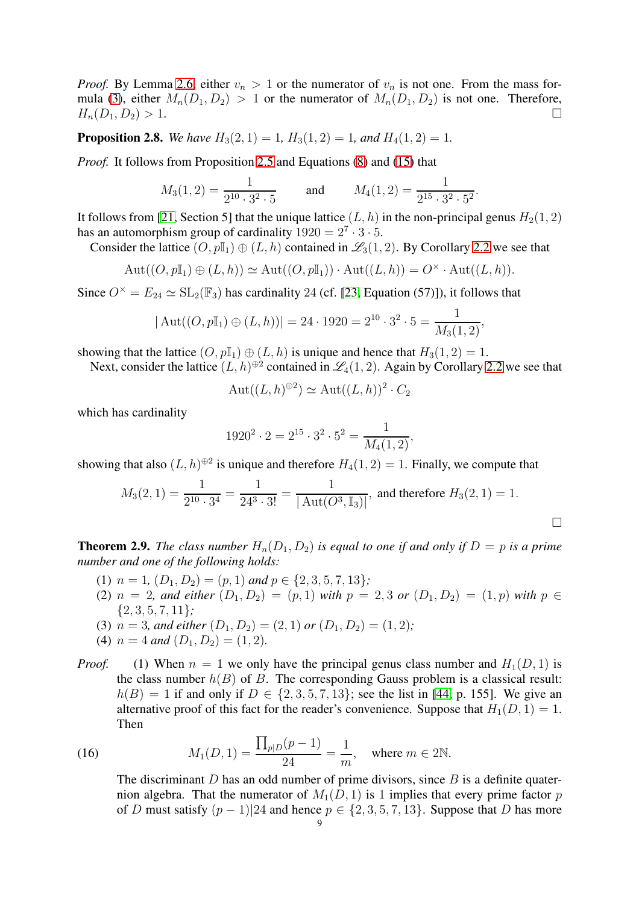*Proof.* By Lemma 2.6, either $v_n > 1$ or the numerator of $v_n$ is not one. From the mass formula (3), either $M_n(D_1, D_2) > 1$ or the numerator of $M_n(D_1, D_2)$ is not one. Therefore, $H_n(D_1, D_2) > 1$. $\square$

**Proposition 2.8.** *We have $H_3(2, 1) = 1$, $H_3(1, 2) = 1$, and $H_4(1, 2) = 1$.*

*Proof.* It follows from Proposition 2.5 and Equations (8) and (15) that

$$M_3(1, 2) = \frac{1}{2^{10} \cdot 3^2 \cdot 5} \qquad \text{and} \qquad M_4(1, 2) = \frac{1}{2^{15} \cdot 3^2 \cdot 5^2}.$$

It follows from [21, Section 5] that the unique lattice $(L, h)$ in the non-principal genus $H_2(1, 2)$ has an automorphism group of cardinality $1920 = 2^7 \cdot 3 \cdot 5$.

Consider the lattice $(O, p\mathbb{I}_1) \oplus (L, h)$ contained in $\mathscr{L}_3(1, 2)$. By Corollary 2.2 we see that

$$\mathrm{Aut}((O, p\mathbb{I}_1) \oplus (L, h)) \simeq \mathrm{Aut}((O, p\mathbb{I}_1)) \cdot \mathrm{Aut}((L, h)) = O^\times \cdot \mathrm{Aut}((L, h)).$$

Since $O^\times = E_{24} \simeq \mathrm{SL}_2(\mathbb{F}_3)$ has cardinality 24 (cf. [23, Equation (57)]), it follows that

$$|\,\mathrm{Aut}((O, p\mathbb{I}_1) \oplus (L, h))| = 24 \cdot 1920 = 2^{10} \cdot 3^2 \cdot 5 = \frac{1}{M_3(1, 2)},$$

showing that the lattice $(O, p\mathbb{I}_1) \oplus (L, h)$ is unique and hence that $H_3(1, 2) = 1$.

Next, consider the lattice $(L, h)^{\oplus 2}$ contained in $\mathscr{L}_4(1, 2)$. Again by Corollary 2.2 we see that

$$\mathrm{Aut}((L, h)^{\oplus 2}) \simeq \mathrm{Aut}((L, h))^2 \cdot C_2$$

which has cardinality

$$1920^2 \cdot 2 = 2^{15} \cdot 3^2 \cdot 5^2 = \frac{1}{M_4(1, 2)},$$

showing that also $(L, h)^{\oplus 2}$ is unique and therefore $H_4(1, 2) = 1$. Finally, we compute that

$$M_3(2, 1) = \frac{1}{2^{10} \cdot 3^4} = \frac{1}{24^3 \cdot 3!} = \frac{1}{|\,\mathrm{Aut}(O^3, \mathbb{I}_3)|}, \text{ and therefore } H_3(2, 1) = 1.$$

$\square$

**Theorem 2.9.** *The class number $H_n(D_1, D_2)$ is equal to one if and only if $D = p$ is a prime number and one of the following holds:*

1. *$n = 1$, $(D_1, D_2) = (p, 1)$ and $p \in \{2, 3, 5, 7, 13\}$;*
2. *$n = 2$, and either $(D_1, D_2) = (p, 1)$ with $p = 2, 3$ or $(D_1, D_2) = (1, p)$ with $p \in \{2, 3, 5, 7, 11\}$;*
3. *$n = 3$, and either $(D_1, D_2) = (2, 1)$ or $(D_1, D_2) = (1, 2)$;*
4. *$n = 4$ and $(D_1, D_2) = (1, 2)$.*

*Proof.* (1) When $n = 1$ we only have the principal genus class number and $H_1(D, 1)$ is the class number $h(B)$ of $B$. The corresponding Gauss problem is a classical result: $h(B) = 1$ if and only if $D \in \{2, 3, 5, 7, 13\}$; see the list in [44, p. 155]. We give an alternative proof of this fact for the reader's convenience. Suppose that $H_1(D, 1) = 1$. Then

$$M_1(D, 1) = \frac{\prod_{p|D}(p - 1)}{24} = \frac{1}{m}, \quad \text{where } m \in 2\mathbb{N}. \tag{16}$$

The discriminant $D$ has an odd number of prime divisors, since $B$ is a definite quaternion algebra. That the numerator of $M_1(D, 1)$ is 1 implies that every prime factor $p$ of $D$ must satisfy $(p - 1)|24$ and hence $p \in \{2, 3, 5, 7, 13\}$. Suppose that $D$ has more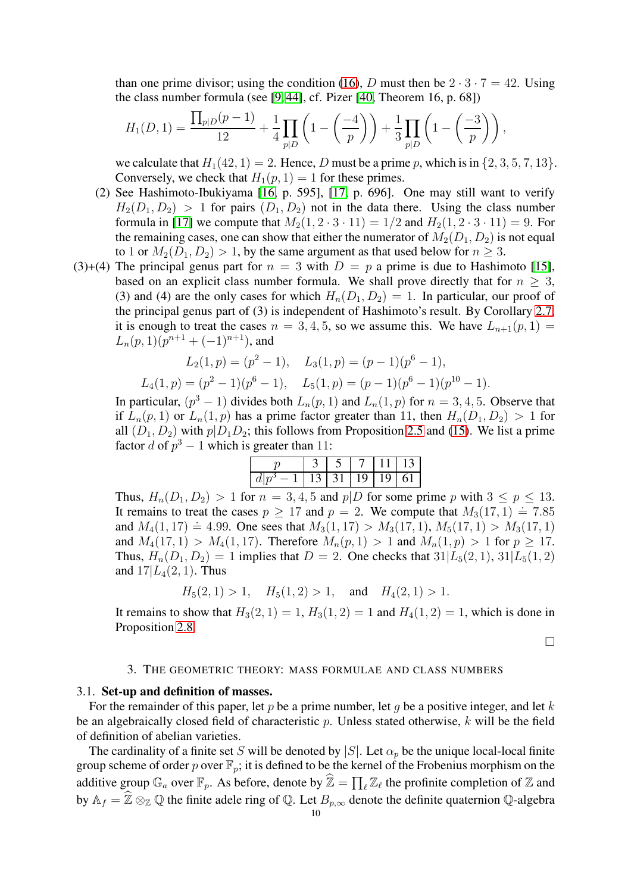than one prime divisor; using the condition (16), $D$ must then be $2 \cdot 3 \cdot 7 = 42$. Using the class number formula (see [9, 44], cf. Pizer [40, Theorem 16, p. 68])

$$H_1(D,1) = \frac{\prod_{p|D}(p-1)}{12} + \frac{1}{4}\prod_{p|D}\left(1 - \left(\frac{-4}{p}\right)\right) + \frac{1}{3}\prod_{p|D}\left(1 - \left(\frac{-3}{p}\right)\right),$$

we calculate that $H_1(42,1) = 2$. Hence, $D$ must be a prime $p$, which is in $\{2,3,5,7,13\}$. Conversely, we check that $H_1(p,1) = 1$ for these primes.

(2) See Hashimoto-Ibukiyama [16, p. 595], [17, p. 696]. One may still want to verify $H_2(D_1,D_2) > 1$ for pairs $(D_1,D_2)$ not in the data there. Using the class number formula in [17] we compute that $M_2(1, 2\cdot 3\cdot 11) = 1/2$ and $H_2(1, 2\cdot 3\cdot 11) = 9$. For the remaining cases, one can show that either the numerator of $M_2(D_1,D_2)$ is not equal to 1 or $M_2(D_1,D_2) > 1$, by the same argument as that used below for $n \ge 3$.

(3)+(4) The principal genus part for $n = 3$ with $D = p$ a prime is due to Hashimoto [15], based on an explicit class number formula. We shall prove directly that for $n \ge 3$, (3) and (4) are the only cases for which $H_n(D_1,D_2) = 1$. In particular, our proof of the principal genus part of (3) is independent of Hashimoto's result. By Corollary 2.7, it is enough to treat the cases $n = 3,4,5$, so we assume this. We have $L_{n+1}(p,1) = L_n(p,1)(p^{n+1} + (-1)^{n+1})$, and

$$L_2(1,p) = (p^2-1), \quad L_3(1,p) = (p-1)(p^6-1),$$
$$L_4(1,p) = (p^2-1)(p^6-1), \quad L_5(1,p) = (p-1)(p^6-1)(p^{10}-1).$$

In particular, $(p^3-1)$ divides both $L_n(p,1)$ and $L_n(1,p)$ for $n = 3,4,5$. Observe that if $L_n(p,1)$ or $L_n(1,p)$ has a prime factor greater than 11, then $H_n(D_1,D_2) > 1$ for all $(D_1,D_2)$ with $p|D_1D_2$; this follows from Proposition 2.5 and (15). We list a prime factor $d$ of $p^3-1$ which is greater than 11:

| $p$ | 3 | 5 | 7 | 11 | 13 |
|---|---|---|---|---|---|
| $d \mid p^3-1$ | 13 | 31 | 19 | 19 | 61 |

Thus, $H_n(D_1,D_2) > 1$ for $n = 3,4,5$ and $p|D$ for some prime $p$ with $3 \le p \le 13$. It remains to treat the cases $p \ge 17$ and $p = 2$. We compute that $M_3(17,1) \doteq 7.85$ and $M_4(1,17) \doteq 4.99$. One sees that $M_3(1,17) > M_3(17,1)$, $M_5(17,1) > M_3(17,1)$ and $M_4(17,1) > M_4(1,17)$. Therefore $M_n(p,1) > 1$ and $M_n(1,p) > 1$ for $p \ge 17$. Thus, $H_n(D_1,D_2) = 1$ implies that $D = 2$. One checks that $31|L_5(2,1)$, $31|L_5(1,2)$ and $17|L_4(2,1)$. Thus

$$H_5(2,1) > 1, \quad H_5(1,2) > 1, \quad \text{and} \quad H_4(2,1) > 1.$$

It remains to show that $H_3(2,1) = 1$, $H_3(1,2) = 1$ and $H_4(1,2) = 1$, which is done in Proposition 2.8.

□

## 3. The geometric theory: mass formulae and class numbers

### 3.1. Set-up and definition of masses.

For the remainder of this paper, let $p$ be a prime number, let $g$ be a positive integer, and let $k$ be an algebraically closed field of characteristic $p$. Unless stated otherwise, $k$ will be the field of definition of abelian varieties.

The cardinality of a finite set $S$ will be denoted by $|S|$. Let $\alpha_p$ be the unique local-local finite group scheme of order $p$ over $\mathbb{F}_p$; it is defined to be the kernel of the Frobenius morphism on the additive group $\mathbb{G}_a$ over $\mathbb{F}_p$. As before, denote by $\widehat{\mathbb{Z}} = \prod_\ell \mathbb{Z}_\ell$ the profinite completion of $\mathbb{Z}$ and by $\mathbb{A}_f = \widehat{\mathbb{Z}} \otimes_{\mathbb{Z}} \mathbb{Q}$ the finite adele ring of $\mathbb{Q}$. Let $B_{p,\infty}$ denote the definite quaternion $\mathbb{Q}$-algebra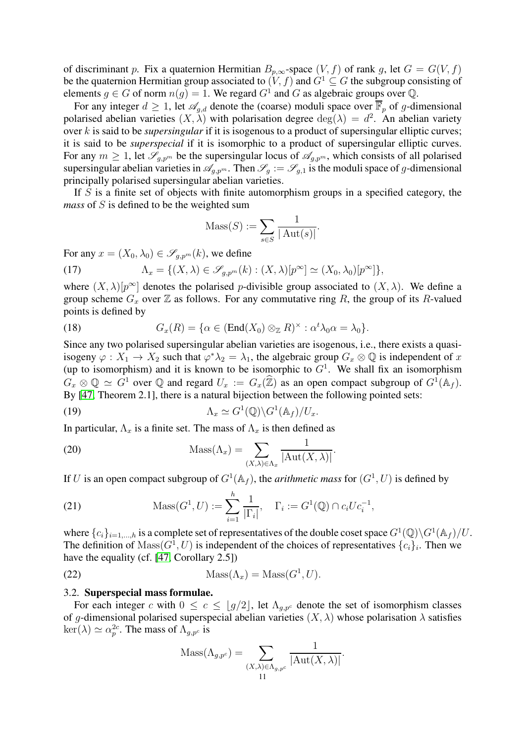of discriminant $p$. Fix a quaternion Hermitian $B_{p,\infty}$-space $(V, f)$ of rank $g$, let $G = G(V, f)$ be the quaternion Hermitian group associated to $(V, f)$ and $G^1 \subseteq G$ the subgroup consisting of elements $g \in G$ of norm $n(g) = 1$. We regard $G^1$ and $G$ as algebraic groups over $\mathbb{Q}$.

For any integer $d \geq 1$, let $\mathscr{A}_{g,d}$ denote the (coarse) moduli space over $\overline{\mathbb{F}}_p$ of $g$-dimensional polarised abelian varieties $(X, \lambda)$ with polarisation degree $\deg(\lambda) = d^2$. An abelian variety over $k$ is said to be ***supersingular*** if it is isogenous to a product of supersingular elliptic curves; it is said to be ***superspecial*** if it is isomorphic to a product of supersingular elliptic curves. For any $m \geq 1$, let $\mathscr{S}_{g,p^m}$ be the supersingular locus of $\mathscr{A}_{g,p^m}$, which consists of all polarised supersingular abelian varieties in $\mathscr{A}_{g,p^m}$. Then $\mathscr{S}_g := \mathscr{S}_{g,1}$ is the moduli space of $g$-dimensional principally polarised supersingular abelian varieties.

If $S$ is a finite set of objects with finite automorphism groups in a specified category, the *mass* of $S$ is defined to be the weighted sum

$$\mathrm{Mass}(S) := \sum_{s \in S} \frac{1}{|\operatorname{Aut}(s)|}.$$

For any $x = (X_0, \lambda_0) \in \mathscr{S}_{g,p^m}(k)$, we define

$$\Lambda_x = \{(X, \lambda) \in \mathscr{S}_{g,p^m}(k) : (X, \lambda)[p^\infty] \simeq (X_0, \lambda_0)[p^\infty]\}, \tag{17}$$

where $(X, \lambda)[p^\infty]$ denotes the polarised $p$-divisible group associated to $(X, \lambda)$. We define a group scheme $G_x$ over $\mathbb{Z}$ as follows. For any commutative ring $R$, the group of its $R$-valued points is defined by

$$G_x(R) = \{\alpha \in (\operatorname{End}(X_0) \otimes_{\mathbb{Z}} R)^\times : \alpha^t \lambda_0 \alpha = \lambda_0\}. \tag{18}$$

Since any two polarised supersingular abelian varieties are isogenous, i.e., there exists a quasi-isogeny $\varphi : X_1 \to X_2$ such that $\varphi^* \lambda_2 = \lambda_1$, the algebraic group $G_x \otimes \mathbb{Q}$ is independent of $x$ (up to isomorphism) and it is known to be isomorphic to $G^1$. We shall fix an isomorphism $G_x \otimes \mathbb{Q} \simeq G^1$ over $\mathbb{Q}$ and regard $U_x := G_x(\widehat{\mathbb{Z}})$ as an open compact subgroup of $G^1(\mathbb{A}_f)$. By [47, Theorem 2.1], there is a natural bijection between the following pointed sets:

$$\Lambda_x \simeq G^1(\mathbb{Q}) \backslash G^1(\mathbb{A}_f)/U_x. \tag{19}$$

In particular, $\Lambda_x$ is a finite set. The mass of $\Lambda_x$ is then defined as

$$\mathrm{Mass}(\Lambda_x) = \sum_{(X,\lambda) \in \Lambda_x} \frac{1}{|\mathrm{Aut}(X, \lambda)|}. \tag{20}$$

If $U$ is an open compact subgroup of $G^1(\mathbb{A}_f)$, the *arithmetic mass* for $(G^1, U)$ is defined by

$$\mathrm{Mass}(G^1, U) := \sum_{i=1}^{h} \frac{1}{|\Gamma_i|}, \quad \Gamma_i := G^1(\mathbb{Q}) \cap c_i U c_i^{-1}, \tag{21}$$

where $\{c_i\}_{i=1,\dots,h}$ is a complete set of representatives of the double coset space $G^1(\mathbb{Q}) \backslash G^1(\mathbb{A}_f)/U$. The definition of $\mathrm{Mass}(G^1, U)$ is independent of the choices of representatives $\{c_i\}_i$. Then we have the equality (cf. [47, Corollary 2.5])

$$\mathrm{Mass}(\Lambda_x) = \mathrm{Mass}(G^1, U_x). \tag{22}$$

### 3.2. Superspecial mass formulae.

For each integer $c$ with $0 \leq c \leq \lfloor g/2 \rfloor$, let $\Lambda_{g,p^c}$ denote the set of isomorphism classes of $g$-dimensional polarised superspecial abelian varieties $(X, \lambda)$ whose polarisation $\lambda$ satisfies $\ker(\lambda) \simeq \alpha_p^{2c}$. The mass of $\Lambda_{g,p^c}$ is

$$\mathrm{Mass}(\Lambda_{g,p^c}) = \sum_{(X,\lambda) \in \Lambda_{g,p^c}} \frac{1}{|\mathrm{Aut}(X, \lambda)|}.$$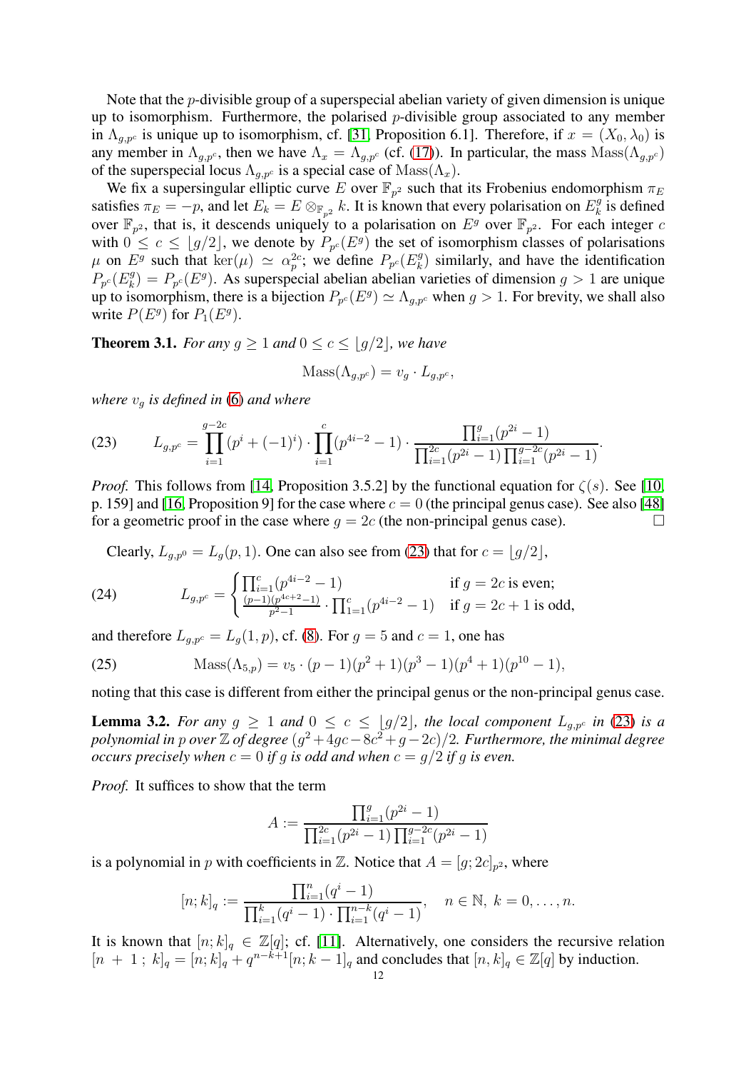Note that the $p$-divisible group of a superspecial abelian variety of given dimension is unique up to isomorphism. Furthermore, the polarised $p$-divisible group associated to any member in $\Lambda_{g,p^c}$ is unique up to isomorphism, cf. [31, Proposition 6.1]. Therefore, if $x = (X_0, \lambda_0)$ is any member in $\Lambda_{g,p^c}$, then we have $\Lambda_x = \Lambda_{g,p^c}$ (cf. (17)). In particular, the mass $\mathrm{Mass}(\Lambda_{g,p^c})$ of the superspecial locus $\Lambda_{g,p^c}$ is a special case of $\mathrm{Mass}(\Lambda_x)$.

We fix a supersingular elliptic curve $E$ over $\mathbb{F}_{p^2}$ such that its Frobenius endomorphism $\pi_E$ satisfies $\pi_E = -p$, and let $E_k = E \otimes_{\mathbb{F}_{p^2}} k$. It is known that every polarisation on $E_k^g$ is defined over $\mathbb{F}_{p^2}$, that is, it descends uniquely to a polarisation on $E^g$ over $\mathbb{F}_{p^2}$. For each integer $c$ with $0 \le c \le \lfloor g/2 \rfloor$, we denote by $P_{p^c}(E^g)$ the set of isomorphism classes of polarisations $\mu$ on $E^g$ such that $\ker(\mu) \simeq \alpha_p^{2c}$; we define $P_{p^c}(E_k^g)$ similarly, and have the identification $P_{p^c}(E_k^g) = P_{p^c}(E^g)$. As superspecial abelian abelian varieties of dimension $g > 1$ are unique up to isomorphism, there is a bijection $P_{p^c}(E^g) \simeq \Lambda_{g,p^c}$ when $g > 1$. For brevity, we shall also write $P(E^g)$ for $P_1(E^g)$.

**Theorem 3.1.** *For any $g \ge 1$ and $0 \le c \le \lfloor g/2 \rfloor$, we have*

$$\mathrm{Mass}(\Lambda_{g,p^c}) = v_g \cdot L_{g,p^c},$$

*where $v_g$ is defined in (6) and where*

$$L_{g,p^c} = \prod_{i=1}^{g-2c} (p^i + (-1)^i) \cdot \prod_{i=1}^{c} (p^{4i-2} - 1) \cdot \frac{\prod_{i=1}^{g} (p^{2i} - 1)}{\prod_{i=1}^{2c} (p^{2i} - 1) \prod_{i=1}^{g-2c} (p^{2i} - 1)}. \tag{23}$$

*Proof.* This follows from [14, Proposition 3.5.2] by the functional equation for $\zeta(s)$. See [10, p. 159] and [16, Proposition 9] for the case where $c = 0$ (the principal genus case). See also [48] for a geometric proof in the case where $g = 2c$ (the non-principal genus case). $\square$

Clearly, $L_{g,p^0} = L_g(p, 1)$. One can also see from (23) that for $c = \lfloor g/2 \rfloor$,

$$L_{g,p^c} = \begin{cases} \prod_{i=1}^{c} (p^{4i-2} - 1) & \text{if } g = 2c \text{ is even;} \\ \frac{(p-1)(p^{4c+2}-1)}{p^2-1} \cdot \prod_{1=1}^{c} (p^{4i-2} - 1) & \text{if } g = 2c + 1 \text{ is odd,} \end{cases} \tag{24}$$

and therefore $L_{g,p^c} = L_g(1, p)$, cf. (8). For $g = 5$ and $c = 1$, one has

$$\mathrm{Mass}(\Lambda_{5,p}) = v_5 \cdot (p-1)(p^2+1)(p^3-1)(p^4+1)(p^{10}-1), \tag{25}$$

noting that this case is different from either the principal genus or the non-principal genus case.

**Lemma 3.2.** *For any $g \ge 1$ and $0 \le c \le \lfloor g/2 \rfloor$, the local component $L_{g,p^c}$ in (23) is a polynomial in $p$ over $\mathbb{Z}$ of degree $(g^2 + 4gc - 8c^2 + g - 2c)/2$. Furthermore, the minimal degree occurs precisely when $c = 0$ if $g$ is odd and when $c = g/2$ if $g$ is even.*

*Proof.* It suffices to show that the term

$$A := \frac{\prod_{i=1}^{g} (p^{2i} - 1)}{\prod_{i=1}^{2c} (p^{2i} - 1) \prod_{i=1}^{g-2c} (p^{2i} - 1)}$$

is a polynomial in $p$ with coefficients in $\mathbb{Z}$. Notice that $A = [g; 2c]_{p^2}$, where

$$[n; k]_q := \frac{\prod_{i=1}^{n} (q^i - 1)}{\prod_{i=1}^{k} (q^i - 1) \cdot \prod_{i=1}^{n-k} (q^i - 1)}, \quad n \in \mathbb{N},\ k = 0, \dots, n.$$

It is known that $[n; k]_q \in \mathbb{Z}[q]$; cf. [11]. Alternatively, one considers the recursive relation $[n + 1 ; k]_q = [n; k]_q + q^{n-k+1}[n; k-1]_q$ and concludes that $[n, k]_q \in \mathbb{Z}[q]$ by induction.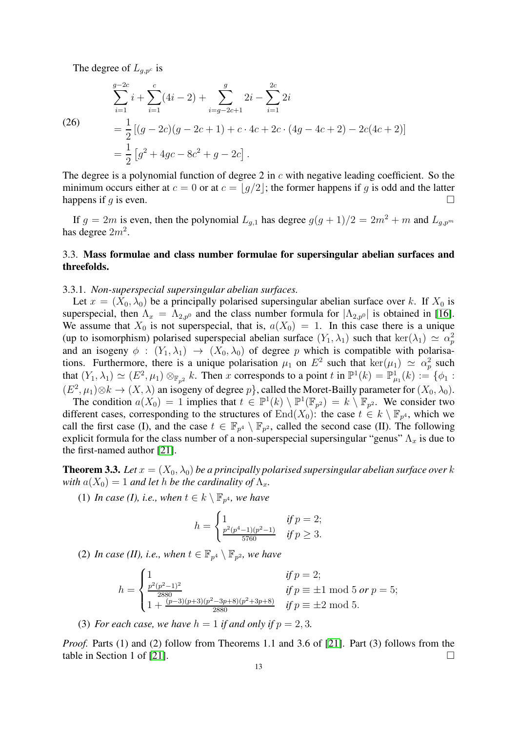The degree of $L_{g,p^c}$ is

$$
\begin{aligned}
&\sum_{i=1}^{g-2c} i + \sum_{i=1}^{c}(4i-2) + \sum_{i=g-2c+1}^{g} 2i - \sum_{i=1}^{2c} 2i \\
(26) \qquad &= \frac{1}{2}\left[(g-2c)(g-2c+1) + c\cdot 4c + 2c\cdot(4g-4c+2) - 2c(4c+2)\right] \\
&= \frac{1}{2}\left[g^2 + 4gc - 8c^2 + g - 2c\right].
\end{aligned}
$$

The degree is a polynomial function of degree 2 in $c$ with negative leading coefficient. So the minimum occurs either at $c=0$ or at $c=\lfloor g/2 \rfloor$; the former happens if $g$ is odd and the latter happens if $g$ is even. $\square$

If $g = 2m$ is even, then the polynomial $L_{g,1}$ has degree $g(g+1)/2 = 2m^2 + m$ and $L_{g,p^m}$ has degree $2m^2$.

### 3.3. Mass formulae and class number formulae for supersingular abelian surfaces and threefolds.

#### 3.3.1. *Non-superspecial supersingular abelian surfaces.*

Let $x = (X_0, \lambda_0)$ be a principally polarised supersingular abelian surface over $k$. If $X_0$ is superspecial, then $\Lambda_x = \Lambda_{2,p^0}$ and the class number formula for $|\Lambda_{2,p^0}|$ is obtained in [16]. We assume that $X_0$ is not superspecial, that is, $a(X_0) = 1$. In this case there is a unique (up to isomorphism) polarised superspecial abelian surface $(Y_1, \lambda_1)$ such that $\ker(\lambda_1) \simeq \alpha_p^2$ and an isogeny $\phi : (Y_1, \lambda_1) \to (X_0, \lambda_0)$ of degree $p$ which is compatible with polarisations. Furthermore, there is a unique polarisation $\mu_1$ on $E^2$ such that $\ker(\mu_1) \simeq \alpha_p^2$ such that $(Y_1, \lambda_1) \simeq (E^2, \mu_1) \otimes_{\mathbb{F}_{p^2}} k$. Then $x$ corresponds to a point $t$ in $\mathbb{P}^1(k) = \mathbb{P}^1_{\mu_1}(k) := \{\phi_1 : (E^2, \mu_1)\otimes k \to (X, \lambda)$ an isogeny of degree $p\}$, called the Moret-Bailly parameter for $(X_0, \lambda_0)$.

The condition $a(X_0) = 1$ implies that $t \in \mathbb{P}^1(k) \setminus \mathbb{P}^1(\mathbb{F}_{p^2}) = k \setminus \mathbb{F}_{p^2}$. We consider two different cases, corresponding to the structures of $\mathrm{End}(X_0)$: the case $t \in k \setminus \mathbb{F}_{p^4}$, which we call the first case (I), and the case $t \in \mathbb{F}_{p^4} \setminus \mathbb{F}_{p^2}$, called the second case (II). The following explicit formula for the class number of a non-superspecial supersingular "genus" $\Lambda_x$ is due to the first-named author [21].

**Theorem 3.3.** *Let $x = (X_0, \lambda_0)$ be a principally polarised supersingular abelian surface over $k$ with $a(X_0) = 1$ and let $h$ be the cardinality of $\Lambda_x$.*

(1) *In case (I), i.e., when $t \in k \setminus \mathbb{F}_{p^4}$, we have*

$$
h = \begin{cases} 1 & \text{if } p = 2; \\ \frac{p^2(p^4-1)(p^2-1)}{5760} & \text{if } p \geq 3. \end{cases}
$$

(2) *In case (II), i.e., when $t \in \mathbb{F}_{p^4} \setminus \mathbb{F}_{p^2}$, we have*

$$
h = \begin{cases} 1 & \text{if } p = 2; \\ \frac{p^2(p^2-1)^2}{2880} & \text{if } p \equiv \pm 1 \bmod 5 \text{ or } p = 5; \\ 1 + \frac{(p-3)(p+3)(p^2-3p+8)(p^2+3p+8)}{2880} & \text{if } p \equiv \pm 2 \bmod 5. \end{cases}
$$

(3) *For each case, we have $h = 1$ if and only if $p = 2, 3$.*

*Proof.* Parts (1) and (2) follow from Theorems 1.1 and 3.6 of [21]. Part (3) follows from the table in Section 1 of [21]. $\square$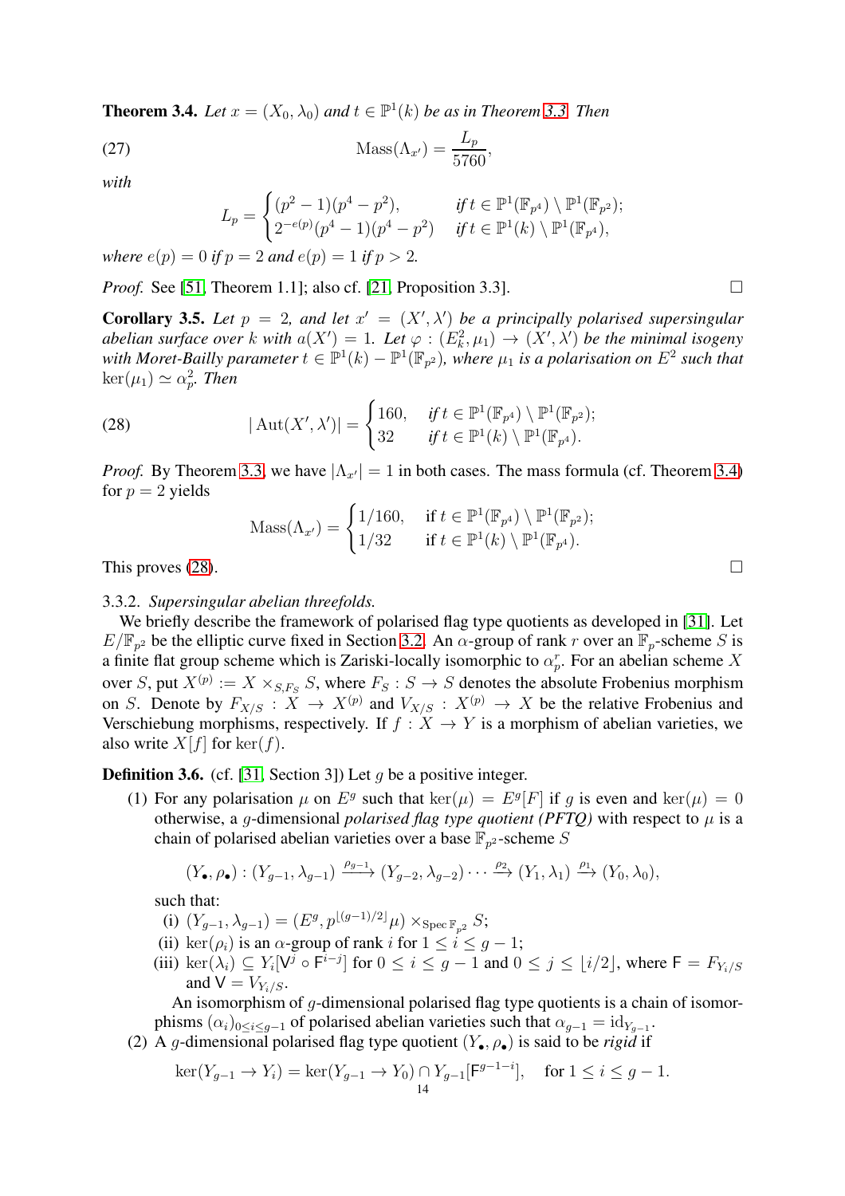**Theorem 3.4.** *Let $x = (X_0, \lambda_0)$ and $t \in \mathbb{P}^1(k)$ be as in Theorem 3.3. Then*

$$\mathrm{Mass}(\Lambda_{x'}) = \frac{L_p}{5760}, \tag{27}$$

*with*

$$L_p = \begin{cases} (p^2-1)(p^4-p^2), & \text{if } t \in \mathbb{P}^1(\mathbb{F}_{p^4}) \setminus \mathbb{P}^1(\mathbb{F}_{p^2}); \\ 2^{-e(p)}(p^4-1)(p^4-p^2) & \text{if } t \in \mathbb{P}^1(k) \setminus \mathbb{P}^1(\mathbb{F}_{p^4}), \end{cases}$$

*where $e(p) = 0$ if $p = 2$ and $e(p) = 1$ if $p > 2$.*

*Proof.* See [51, Theorem 1.1]; also cf. [21, Proposition 3.3]. □

**Corollary 3.5.** *Let $p = 2$, and let $x' = (X', \lambda')$ be a principally polarised supersingular abelian surface over $k$ with $a(X') = 1$. Let $\varphi : (E_k^2, \mu_1) \to (X', \lambda')$ be the minimal isogeny with Moret-Bailly parameter $t \in \mathbb{P}^1(k) - \mathbb{P}^1(\mathbb{F}_{p^2})$, where $\mu_1$ is a polarisation on $E^2$ such that $\ker(\mu_1) \simeq \alpha_p^2$. Then*

$$|\operatorname{Aut}(X', \lambda')| = \begin{cases} 160, & \text{if } t \in \mathbb{P}^1(\mathbb{F}_{p^4}) \setminus \mathbb{P}^1(\mathbb{F}_{p^2}); \\ 32 & \text{if } t \in \mathbb{P}^1(k) \setminus \mathbb{P}^1(\mathbb{F}_{p^4}). \end{cases} \tag{28}$$

*Proof.* By Theorem 3.3, we have $|\Lambda_{x'}| = 1$ in both cases. The mass formula (cf. Theorem 3.4) for $p = 2$ yields

$$\mathrm{Mass}(\Lambda_{x'}) = \begin{cases} 1/160, & \text{if } t \in \mathbb{P}^1(\mathbb{F}_{p^4}) \setminus \mathbb{P}^1(\mathbb{F}_{p^2}); \\ 1/32 & \text{if } t \in \mathbb{P}^1(k) \setminus \mathbb{P}^1(\mathbb{F}_{p^4}). \end{cases}$$

This proves (28). □

3.3.2. *Supersingular abelian threefolds.*

We briefly describe the framework of polarised flag type quotients as developed in [31]. Let $E/\mathbb{F}_{p^2}$ be the elliptic curve fixed in Section 3.2. An $\alpha$-group of rank $r$ over an $\mathbb{F}_p$-scheme $S$ is a finite flat group scheme which is Zariski-locally isomorphic to $\alpha_p^r$. For an abelian scheme $X$ over $S$, put $X^{(p)} := X \times_{S, F_S} S$, where $F_S : S \to S$ denotes the absolute Frobenius morphism on $S$. Denote by $F_{X/S} : X \to X^{(p)}$ and $V_{X/S} : X^{(p)} \to X$ be the relative Frobenius and Verschiebung morphisms, respectively. If $f : X \to Y$ is a morphism of abelian varieties, we also write $X[f]$ for $\ker(f)$.

**Definition 3.6.** (cf. [31, Section 3]) Let $g$ be a positive integer.

(1) For any polarisation $\mu$ on $E^g$ such that $\ker(\mu) = E^g[F]$ if $g$ is even and $\ker(\mu) = 0$ otherwise, a $g$-dimensional *polarised flag type quotient (PFTQ)* with respect to $\mu$ is a chain of polarised abelian varieties over a base $\mathbb{F}_{p^2}$-scheme $S$

$$(Y_\bullet, \rho_\bullet) : (Y_{g-1}, \lambda_{g-1}) \xrightarrow{\rho_{g-1}} (Y_{g-2}, \lambda_{g-2}) \cdots \xrightarrow{\rho_2} (Y_1, \lambda_1) \xrightarrow{\rho_1} (Y_0, \lambda_0),$$

such that:

(i) $(Y_{g-1}, \lambda_{g-1}) = (E^g, p^{\lfloor (g-1)/2 \rfloor}\mu) \times_{\operatorname{Spec} \mathbb{F}_{p^2}} S$;

(ii) $\ker(\rho_i)$ is an $\alpha$-group of rank $i$ for $1 \le i \le g-1$;

(iii) $\ker(\lambda_i) \subseteq Y_i[\mathsf{V}^j \circ \mathsf{F}^{i-j}]$ for $0 \le i \le g-1$ and $0 \le j \le \lfloor i/2 \rfloor$, where $\mathsf{F} = F_{Y_i/S}$ and $\mathsf{V} = V_{Y_i/S}$.

An isomorphism of $g$-dimensional polarised flag type quotients is a chain of isomorphisms $(\alpha_i)_{0 \le i \le g-1}$ of polarised abelian varieties such that $\alpha_{g-1} = \mathrm{id}_{Y_{g-1}}$.

(2) A $g$-dimensional polarised flag type quotient $(Y_\bullet, \rho_\bullet)$ is said to be *rigid* if

$$\ker(Y_{g-1} \to Y_i) = \ker(Y_{g-1} \to Y_0) \cap Y_{g-1}[\mathsf{F}^{g-1-i}], \quad \text{for } 1 \le i \le g-1.$$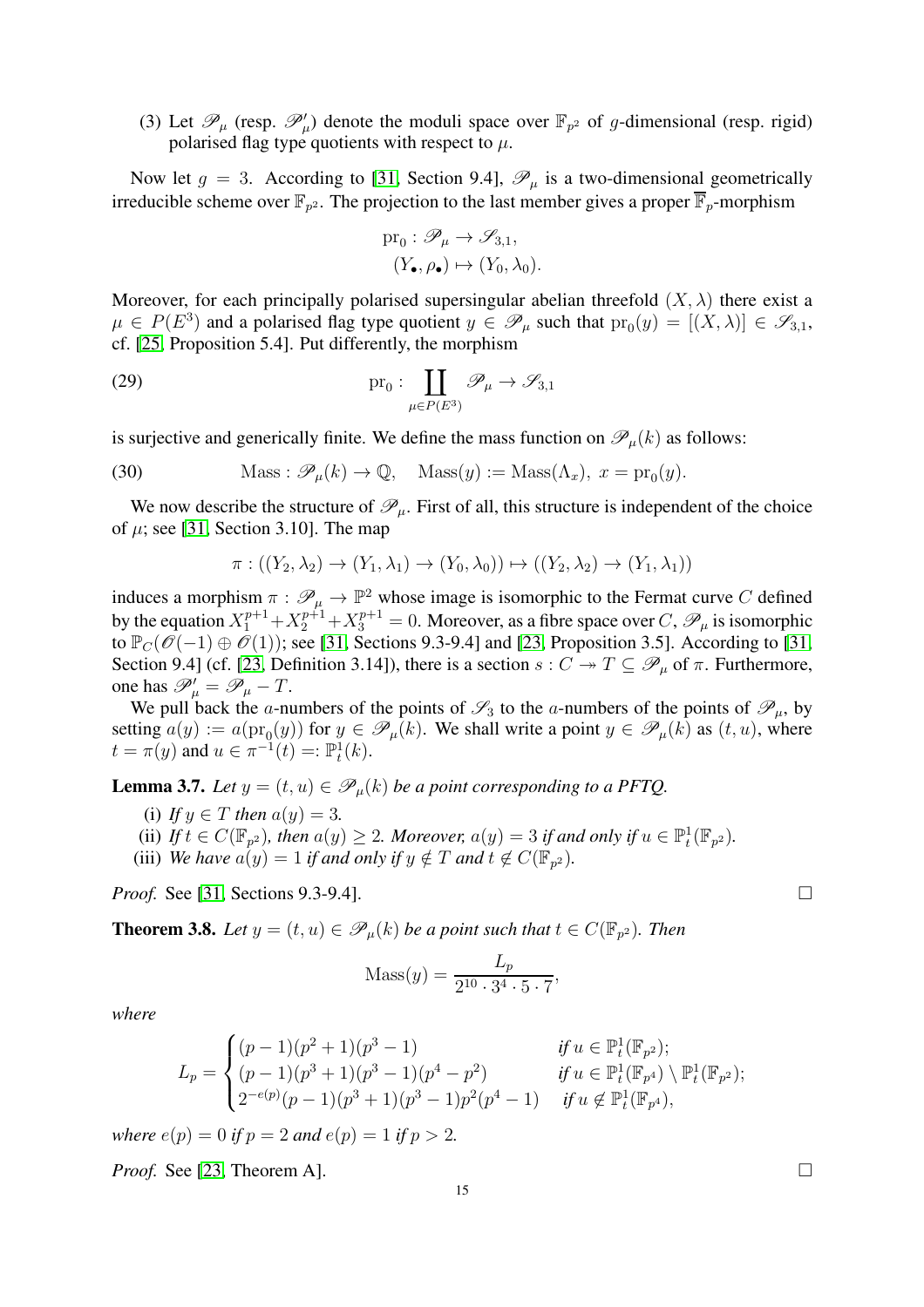(3) Let $\mathscr{P}_\mu$ (resp. $\mathscr{P}'_\mu$) denote the moduli space over $\mathbb{F}_{p^2}$ of $g$-dimensional (resp. rigid) polarised flag type quotients with respect to $\mu$.

Now let $g = 3$. According to [31, Section 9.4], $\mathscr{P}_\mu$ is a two-dimensional geometrically irreducible scheme over $\mathbb{F}_{p^2}$. The projection to the last member gives a proper $\overline{\mathbb{F}}_p$-morphism

$$\begin{aligned} \mathrm{pr}_0 : \mathscr{P}_\mu &\to \mathscr{S}_{3,1}, \\ (Y_\bullet, \rho_\bullet) &\mapsto (Y_0, \lambda_0). \end{aligned}$$

Moreover, for each principally polarised supersingular abelian threefold $(X, \lambda)$ there exist a $\mu \in P(E^3)$ and a polarised flag type quotient $y \in \mathscr{P}_\mu$ such that $\mathrm{pr}_0(y) = [(X, \lambda)] \in \mathscr{S}_{3,1}$, cf. [25, Proposition 5.4]. Put differently, the morphism

$$\mathrm{pr}_0 : \coprod_{\mu \in P(E^3)} \mathscr{P}_\mu \to \mathscr{S}_{3,1} \tag{29}$$

is surjective and generically finite. We define the mass function on $\mathscr{P}_\mu(k)$ as follows:

$$\mathrm{Mass} : \mathscr{P}_\mu(k) \to \mathbb{Q}, \quad \mathrm{Mass}(y) := \mathrm{Mass}(\Lambda_x),\ x = \mathrm{pr}_0(y). \tag{30}$$

We now describe the structure of $\mathscr{P}_\mu$. First of all, this structure is independent of the choice of $\mu$; see [31, Section 3.10]. The map

$$\pi : ((Y_2, \lambda_2) \to (Y_1, \lambda_1) \to (Y_0, \lambda_0)) \mapsto ((Y_2, \lambda_2) \to (Y_1, \lambda_1))$$

induces a morphism $\pi : \mathscr{P}_\mu \to \mathbb{P}^2$ whose image is isomorphic to the Fermat curve $C$ defined by the equation $X_1^{p+1} + X_2^{p+1} + X_3^{p+1} = 0$. Moreover, as a fibre space over $C$, $\mathscr{P}_\mu$ is isomorphic to $\mathbb{P}_C(\mathscr{O}(-1) \oplus \mathscr{O}(1))$; see [31, Sections 9.3-9.4] and [23, Proposition 3.5]. According to [31, Section 9.4] (cf. [23, Definition 3.14]), there is a section $s : C \twoheadrightarrow T \subseteq \mathscr{P}_\mu$ of $\pi$. Furthermore, one has $\mathscr{P}'_\mu = \mathscr{P}_\mu - T$.

We pull back the $a$-numbers of the points of $\mathscr{S}_3$ to the $a$-numbers of the points of $\mathscr{P}_\mu$, by setting $a(y) := a(\mathrm{pr}_0(y))$ for $y \in \mathscr{P}_\mu(k)$. We shall write a point $y \in \mathscr{P}_\mu(k)$ as $(t, u)$, where $t = \pi(y)$ and $u \in \pi^{-1}(t) =: \mathbb{P}^1_t(k)$.

**Lemma 3.7.** *Let $y = (t, u) \in \mathscr{P}_\mu(k)$ be a point corresponding to a PFTQ.*

(i) *If $y \in T$ then $a(y) = 3$.*
(ii) *If $t \in C(\mathbb{F}_{p^2})$, then $a(y) \geq 2$. Moreover, $a(y) = 3$ if and only if $u \in \mathbb{P}^1_t(\mathbb{F}_{p^2})$.*
(iii) *We have $a(y) = 1$ if and only if $y \notin T$ and $t \notin C(\mathbb{F}_{p^2})$.*

*Proof.* See [31, Sections 9.3-9.4]. □

**Theorem 3.8.** *Let $y = (t, u) \in \mathscr{P}_\mu(k)$ be a point such that $t \in C(\mathbb{F}_{p^2})$. Then*

$$\mathrm{Mass}(y) = \frac{L_p}{2^{10} \cdot 3^4 \cdot 5 \cdot 7},$$

*where*

$$L_p = \begin{cases} (p-1)(p^2+1)(p^3-1) & \text{if } u \in \mathbb{P}^1_t(\mathbb{F}_{p^2}); \\ (p-1)(p^3+1)(p^3-1)(p^4-p^2) & \text{if } u \in \mathbb{P}^1_t(\mathbb{F}_{p^4}) \setminus \mathbb{P}^1_t(\mathbb{F}_{p^2}); \\ 2^{-e(p)}(p-1)(p^3+1)(p^3-1)p^2(p^4-1) & \text{if } u \notin \mathbb{P}^1_t(\mathbb{F}_{p^4}), \end{cases}$$

*where $e(p) = 0$ if $p = 2$ and $e(p) = 1$ if $p > 2$.*

*Proof.* See [23, Theorem A]. □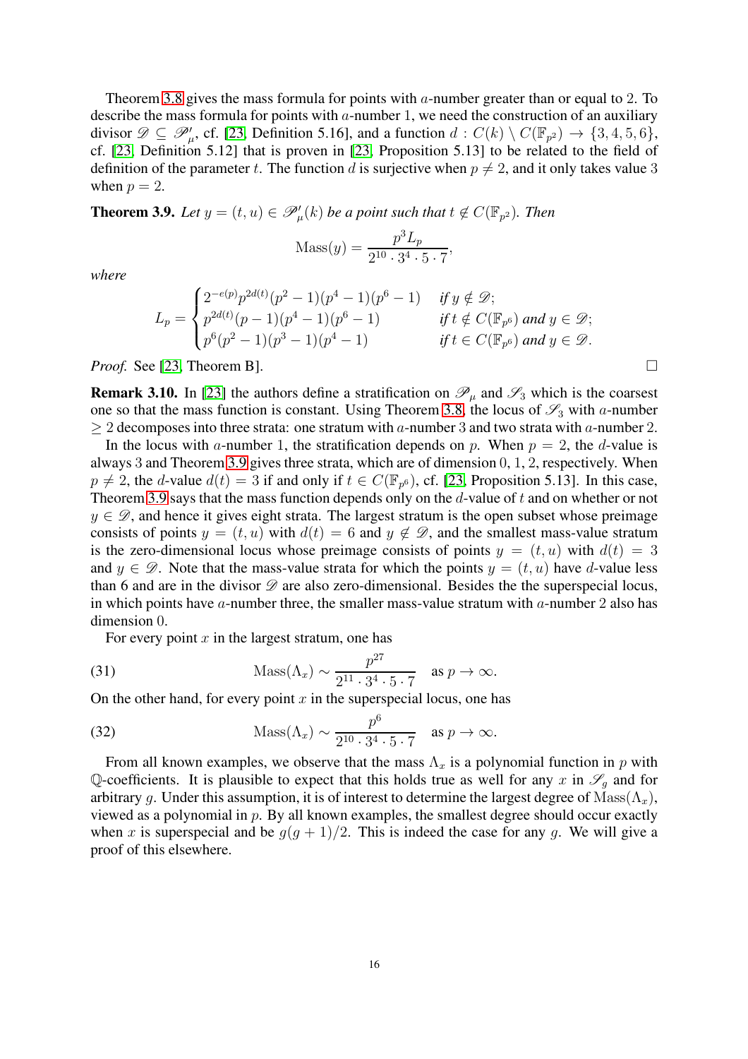Theorem 3.8 gives the mass formula for points with $a$-number greater than or equal to 2. To describe the mass formula for points with $a$-number 1, we need the construction of an auxiliary divisor $\mathscr{D} \subseteq \mathscr{P}'_\mu$, cf. [23, Definition 5.16], and a function $d : C(k) \setminus C(\mathbb{F}_{p^2}) \to \{3, 4, 5, 6\}$, cf. [23, Definition 5.12] that is proven in [23, Proposition 5.13] to be related to the field of definition of the parameter $t$. The function $d$ is surjective when $p \neq 2$, and it only takes value 3 when $p = 2$.

**Theorem 3.9.** *Let $y = (t, u) \in \mathscr{P}'_\mu(k)$ be a point such that $t \notin C(\mathbb{F}_{p^2})$. Then*

$$\mathrm{Mass}(y) = \frac{p^3 L_p}{2^{10} \cdot 3^4 \cdot 5 \cdot 7},$$

*where*

$$L_p = \begin{cases} 2^{-e(p)} p^{2d(t)} (p^2 - 1)(p^4 - 1)(p^6 - 1) & \text{if } y \notin \mathscr{D}; \\ p^{2d(t)} (p - 1)(p^4 - 1)(p^6 - 1) & \text{if } t \notin C(\mathbb{F}_{p^6}) \text{ and } y \in \mathscr{D}; \\ p^6 (p^2 - 1)(p^3 - 1)(p^4 - 1) & \text{if } t \in C(\mathbb{F}_{p^6}) \text{ and } y \in \mathscr{D}. \end{cases}$$

*Proof.* See [23, Theorem B]. □

**Remark 3.10.** In [23] the authors define a stratification on $\mathscr{P}_\mu$ and $\mathscr{S}_3$ which is the coarsest one so that the mass function is constant. Using Theorem 3.8, the locus of $\mathscr{S}_3$ with $a$-number $\geq 2$ decomposes into three strata: one stratum with $a$-number 3 and two strata with $a$-number 2.

In the locus with $a$-number 1, the stratification depends on $p$. When $p = 2$, the $d$-value is always 3 and Theorem 3.9 gives three strata, which are of dimension 0, 1, 2, respectively. When $p \neq 2$, the $d$-value $d(t) = 3$ if and only if $t \in C(\mathbb{F}_{p^6})$, cf. [23, Proposition 5.13]. In this case, Theorem 3.9 says that the mass function depends only on the $d$-value of $t$ and on whether or not $y \in \mathscr{D}$, and hence it gives eight strata. The largest stratum is the open subset whose preimage consists of points $y = (t, u)$ with $d(t) = 6$ and $y \notin \mathscr{D}$, and the smallest mass-value stratum is the zero-dimensional locus whose preimage consists of points $y = (t, u)$ with $d(t) = 3$ and $y \in \mathscr{D}$. Note that the mass-value strata for which the points $y = (t, u)$ have $d$-value less than 6 and are in the divisor $\mathscr{D}$ are also zero-dimensional. Besides the the superspecial locus, in which points have $a$-number three, the smaller mass-value stratum with $a$-number 2 also has dimension 0.

For every point $x$ in the largest stratum, one has

$$\mathrm{Mass}(\Lambda_x) \sim \frac{p^{27}}{2^{11} \cdot 3^4 \cdot 5 \cdot 7} \quad \text{as } p \to \infty. \tag{31}$$

On the other hand, for every point $x$ in the superspecial locus, one has

$$\mathrm{Mass}(\Lambda_x) \sim \frac{p^{6}}{2^{10} \cdot 3^4 \cdot 5 \cdot 7} \quad \text{as } p \to \infty. \tag{32}$$

From all known examples, we observe that the mass $\Lambda_x$ is a polynomial function in $p$ with $\mathbb{Q}$-coefficients. It is plausible to expect that this holds true as well for any $x$ in $\mathscr{S}_g$ and for arbitrary $g$. Under this assumption, it is of interest to determine the largest degree of $\mathrm{Mass}(\Lambda_x)$, viewed as a polynomial in $p$. By all known examples, the smallest degree should occur exactly when $x$ is superspecial and be $g(g+1)/2$. This is indeed the case for any $g$. We will give a proof of this elsewhere.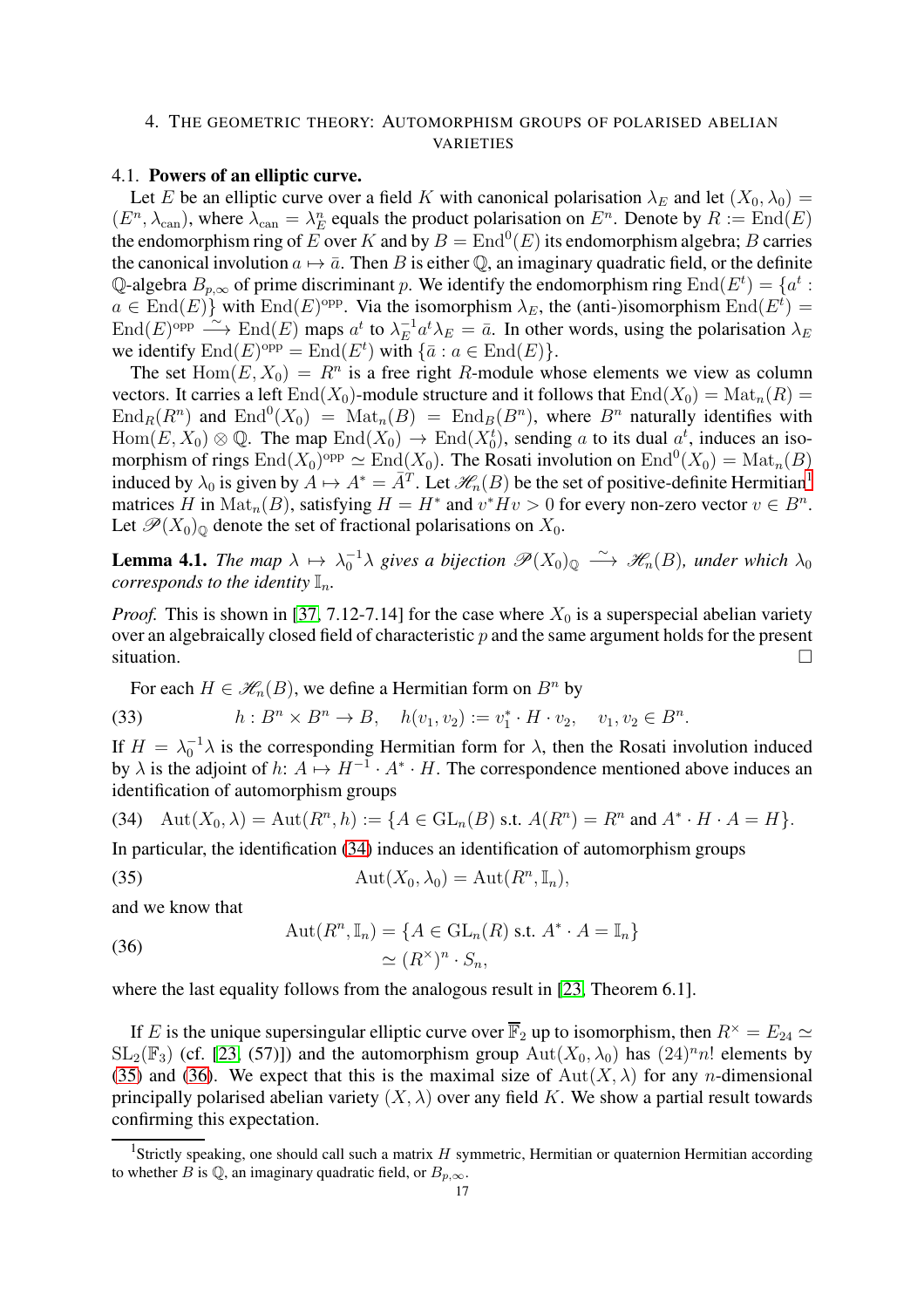## 4. The geometric theory: Automorphism groups of polarised abelian varieties

### 4.1. Powers of an elliptic curve.

Let $E$ be an elliptic curve over a field $K$ with canonical polarisation $\lambda_E$ and let $(X_0, \lambda_0) = (E^n, \lambda_{\mathrm{can}})$, where $\lambda_{\mathrm{can}} = \lambda_E^n$ equals the product polarisation on $E^n$. Denote by $R := \mathrm{End}(E)$ the endomorphism ring of $E$ over $K$ and by $B = \mathrm{End}^0(E)$ its endomorphism algebra; $B$ carries the canonical involution $a \mapsto \bar{a}$. Then $B$ is either $\mathbb{Q}$, an imaginary quadratic field, or the definite $\mathbb{Q}$-algebra $B_{p,\infty}$ of prime discriminant $p$. We identify the endomorphism ring $\mathrm{End}(E^t) = \{a^t : a \in \mathrm{End}(E)\}$ with $\mathrm{End}(E)^{\mathrm{opp}}$. Via the isomorphism $\lambda_E$, the (anti-)isomorphism $\mathrm{End}(E^t) = \mathrm{End}(E)^{\mathrm{opp}} \xrightarrow{\sim} \mathrm{End}(E)$ maps $a^t$ to $\lambda_E^{-1} a^t \lambda_E = \bar{a}$. In other words, using the polarisation $\lambda_E$ we identify $\mathrm{End}(E)^{\mathrm{opp}} = \mathrm{End}(E^t)$ with $\{\bar{a} : a \in \mathrm{End}(E)\}$.

The set $\mathrm{Hom}(E, X_0) = R^n$ is a free right $R$-module whose elements we view as column vectors. It carries a left $\mathrm{End}(X_0)$-module structure and it follows that $\mathrm{End}(X_0) = \mathrm{Mat}_n(R) = \mathrm{End}_R(R^n)$ and $\mathrm{End}^0(X_0) = \mathrm{Mat}_n(B) = \mathrm{End}_B(B^n)$, where $B^n$ naturally identifies with $\mathrm{Hom}(E, X_0) \otimes \mathbb{Q}$. The map $\mathrm{End}(X_0) \to \mathrm{End}(X_0^t)$, sending $a$ to its dual $a^t$, induces an isomorphism of rings $\mathrm{End}(X_0)^{\mathrm{opp}} \simeq \mathrm{End}(X_0)$. The Rosati involution on $\mathrm{End}^0(X_0) = \mathrm{Mat}_n(B)$ induced by $\lambda_0$ is given by $A \mapsto A^* = \bar{A}^T$. Let $\mathscr{H}_n(B)$ be the set of positive-definite Hermitian[1] matrices $H$ in $\mathrm{Mat}_n(B)$, satisfying $H = H^*$ and $v^* H v > 0$ for every non-zero vector $v \in B^n$. Let $\mathscr{P}(X_0)_{\mathbb{Q}}$ denote the set of fractional polarisations on $X_0$.

**Lemma 4.1.** *The map $\lambda \mapsto \lambda_0^{-1}\lambda$ gives a bijection $\mathscr{P}(X_0)_{\mathbb{Q}} \xrightarrow{\sim} \mathscr{H}_n(B)$, under which $\lambda_0$ corresponds to the identity $\mathbb{I}_n$.*

*Proof.* This is shown in [37, 7.12-7.14] for the case where $X_0$ is a superspecial abelian variety over an algebraically closed field of characteristic $p$ and the same argument holds for the present situation. $\square$

For each $H \in \mathscr{H}_n(B)$, we define a Hermitian form on $B^n$ by

$$h : B^n \times B^n \to B, \quad h(v_1, v_2) := v_1^* \cdot H \cdot v_2, \quad v_1, v_2 \in B^n. \tag{33}$$

If $H = \lambda_0^{-1}\lambda$ is the corresponding Hermitian form for $\lambda$, then the Rosati involution induced by $\lambda$ is the adjoint of $h$: $A \mapsto H^{-1} \cdot A^* \cdot H$. The correspondence mentioned above induces an identification of automorphism groups

$$\mathrm{Aut}(X_0, \lambda) = \mathrm{Aut}(R^n, h) := \{A \in \mathrm{GL}_n(B) \text{ s.t. } A(R^n) = R^n \text{ and } A^* \cdot H \cdot A = H\}. \tag{34}$$

In particular, the identification (34) induces an identification of automorphism groups

$$\mathrm{Aut}(X_0, \lambda_0) = \mathrm{Aut}(R^n, \mathbb{I}_n), \tag{35}$$

and we know that

$$\begin{aligned} \mathrm{Aut}(R^n, \mathbb{I}_n) &= \{A \in \mathrm{GL}_n(R) \text{ s.t. } A^* \cdot A = \mathbb{I}_n\} \\ &\simeq (R^\times)^n \cdot S_n, \end{aligned} \tag{36}$$

where the last equality follows from the analogous result in [23, Theorem 6.1].

If $E$ is the unique supersingular elliptic curve over $\overline{\mathbb{F}}_2$ up to isomorphism, then $R^\times = E_{24} \simeq \mathrm{SL}_2(\mathbb{F}_3)$ (cf. [23, (57)]) and the automorphism group $\mathrm{Aut}(X_0, \lambda_0)$ has $(24)^n n!$ elements by (35) and (36). We expect that this is the maximal size of $\mathrm{Aut}(X, \lambda)$ for any $n$-dimensional principally polarised abelian variety $(X, \lambda)$ over any field $K$. We show a partial result towards confirming this expectation.

[1] Strictly speaking, one should call such a matrix $H$ symmetric, Hermitian or quaternion Hermitian according to whether $B$ is $\mathbb{Q}$, an imaginary quadratic field, or $B_{p,\infty}$.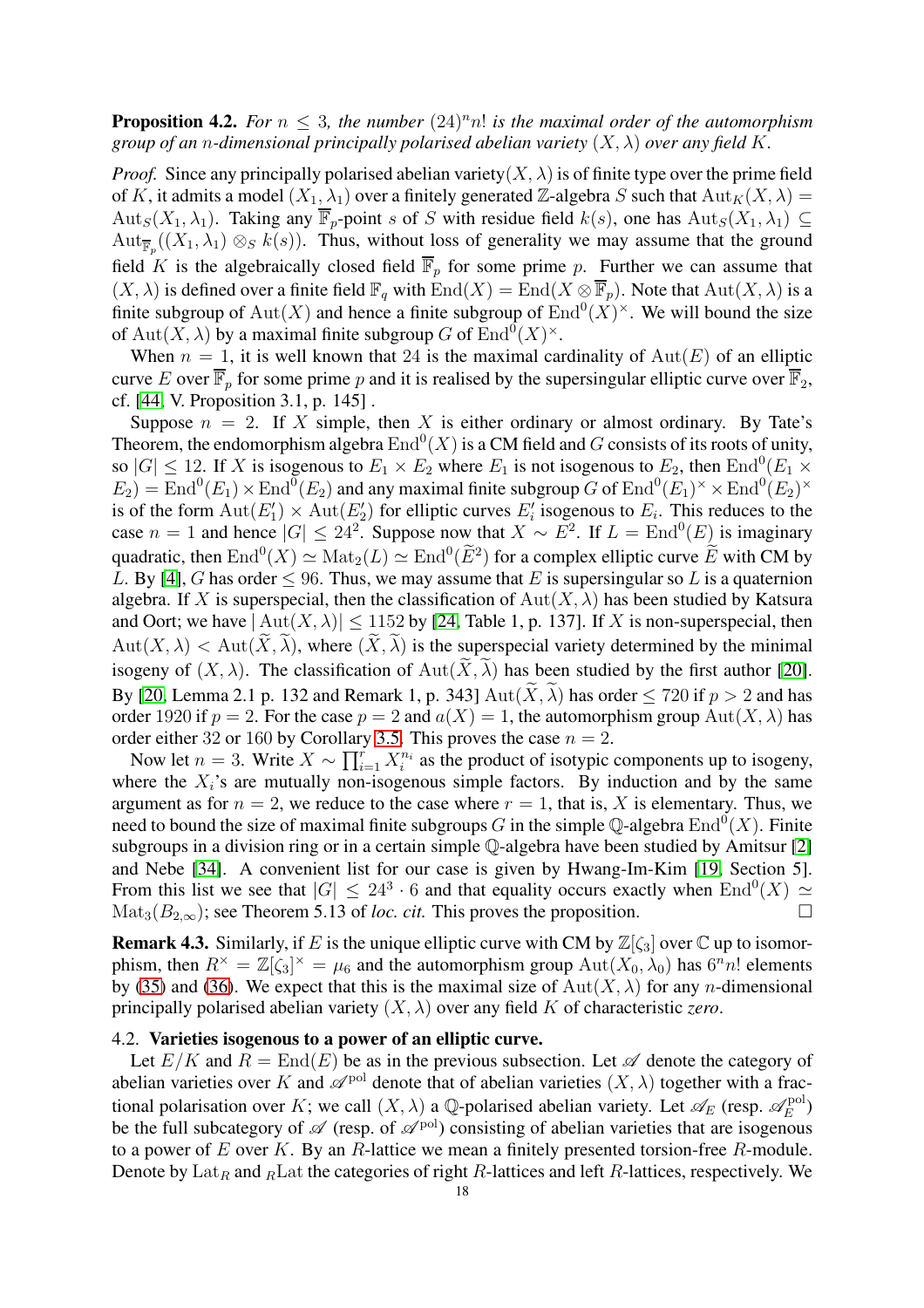**Proposition 4.2.** *For $n \le 3$, the number $(24)^n n!$ is the maximal order of the automorphism group of an $n$-dimensional principally polarised abelian variety $(X, \lambda)$ over any field $K$.*

*Proof.* Since any principally polarised abelian variety $(X, \lambda)$ is of finite type over the prime field of $K$, it admits a model $(X_1, \lambda_1)$ over a finitely generated $\mathbb{Z}$-algebra $S$ such that $\mathrm{Aut}_K(X, \lambda) = \mathrm{Aut}_S(X_1, \lambda_1)$. Taking any $\overline{\mathbb{F}}_p$-point $s$ of $S$ with residue field $k(s)$, one has $\mathrm{Aut}_S(X_1, \lambda_1) \subseteq \mathrm{Aut}_{\overline{\mathbb{F}}_p}((X_1, \lambda_1) \otimes_S k(s))$. Thus, without loss of generality we may assume that the ground field $K$ is the algebraically closed field $\overline{\mathbb{F}}_p$ for some prime $p$. Further we can assume that $(X, \lambda)$ is defined over a finite field $\mathbb{F}_q$ with $\mathrm{End}(X) = \mathrm{End}(X \otimes \overline{\mathbb{F}}_p)$. Note that $\mathrm{Aut}(X, \lambda)$ is a finite subgroup of $\mathrm{Aut}(X)$ and hence a finite subgroup of $\mathrm{End}^0(X)^\times$. We will bound the size of $\mathrm{Aut}(X, \lambda)$ by a maximal finite subgroup $G$ of $\mathrm{End}^0(X)^\times$.

When $n = 1$, it is well known that 24 is the maximal cardinality of $\mathrm{Aut}(E)$ of an elliptic curve $E$ over $\overline{\mathbb{F}}_p$ for some prime $p$ and it is realised by the supersingular elliptic curve over $\overline{\mathbb{F}}_2$, cf. [44, V. Proposition 3.1, p. 145] .

Suppose $n = 2$. If $X$ simple, then $X$ is either ordinary or almost ordinary. By Tate's Theorem, the endomorphism algebra $\mathrm{End}^0(X)$ is a CM field and $G$ consists of its roots of unity, so $|G| \le 12$. If $X$ is isogenous to $E_1 \times E_2$ where $E_1$ is not isogenous to $E_2$, then $\mathrm{End}^0(E_1 \times E_2) = \mathrm{End}^0(E_1) \times \mathrm{End}^0(E_2)$ and any maximal finite subgroup $G$ of $\mathrm{End}^0(E_1)^\times \times \mathrm{End}^0(E_2)^\times$ is of the form $\mathrm{Aut}(E_1') \times \mathrm{Aut}(E_2')$ for elliptic curves $E_i'$ isogenous to $E_i$. This reduces to the case $n = 1$ and hence $|G| \le 24^2$. Suppose now that $X \sim E^2$. If $L = \mathrm{End}^0(E)$ is imaginary quadratic, then $\mathrm{End}^0(X) \simeq \mathrm{Mat}_2(L) \simeq \mathrm{End}^0(\widetilde{E}^2)$ for a complex elliptic curve $\widetilde{E}$ with CM by $L$. By [4], $G$ has order $\le 96$. Thus, we may assume that $E$ is supersingular so $L$ is a quaternion algebra. If $X$ is superspecial, then the classification of $\mathrm{Aut}(X, \lambda)$ has been studied by Katsura and Oort; we have $|\mathrm{Aut}(X, \lambda)| \le 1152$ by [24, Table 1, p. 137]. If $X$ is non-superspecial, then $\mathrm{Aut}(X, \lambda) < \mathrm{Aut}(\widetilde{X}, \widetilde{\lambda})$, where $(\widetilde{X}, \widetilde{\lambda})$ is the superspecial variety determined by the minimal isogeny of $(X, \lambda)$. The classification of $\mathrm{Aut}(\widetilde{X}, \widetilde{\lambda})$ has been studied by the first author [20]. By [20, Lemma 2.1 p. 132 and Remark 1, p. 343] $\mathrm{Aut}(\widetilde{X}, \widetilde{\lambda})$ has order $\le 720$ if $p > 2$ and has order $1920$ if $p = 2$. For the case $p = 2$ and $a(X) = 1$, the automorphism group $\mathrm{Aut}(X, \lambda)$ has order either 32 or 160 by Corollary 3.5. This proves the case $n = 2$.

Now let $n = 3$. Write $X \sim \prod_{i=1}^r X_i^{n_i}$ as the product of isotypic components up to isogeny, where the $X_i$'s are mutually non-isogenous simple factors. By induction and by the same argument as for $n = 2$, we reduce to the case where $r = 1$, that is, $X$ is elementary. Thus, we need to bound the size of maximal finite subgroups $G$ in the simple $\mathbb{Q}$-algebra $\mathrm{End}^0(X)$. Finite subgroups in a division ring or in a certain simple $\mathbb{Q}$-algebra have been studied by Amitsur [2] and Nebe [34]. A convenient list for our case is given by Hwang-Im-Kim [19, Section 5]. From this list we see that $|G| \le 24^3 \cdot 6$ and that equality occurs exactly when $\mathrm{End}^0(X) \simeq \mathrm{Mat}_3(B_{2,\infty})$; see Theorem 5.13 of *loc. cit.* This proves the proposition. □

**Remark 4.3.** Similarly, if $E$ is the unique elliptic curve with CM by $\mathbb{Z}[\zeta_3]$ over $\mathbb{C}$ up to isomorphism, then $R^\times = \mathbb{Z}[\zeta_3]^\times = \mu_6$ and the automorphism group $\mathrm{Aut}(X_0, \lambda_0)$ has $6^n n!$ elements by (35) and (36). We expect that this is the maximal size of $\mathrm{Aut}(X, \lambda)$ for any $n$-dimensional principally polarised abelian variety $(X, \lambda)$ over any field $K$ of characteristic *zero*.

### 4.2. Varieties isogenous to a power of an elliptic curve.

Let $E/K$ and $R = \mathrm{End}(E)$ be as in the previous subsection. Let $\mathscr{A}$ denote the category of abelian varieties over $K$ and $\mathscr{A}^{\mathrm{pol}}$ denote that of abelian varieties $(X, \lambda)$ together with a fractional polarisation over $K$; we call $(X, \lambda)$ a $\mathbb{Q}$-polarised abelian variety. Let $\mathscr{A}_E$ (resp. $\mathscr{A}_E^{\mathrm{pol}}$) be the full subcategory of $\mathscr{A}$ (resp. of $\mathscr{A}^{\mathrm{pol}}$) consisting of abelian varieties that are isogenous to a power of $E$ over $K$. By an $R$-lattice we mean a finitely presented torsion-free $R$-module. Denote by $\mathrm{Lat}_R$ and ${}_R\mathrm{Lat}$ the categories of right $R$-lattices and left $R$-lattices, respectively. We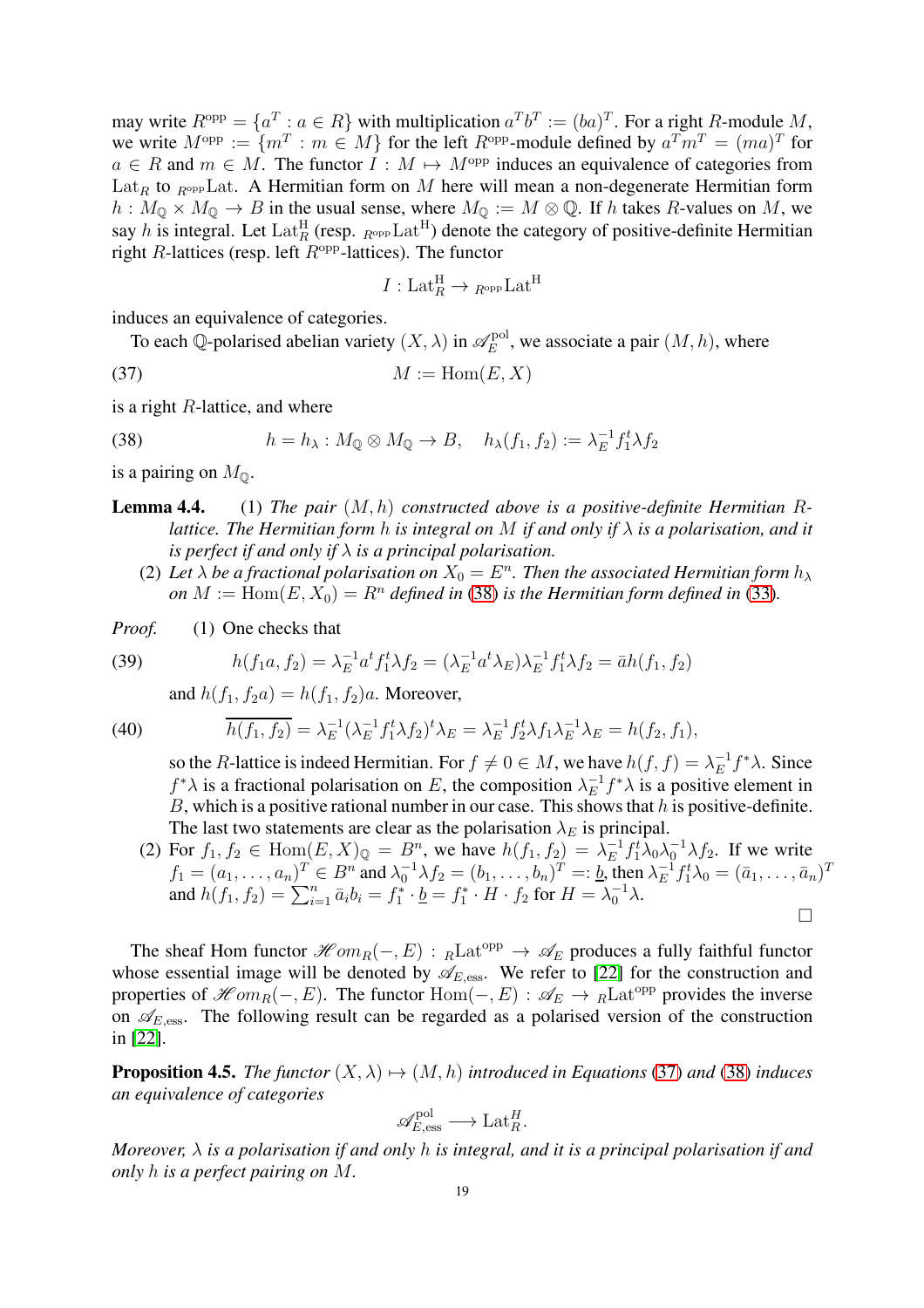may write $R^{\text{opp}} = \{a^T : a \in R\}$ with multiplication $a^T b^T := (ba)^T$. For a right $R$-module $M$, we write $M^{\text{opp}} := \{m^T : m \in M\}$ for the left $R^{\text{opp}}$-module defined by $a^T m^T = (ma)^T$ for $a \in R$ and $m \in M$. The functor $I : M \mapsto M^{\text{opp}}$ induces an equivalence of categories from $\text{Lat}_R$ to ${}_{R^{\text{opp}}}\text{Lat}$. A Hermitian form on $M$ here will mean a non-degenerate Hermitian form $h : M_{\mathbb{Q}} \times M_{\mathbb{Q}} \to B$ in the usual sense, where $M_{\mathbb{Q}} := M \otimes \mathbb{Q}$. If $h$ takes $R$-values on $M$, we say $h$ is integral. Let $\text{Lat}_R^{\text{H}}$ (resp. ${}_{R^{\text{opp}}}\text{Lat}^{\text{H}}$) denote the category of positive-definite Hermitian right $R$-lattices (resp. left $R^{\text{opp}}$-lattices). The functor

$$I : \text{Lat}_R^{\text{H}} \to {}_{R^{\text{opp}}}\text{Lat}^{\text{H}}$$

induces an equivalence of categories.

To each $\mathbb{Q}$-polarised abelian variety $(X, \lambda)$ in $\mathscr{A}_E^{\text{pol}}$, we associate a pair $(M, h)$, where

$$M := \text{Hom}(E, X) \tag{37}$$

is a right $R$-lattice, and where

$$h = h_\lambda : M_{\mathbb{Q}} \otimes M_{\mathbb{Q}} \to B, \quad h_\lambda(f_1, f_2) := \lambda_E^{-1} f_1^t \lambda f_2 \tag{38}$$

is a pairing on $M_{\mathbb{Q}}$.

**Lemma 4.4.** (1) *The pair $(M, h)$ constructed above is a positive-definite Hermitian $R$-lattice. The Hermitian form $h$ is integral on $M$ if and only if $\lambda$ is a polarisation, and it is perfect if and only if $\lambda$ is a principal polarisation.*

(2) *Let $\lambda$ be a fractional polarisation on $X_0 = E^n$. Then the associated Hermitian form $h_\lambda$ on $M := \text{Hom}(E, X_0) = R^n$ defined in (38) is the Hermitian form defined in (33).*

*Proof.* (1) One checks that

$$h(f_1 a, f_2) = \lambda_E^{-1} a^t f_1^t \lambda f_2 = (\lambda_E^{-1} a^t \lambda_E) \lambda_E^{-1} f_1^t \lambda f_2 = \bar{a} h(f_1, f_2) \tag{39}$$

and $h(f_1, f_2 a) = h(f_1, f_2) a$. Moreover,

$$\overline{h(f_1, f_2)} = \lambda_E^{-1} (\lambda_E^{-1} f_1^t \lambda f_2)^t \lambda_E = \lambda_E^{-1} f_2^t \lambda f_1 \lambda_E^{-1} \lambda_E = h(f_2, f_1), \tag{40}$$

so the $R$-lattice is indeed Hermitian. For $f \neq 0 \in M$, we have $h(f, f) = \lambda_E^{-1} f^* \lambda$. Since $f^* \lambda$ is a fractional polarisation on $E$, the composition $\lambda_E^{-1} f^* \lambda$ is a positive element in $B$, which is a positive rational number in our case. This shows that $h$ is positive-definite. The last two statements are clear as the polarisation $\lambda_E$ is principal.

(2) For $f_1, f_2 \in \text{Hom}(E, X)_{\mathbb{Q}} = B^n$, we have $h(f_1, f_2) = \lambda_E^{-1} f_1^t \lambda_0 \lambda_0^{-1} \lambda f_2$. If we write $f_1 = (a_1, \dots, a_n)^T \in B^n$ and $\lambda_0^{-1} \lambda f_2 = (b_1, \dots, b_n)^T =: \underline{b}$, then $\lambda_E^{-1} f_1^t \lambda_0 = (\bar{a}_1, \dots, \bar{a}_n)^T$ and $h(f_1, f_2) = \sum_{i=1}^n \bar{a}_i b_i = f_1^* \cdot \underline{b} = f_1^* \cdot H \cdot f_2$ for $H = \lambda_0^{-1} \lambda$. $\square$

The sheaf Hom functor $\mathscr{H}om_R(-, E) : {}_R\text{Lat}^{\text{opp}} \to \mathscr{A}_E$ produces a fully faithful functor whose essential image will be denoted by $\mathscr{A}_{E,\text{ess}}$. We refer to [22] for the construction and properties of $\mathscr{H}om_R(-, E)$. The functor $\text{Hom}(-, E) : \mathscr{A}_E \to {}_R\text{Lat}^{\text{opp}}$ provides the inverse on $\mathscr{A}_{E,\text{ess}}$. The following result can be regarded as a polarised version of the construction in [22].

**Proposition 4.5.** *The functor $(X, \lambda) \mapsto (M, h)$ introduced in Equations (37) and (38) induces an equivalence of categories*

$$\mathscr{A}_{E,\text{ess}}^{\text{pol}} \longrightarrow \text{Lat}_R^H.$$

*Moreover, $\lambda$ is a polarisation if and only $h$ is integral, and it is a principal polarisation if and only $h$ is a perfect pairing on $M$.*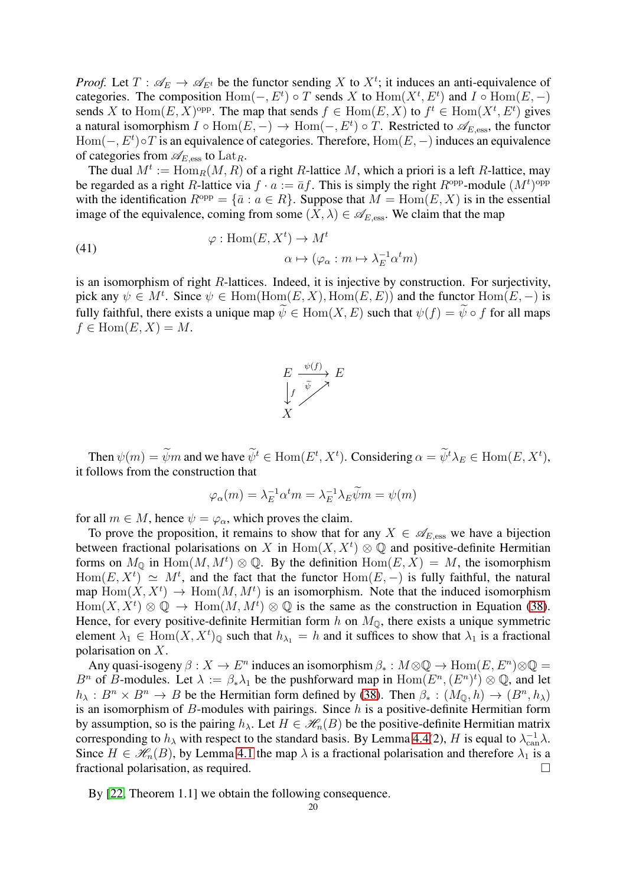*Proof.* Let $T : \mathscr{A}_E \to \mathscr{A}_{E^t}$ be the functor sending $X$ to $X^t$; it induces an anti-equivalence of categories. The composition $\mathrm{Hom}(-, E^t) \circ T$ sends $X$ to $\mathrm{Hom}(X^t, E^t)$ and $I \circ \mathrm{Hom}(E, -)$ sends $X$ to $\mathrm{Hom}(E, X)^{\mathrm{opp}}$. The map that sends $f \in \mathrm{Hom}(E, X)$ to $f^t \in \mathrm{Hom}(X^t, E^t)$ gives a natural isomorphism $I \circ \mathrm{Hom}(E, -) \to \mathrm{Hom}(-, E^t) \circ T$. Restricted to $\mathscr{A}_{E,\mathrm{ess}}$, the functor $\mathrm{Hom}(-, E^t) \circ T$ is an equivalence of categories. Therefore, $\mathrm{Hom}(E, -)$ induces an equivalence of categories from $\mathscr{A}_{E,\mathrm{ess}}$ to $\mathrm{Lat}_R$.

The dual $M^t := \mathrm{Hom}_R(M, R)$ of a right $R$-lattice $M$, which a priori is a left $R$-lattice, may be regarded as a right $R$-lattice via $f \cdot a := \bar{a} f$. This is simply the right $R^{\mathrm{opp}}$-module $(M^t)^{\mathrm{opp}}$ with the identification $R^{\mathrm{opp}} = \{\bar{a} : a \in R\}$. Suppose that $M = \mathrm{Hom}(E, X)$ is in the essential image of the equivalence, coming from some $(X, \lambda) \in \mathscr{A}_{E,\mathrm{ess}}$. We claim that the map

$$
\begin{aligned}
\varphi : \mathrm{Hom}(E, X^t) &\to M^t \\
\alpha &\mapsto (\varphi_\alpha : m \mapsto \lambda_E^{-1} \alpha^t m)
\end{aligned}
\tag{41}
$$

is an isomorphism of right $R$-lattices. Indeed, it is injective by construction. For surjectivity, pick any $\psi \in M^t$. Since $\psi \in \mathrm{Hom}(\mathrm{Hom}(E, X), \mathrm{Hom}(E, E))$ and the functor $\mathrm{Hom}(E, -)$ is fully faithful, there exists a unique map $\widetilde{\psi} \in \mathrm{Hom}(X, E)$ such that $\psi(f) = \widetilde{\psi} \circ f$ for all maps $f \in \mathrm{Hom}(E, X) = M$.

$$
\begin{array}{ccc}
E & \xrightarrow{\psi(f)} & E \\
\big\downarrow f & \nearrow \widetilde{\psi} & \\
X & &
\end{array}
$$

Then $\psi(m) = \widetilde{\psi} m$ and we have $\widetilde{\psi}^t \in \mathrm{Hom}(E^t, X^t)$. Considering $\alpha = \widetilde{\psi}^t \lambda_E \in \mathrm{Hom}(E, X^t)$, it follows from the construction that

$$
\varphi_\alpha(m) = \lambda_E^{-1} \alpha^t m = \lambda_E^{-1} \lambda_E \widetilde{\psi} m = \psi(m)
$$

for all $m \in M$, hence $\psi = \varphi_\alpha$, which proves the claim.

To prove the proposition, it remains to show that for any $X \in \mathscr{A}_{E,\mathrm{ess}}$ we have a bijection between fractional polarisations on $X$ in $\mathrm{Hom}(X, X^t) \otimes \mathbb{Q}$ and positive-definite Hermitian forms on $M_{\mathbb{Q}}$ in $\mathrm{Hom}(M, M^t) \otimes \mathbb{Q}$. By the definition $\mathrm{Hom}(E, X) = M$, the isomorphism $\mathrm{Hom}(E, X^t) \simeq M^t$, and the fact that the functor $\mathrm{Hom}(E, -)$ is fully faithful, the natural map $\mathrm{Hom}(X, X^t) \to \mathrm{Hom}(M, M^t)$ is an isomorphism. Note that the induced isomorphism $\mathrm{Hom}(X, X^t) \otimes \mathbb{Q} \to \mathrm{Hom}(M, M^t) \otimes \mathbb{Q}$ is the same as the construction in Equation (38). Hence, for every positive-definite Hermitian form $h$ on $M_{\mathbb{Q}}$, there exists a unique symmetric element $\lambda_1 \in \mathrm{Hom}(X, X^t)_{\mathbb{Q}}$ such that $h_{\lambda_1} = h$ and it suffices to show that $\lambda_1$ is a fractional polarisation on $X$.

Any quasi-isogeny $\beta : X \to E^n$ induces an isomorphism $\beta_* : M \otimes \mathbb{Q} \to \mathrm{Hom}(E, E^n) \otimes \mathbb{Q} = B^n$ of $B$-modules. Let $\lambda := \beta_* \lambda_1$ be the pushforward map in $\mathrm{Hom}(E^n, (E^n)^t) \otimes \mathbb{Q}$, and let $h_\lambda : B^n \times B^n \to B$ be the Hermitian form defined by (38). Then $\beta_* : (M_{\mathbb{Q}}, h) \to (B^n, h_\lambda)$ is an isomorphism of $B$-modules with pairings. Since $h$ is a positive-definite Hermitian form by assumption, so is the pairing $h_\lambda$. Let $H \in \mathscr{H}_n(B)$ be the positive-definite Hermitian matrix corresponding to $h_\lambda$ with respect to the standard basis. By Lemma 4.4(2), $H$ is equal to $\lambda_{\mathrm{can}}^{-1} \lambda$. Since $H \in \mathscr{H}_n(B)$, by Lemma 4.1 the map $\lambda$ is a fractional polarisation and therefore $\lambda_1$ is a fractional polarisation, as required. $\square$

By [22, Theorem 1.1] we obtain the following consequence.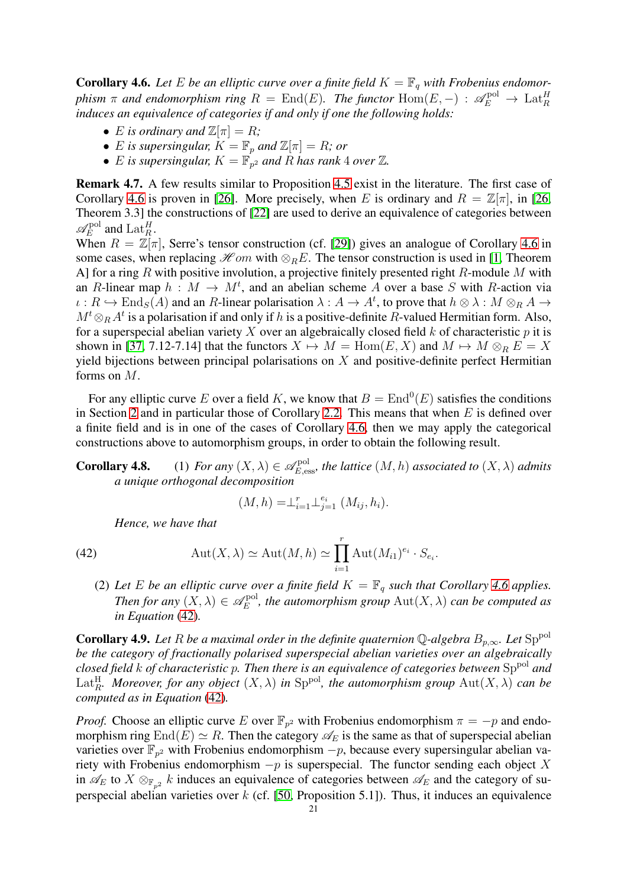**Corollary 4.6.** *Let $E$ be an elliptic curve over a finite field $K = \mathbb{F}_q$ with Frobenius endomorphism $\pi$ and endomorphism ring $R = \mathrm{End}(E)$. The functor $\mathrm{Hom}(E, -) : \mathscr{A}_E^{\mathrm{pol}} \to \mathrm{Lat}_R^H$ induces an equivalence of categories if and only if one the following holds:*

- *$E$ is ordinary and $\mathbb{Z}[\pi] = R$;*
- *$E$ is supersingular, $K = \mathbb{F}_p$ and $\mathbb{Z}[\pi] = R$; or*
- *$E$ is supersingular, $K = \mathbb{F}_{p^2}$ and $R$ has rank 4 over $\mathbb{Z}$.*

**Remark 4.7.** A few results similar to Proposition 4.5 exist in the literature. The first case of Corollary 4.6 is proven in [26]. More precisely, when $E$ is ordinary and $R = \mathbb{Z}[\pi]$, in [26, Theorem 3.3] the constructions of [22] are used to derive an equivalence of categories between $\mathscr{A}_E^{\mathrm{pol}}$ and $\mathrm{Lat}_R^H$.
When $R = \mathbb{Z}[\pi]$, Serre's tensor construction (cf. [29]) gives an analogue of Corollary 4.6 in some cases, when replacing $\mathscr{H}om$ with $\otimes_R E$. The tensor construction is used in [1, Theorem A] for a ring $R$ with positive involution, a projective finitely presented right $R$-module $M$ with an $R$-linear map $h : M \to M^t$, and an abelian scheme $A$ over a base $S$ with $R$-action via $\iota : R \hookrightarrow \mathrm{End}_S(A)$ and an $R$-linear polarisation $\lambda : A \to A^t$, to prove that $h \otimes \lambda : M \otimes_R A \to M^t \otimes_R A^t$ is a polarisation if and only if $h$ is a positive-definite $R$-valued Hermitian form. Also, for a superspecial abelian variety $X$ over an algebraically closed field $k$ of characteristic $p$ it is shown in [37, 7.12-7.14] that the functors $X \mapsto M = \mathrm{Hom}(E, X)$ and $M \mapsto M \otimes_R E = X$ yield bijections between principal polarisations on $X$ and positive-definite perfect Hermitian forms on $M$.

For any elliptic curve $E$ over a field $K$, we know that $B = \mathrm{End}^0(E)$ satisfies the conditions in Section 2 and in particular those of Corollary 2.2. This means that when $E$ is defined over a finite field and is in one of the cases of Corollary 4.6, then we may apply the categorical constructions above to automorphism groups, in order to obtain the following result.

**Corollary 4.8.** (1) *For any $(X, \lambda) \in \mathscr{A}_{E,\mathrm{ess}}^{\mathrm{pol}}$, the lattice $(M, h)$ associated to $(X, \lambda)$ admits a unique orthogonal decomposition*

$$(M, h) = \perp_{i=1}^{r} \perp_{j=1}^{e_i} (M_{ij}, h_i).$$

*Hence, we have that*

$$\mathrm{Aut}(X, \lambda) \simeq \mathrm{Aut}(M, h) \simeq \prod_{i=1}^{r} \mathrm{Aut}(M_{i1})^{e_i} \cdot S_{e_i}. \tag{42}$$

(2) *Let $E$ be an elliptic curve over a finite field $K = \mathbb{F}_q$ such that Corollary 4.6 applies. Then for any $(X, \lambda) \in \mathscr{A}_E^{\mathrm{pol}}$, the automorphism group $\mathrm{Aut}(X, \lambda)$ can be computed as in Equation (42).*

**Corollary 4.9.** *Let $R$ be a maximal order in the definite quaternion $\mathbb{Q}$-algebra $B_{p,\infty}$. Let $\mathrm{Sp}^{\mathrm{pol}}$ be the category of fractionally polarised superspecial abelian varieties over an algebraically closed field $k$ of characteristic $p$. Then there is an equivalence of categories between $\mathrm{Sp}^{\mathrm{pol}}$ and $\mathrm{Lat}_R^{\mathrm{H}}$. Moreover, for any object $(X, \lambda)$ in $\mathrm{Sp}^{\mathrm{pol}}$, the automorphism group $\mathrm{Aut}(X, \lambda)$ can be computed as in Equation (42).*

*Proof.* Choose an elliptic curve $E$ over $\mathbb{F}_{p^2}$ with Frobenius endomorphism $\pi = -p$ and endomorphism ring $\mathrm{End}(E) \simeq R$. Then the category $\mathscr{A}_E$ is the same as that of superspecial abelian varieties over $\mathbb{F}_{p^2}$ with Frobenius endomorphism $-p$, because every supersingular abelian variety with Frobenius endomorphism $-p$ is superspecial. The functor sending each object $X$ in $\mathscr{A}_E$ to $X \otimes_{\mathbb{F}_{p^2}} k$ induces an equivalence of categories between $\mathscr{A}_E$ and the category of superspecial abelian varieties over $k$ (cf. [50, Proposition 5.1]). Thus, it induces an equivalence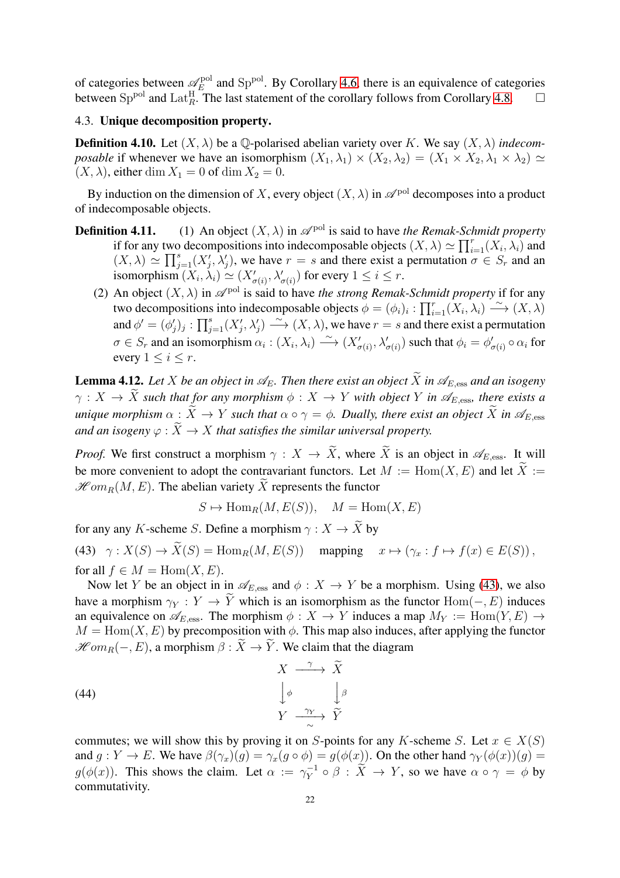of categories between $\mathscr{A}_E^{\rm pol}$ and $\mathrm{Sp}^{\rm pol}$. By Corollary 4.6, there is an equivalence of categories between $\mathrm{Sp}^{\rm pol}$ and $\mathrm{Lat}_R^{\rm H}$. The last statement of the corollary follows from Corollary 4.8. □

### 4.3. Unique decomposition property.

**Definition 4.10.** Let $(X,\lambda)$ be a $\mathbb{Q}$-polarised abelian variety over $K$. We say $(X,\lambda)$ *indecomposable* if whenever we have an isomorphism $(X_1,\lambda_1)\times(X_2,\lambda_2)=(X_1\times X_2,\lambda_1\times\lambda_2)\simeq(X,\lambda)$, either $\dim X_1=0$ of $\dim X_2=0$.

By induction on the dimension of $X$, every object $(X,\lambda)$ in $\mathscr{A}^{\rm pol}$ decomposes into a product of indecomposable objects.

**Definition 4.11.**
1. An object $(X,\lambda)$ in $\mathscr{A}^{\rm pol}$ is said to have *the Remak-Schmidt property* if for any two decompositions into indecomposable objects $(X,\lambda)\simeq\prod_{i=1}^r(X_i,\lambda_i)$ and $(X,\lambda)\simeq\prod_{j=1}^s(X'_j,\lambda'_j)$, we have $r=s$ and there exist a permutation $\sigma\in S_r$ and an isomorphism $(X_i,\lambda_i)\simeq(X'_{\sigma(i)},\lambda'_{\sigma(i)})$ for every $1\le i\le r$.
2. An object $(X,\lambda)$ in $\mathscr{A}^{\rm pol}$ is said to have *the strong Remak-Schmidt property* if for any two decompositions into indecomposable objects $\phi=(\phi_i)_i:\prod_{i=1}^r(X_i,\lambda_i)\xrightarrow{\sim}(X,\lambda)$ and $\phi'=(\phi'_j)_j:\prod_{j=1}^s(X'_j,\lambda'_j)\xrightarrow{\sim}(X,\lambda)$, we have $r=s$ and there exist a permutation $\sigma\in S_r$ and an isomorphism $\alpha_i:(X_i,\lambda_i)\xrightarrow{\sim}(X'_{\sigma(i)},\lambda'_{\sigma(i)})$ such that $\phi_i=\phi'_{\sigma(i)}\circ\alpha_i$ for every $1\le i\le r$.

**Lemma 4.12.** *Let $X$ be an object in $\mathscr{A}_E$. Then there exist an object $\widetilde X$ in $\mathscr{A}_{E,\rm ess}$ and an isogeny $\gamma:X\to\widetilde X$ such that for any morphism $\phi:X\to Y$ with object $Y$ in $\mathscr{A}_{E,\rm ess}$, there exists a unique morphism $\alpha:\widetilde X\to Y$ such that $\alpha\circ\gamma=\phi$. Dually, there exist an object $\widetilde X$ in $\mathscr{A}_{E,\rm ess}$ and an isogeny $\varphi:\widetilde X\to X$ that satisfies the similar universal property.*

*Proof.* We first construct a morphism $\gamma:X\to\widetilde X$, where $\widetilde X$ is an object in $\mathscr{A}_{E,\rm ess}$. It will be more convenient to adopt the contravariant functors. Let $M:=\mathrm{Hom}(X,E)$ and let $\widetilde X:=\mathscr{H}om_R(M,E)$. The abelian variety $\widetilde X$ represents the functor

$$S\mapsto \mathrm{Hom}_R(M,E(S)),\quad M=\mathrm{Hom}(X,E)$$

for any any $K$-scheme $S$. Define a morphism $\gamma:X\to\widetilde X$ by

$$\gamma:X(S)\to\widetilde X(S)=\mathrm{Hom}_R(M,E(S))\quad\text{mapping}\quad x\mapsto(\gamma_x:f\mapsto f(x)\in E(S)),\tag{43}$$

for all $f\in M=\mathrm{Hom}(X,E)$.

Now let $Y$ be an object in in $\mathscr{A}_{E,\rm ess}$ and $\phi:X\to Y$ be a morphism. Using (43), we also have a morphism $\gamma_Y:Y\to\widetilde Y$ which is an isomorphism as the functor $\mathrm{Hom}(-,E)$ induces an equivalence on $\mathscr{A}_{E,\rm ess}$. The morphism $\phi:X\to Y$ induces a map $M_Y:=\mathrm{Hom}(Y,E)\to M=\mathrm{Hom}(X,E)$ by precomposition with $\phi$. This map also induces, after applying the functor $\mathscr{H}om_R(-,E)$, a morphism $\beta:\widetilde X\to\widetilde Y$. We claim that the diagram

$$\begin{array}{ccc} X & \xrightarrow{\gamma} & \widetilde X \\ \downarrow{\scriptstyle\phi} & & \downarrow{\scriptstyle\beta} \\ Y & \xrightarrow[\sim]{\gamma_Y} & \widetilde Y \end{array}\tag{44}$$

commutes; we will show this by proving it on $S$-points for any $K$-scheme $S$. Let $x\in X(S)$ and $g:Y\to E$. We have $\beta(\gamma_x)(g)=\gamma_x(g\circ\phi)=g(\phi(x))$. On the other hand $\gamma_Y(\phi(x))(g)=g(\phi(x))$. This shows the claim. Let $\alpha:=\gamma_Y^{-1}\circ\beta:\widetilde X\to Y$, so we have $\alpha\circ\gamma=\phi$ by commutativity.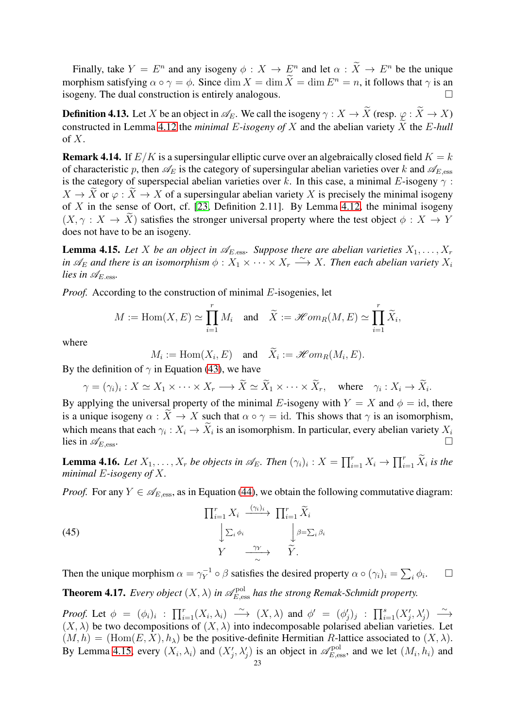Finally, take $Y = E^n$ and any isogeny $\phi : X \to E^n$ and let $\alpha : \widetilde{X} \to E^n$ be the unique morphism satisfying $\alpha \circ \gamma = \phi$. Since $\dim X = \dim \widetilde{X} = \dim E^n = n$, it follows that $\gamma$ is an isogeny. The dual construction is entirely analogous. $\square$

**Definition 4.13.** Let $X$ be an object in $\mathscr{A}_E$. We call the isogeny $\gamma : X \to \widetilde{X}$ (resp. $\varphi : \widetilde{X} \to X$) constructed in Lemma 4.12 the *minimal $E$-isogeny of $X$* and the abelian variety $\widetilde{X}$ the *$E$-hull* of $X$.

**Remark 4.14.** If $E/K$ is a supersingular elliptic curve over an algebraically closed field $K = k$ of characteristic $p$, then $\mathscr{A}_E$ is the category of supersingular abelian varieties over $k$ and $\mathscr{A}_{E,\mathrm{ess}}$ is the category of superspecial abelian varieties over $k$. In this case, a minimal $E$-isogeny $\gamma : X \to \widetilde{X}$ or $\varphi : \widetilde{X} \to X$ of a supersingular abelian variety $X$ is precisely the minimal isogeny of $X$ in the sense of Oort, cf. [23, Definition 2.11]. By Lemma 4.12, the minimal isogeny $(X, \gamma : X \to \widetilde{X})$ satisfies the stronger universal property where the test object $\phi : X \to Y$ does not have to be an isogeny.

**Lemma 4.15.** *Let $X$ be an object in $\mathscr{A}_{E.\mathrm{ess}}$. Suppose there are abelian varieties $X_1, \dots, X_r$ in $\mathscr{A}_E$ and there is an isomorphism $\phi : X_1 \times \cdots \times X_r \xrightarrow{\sim} X$. Then each abelian variety $X_i$ lies in $\mathscr{A}_{E.\mathrm{ess}}$.*

*Proof.* According to the construction of minimal $E$-isogenies, let

$$M := \mathrm{Hom}(X, E) \simeq \prod_{i=1}^{r} M_i \quad \text{and} \quad \widetilde{X} := \mathscr{H}om_R(M, E) \simeq \prod_{i=1}^{r} \widetilde{X}_i,$$

where

$$M_i := \mathrm{Hom}(X_i, E) \quad \text{and} \quad \widetilde{X}_i := \mathscr{H}om_R(M_i, E).$$

By the definition of $\gamma$ in Equation (43), we have

$$\gamma = (\gamma_i)_i : X \simeq X_1 \times \cdots \times X_r \longrightarrow \widetilde{X} \simeq \widetilde{X}_1 \times \cdots \times \widetilde{X}_r, \quad \text{where} \quad \gamma_i : X_i \to \widetilde{X}_i.$$

By applying the universal property of the minimal $E$-isogeny with $Y = X$ and $\phi = \mathrm{id}$, there is a unique isogeny $\alpha : \widetilde{X} \to X$ such that $\alpha \circ \gamma = \mathrm{id}$. This shows that $\gamma$ is an isomorphism, which means that each $\gamma_i : X_i \to \widetilde{X}_i$ is an isomorphism. In particular, every abelian variety $X_i$ lies in $\mathscr{A}_{E,\mathrm{ess}}$. $\square$

**Lemma 4.16.** *Let $X_1, \dots, X_r$ be objects in $\mathscr{A}_E$. Then $(\gamma_i)_i : X = \prod_{i=1}^r X_i \to \prod_{i=1}^r \widetilde{X}_i$ is the minimal $E$-isogeny of $X$.*

*Proof.* For any $Y \in \mathscr{A}_{E,\mathrm{ess}}$, as in Equation (44), we obtain the following commutative diagram:

$$\begin{array}{ccc} \prod_{i=1}^r X_i & \xrightarrow{(\gamma_i)_i} & \prod_{i=1}^r \widetilde{X}_i \\ \Big\downarrow {\scriptstyle \sum_i \phi_i} & & \Big\downarrow {\scriptstyle \beta = \sum_i \beta_i} \\ Y & \xrightarrow[\sim]{\gamma_Y} & \widetilde{Y}. \end{array} \tag{45}$$

Then the unique morphism $\alpha = \gamma_Y^{-1} \circ \beta$ satisfies the desired property $\alpha \circ (\gamma_i)_i = \sum_i \phi_i$. $\square$

**Theorem 4.17.** *Every object $(X, \lambda)$ in $\mathscr{A}^{\mathrm{pol}}_{E,\mathrm{ess}}$ has the strong Remak-Schmidt property.*

*Proof.* Let $\phi = (\phi_i)_i : \prod_{i=1}^r (X_i, \lambda_i) \xrightarrow{\sim} (X, \lambda)$ and $\phi' = (\phi'_j)_j : \prod_{i=1}^s (X'_j, \lambda'_j) \xrightarrow{\sim} (X, \lambda)$ be two decompositions of $(X, \lambda)$ into indecomposable polarised abelian varieties. Let $(M, h) = (\mathrm{Hom}(E, X), h_\lambda)$ be the positive-definite Hermitian $R$-lattice associated to $(X, \lambda)$. By Lemma 4.15, every $(X_i, \lambda_i)$ and $(X'_j, \lambda'_j)$ is an object in $\mathscr{A}^{\mathrm{pol}}_{E,\mathrm{ess}}$, and we let $(M_i, h_i)$ and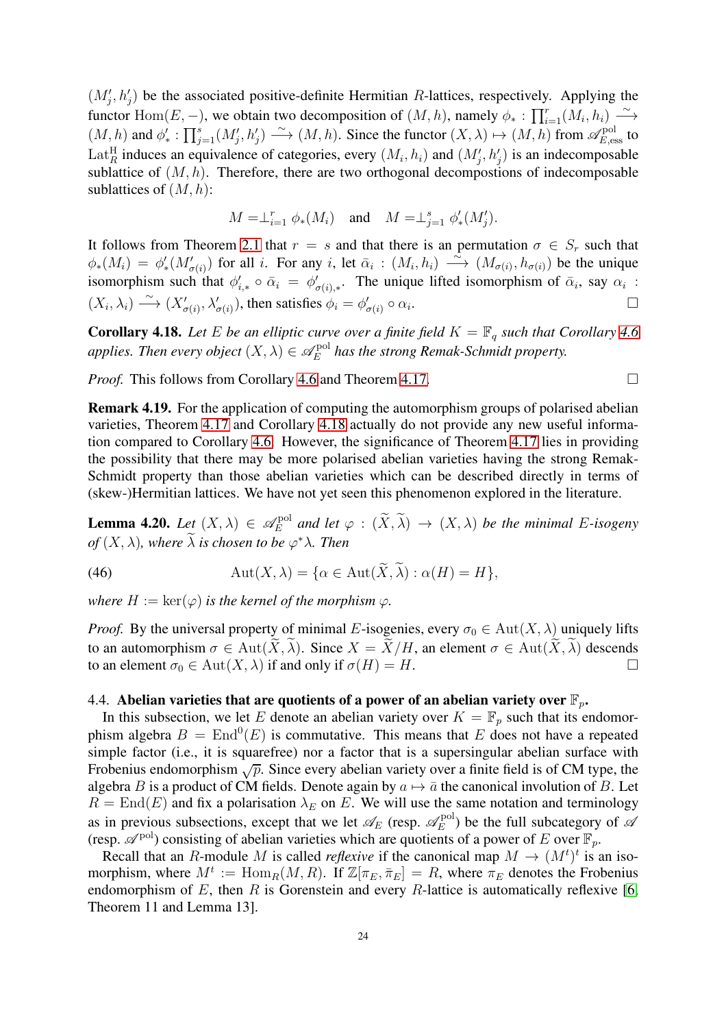$(M'_j, h'_j)$ be the associated positive-definite Hermitian $R$-lattices, respectively. Applying the functor $\mathrm{Hom}(E, -)$, we obtain two decomposition of $(M, h)$, namely $\phi_* : \prod_{i=1}^r (M_i, h_i) \xrightarrow{\sim} (M, h)$ and $\phi'_* : \prod_{j=1}^s (M'_j, h'_j) \xrightarrow{\sim} (M, h)$. Since the functor $(X, \lambda) \mapsto (M, h)$ from $\mathscr{A}^{\mathrm{pol}}_{E,\mathrm{ess}}$ to $\mathrm{Lat}^{\mathrm{H}}_R$ induces an equivalence of categories, every $(M_i, h_i)$ and $(M'_j, h'_j)$ is an indecomposable sublattice of $(M, h)$. Therefore, there are two orthogonal decompostions of indecomposable sublattices of $(M, h)$:

$$M = \perp_{i=1}^r \phi_*(M_i) \quad \text{and} \quad M = \perp_{j=1}^s \phi'_*(M'_j).$$

It follows from Theorem 2.1 that $r = s$ and that there is an permutation $\sigma \in S_r$ such that $\phi_*(M_i) = \phi'_*(M'_{\sigma(i)})$ for all $i$. For any $i$, let $\bar{\alpha}_i : (M_i, h_i) \xrightarrow{\sim} (M_{\sigma(i)}, h_{\sigma(i)})$ be the unique isomorphism such that $\phi'_{i,*} \circ \bar{\alpha}_i = \phi'_{\sigma(i),*}$. The unique lifted isomorphism of $\bar{\alpha}_i$, say $\alpha_i : (X_i, \lambda_i) \xrightarrow{\sim} (X'_{\sigma(i)}, \lambda'_{\sigma(i)})$, then satisfies $\phi_i = \phi'_{\sigma(i)} \circ \alpha_i$. □

**Corollary 4.18.** *Let $E$ be an elliptic curve over a finite field $K = \mathbb{F}_q$ such that Corollary 4.6 applies. Then every object $(X, \lambda) \in \mathscr{A}^{\mathrm{pol}}_E$ has the strong Remak-Schmidt property.*

*Proof.* This follows from Corollary 4.6 and Theorem 4.17. □

**Remark 4.19.** For the application of computing the automorphism groups of polarised abelian varieties, Theorem 4.17 and Corollary 4.18 actually do not provide any new useful information compared to Corollary 4.6. However, the significance of Theorem 4.17 lies in providing the possibility that there may be more polarised abelian varieties having the strong Remak-Schmidt property than those abelian varieties which can be described directly in terms of (skew-)Hermitian lattices. We have not yet seen this phenomenon explored in the literature.

**Lemma 4.20.** *Let $(X, \lambda) \in \mathscr{A}^{\mathrm{pol}}_E$ and let $\varphi : (\widetilde{X}, \widetilde{\lambda}) \to (X, \lambda)$ be the minimal $E$-isogeny of $(X, \lambda)$, where $\widetilde{\lambda}$ is chosen to be $\varphi^*\lambda$. Then*

$$\mathrm{Aut}(X, \lambda) = \{\alpha \in \mathrm{Aut}(\widetilde{X}, \widetilde{\lambda}) : \alpha(H) = H\}, \tag{46}$$

*where $H := \ker(\varphi)$ is the kernel of the morphism $\varphi$.*

*Proof.* By the universal property of minimal $E$-isogenies, every $\sigma_0 \in \mathrm{Aut}(X, \lambda)$ uniquely lifts to an automorphism $\sigma \in \mathrm{Aut}(\widetilde{X}, \widetilde{\lambda})$. Since $X = \widetilde{X}/H$, an element $\sigma \in \mathrm{Aut}(\widetilde{X}, \widetilde{\lambda})$ descends to an element $\sigma_0 \in \mathrm{Aut}(X, \lambda)$ if and only if $\sigma(H) = H$. □

### 4.4. Abelian varieties that are quotients of a power of an abelian variety over $\mathbb{F}_p$.

In this subsection, we let $E$ denote an abelian variety over $K = \mathbb{F}_p$ such that its endomorphism algebra $B = \mathrm{End}^0(E)$ is commutative. This means that $E$ does not have a repeated simple factor (i.e., it is squarefree) nor a factor that is a supersingular abelian surface with Frobenius endomorphism $\sqrt{p}$. Since every abelian variety over a finite field is of CM type, the algebra $B$ is a product of CM fields. Denote again by $a \mapsto \bar{a}$ the canonical involution of $B$. Let $R = \mathrm{End}(E)$ and fix a polarisation $\lambda_E$ on $E$. We will use the same notation and terminology as in previous subsections, except that we let $\mathscr{A}_E$ (resp. $\mathscr{A}^{\mathrm{pol}}_E$) be the full subcategory of $\mathscr{A}$ (resp. $\mathscr{A}^{\mathrm{pol}}$) consisting of abelian varieties which are quotients of a power of $E$ over $\mathbb{F}_p$.

Recall that an $R$-module $M$ is called *reflexive* if the canonical map $M \to (M^t)^t$ is an isomorphism, where $M^t := \mathrm{Hom}_R(M, R)$. If $\mathbb{Z}[\pi_E, \bar{\pi}_E] = R$, where $\pi_E$ denotes the Frobenius endomorphism of $E$, then $R$ is Gorenstein and every $R$-lattice is automatically reflexive [6, Theorem 11 and Lemma 13].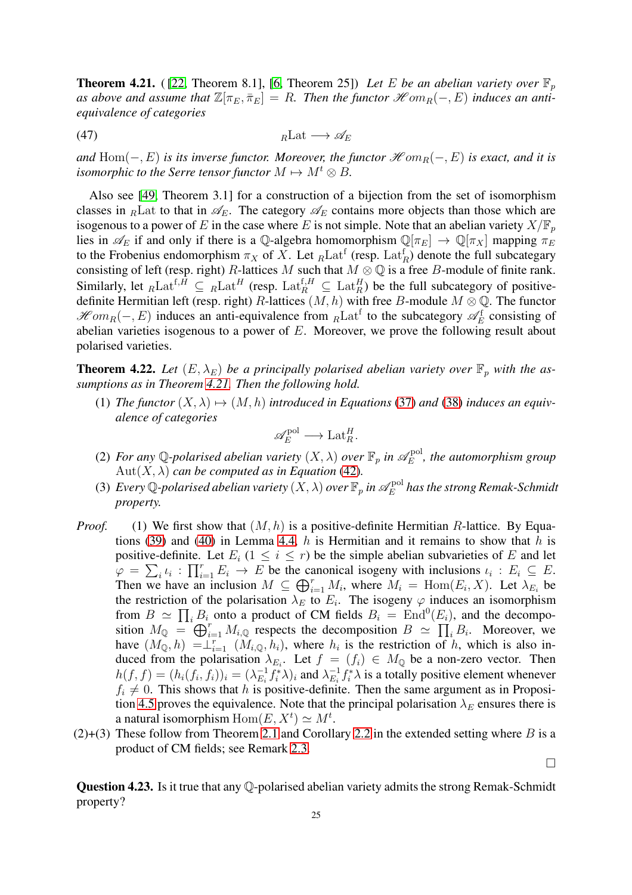**Theorem 4.21.** ([22, Theorem 8.1], [6, Theorem 25]) *Let $E$ be an abelian variety over $\mathbb{F}_p$ as above and assume that $\mathbb{Z}[\pi_E, \bar{\pi}_E] = R$. Then the functor $\mathscr{H}om_R(-, E)$ induces an anti-equivalence of categories*

$$
{}_R\mathrm{Lat} \longrightarrow \mathscr{A}_E \tag{47}
$$

*and $\mathrm{Hom}(-, E)$ is its inverse functor. Moreover, the functor $\mathscr{H}om_R(-, E)$ is exact, and it is isomorphic to the Serre tensor functor $M \mapsto M^t \otimes B$.*

Also see [49, Theorem 3.1] for a construction of a bijection from the set of isomorphism classes in ${}_R\mathrm{Lat}$ to that in $\mathscr{A}_E$. The category $\mathscr{A}_E$ contains more objects than those which are isogenous to a power of $E$ in the case where $E$ is not simple. Note that an abelian variety $X/\mathbb{F}_p$ lies in $\mathscr{A}_E$ if and only if there is a $\mathbb{Q}$-algebra homomorphism $\mathbb{Q}[\pi_E] \to \mathbb{Q}[\pi_X]$ mapping $\pi_E$ to the Frobenius endomorphism $\pi_X$ of $X$. Let ${}_R\mathrm{Lat}^{\mathrm{f}}$ (resp. $\mathrm{Lat}_R^{\mathrm{f}}$) denote the full subcategary consisting of left (resp. right) $R$-lattices $M$ such that $M \otimes \mathbb{Q}$ is a free $B$-module of finite rank. Similarly, let ${}_R\mathrm{Lat}^{\mathrm{f},H} \subseteq {}_R\mathrm{Lat}^H$ (resp. $\mathrm{Lat}_R^{\mathrm{f},H} \subseteq \mathrm{Lat}_R^H$) be the full subcategory of positive-definite Hermitian left (resp. right) $R$-lattices $(M, h)$ with free $B$-module $M \otimes \mathbb{Q}$. The functor $\mathscr{H}om_R(-, E)$ induces an anti-equivalence from ${}_R\mathrm{Lat}^{\mathrm{f}}$ to the subcategory $\mathscr{A}_E^{\mathrm{f}}$ consisting of abelian varieties isogenous to a power of $E$. Moreover, we prove the following result about polarised varieties.

**Theorem 4.22.** *Let $(E, \lambda_E)$ be a principally polarised abelian variety over $\mathbb{F}_p$ with the assumptions as in Theorem 4.21. Then the following hold.*

(1) *The functor $(X, \lambda) \mapsto (M, h)$ introduced in Equations (37) and (38) induces an equivalence of categories*
$$
\mathscr{A}_E^{\mathrm{pol}} \longrightarrow \mathrm{Lat}_R^H.
$$

(2) *For any $\mathbb{Q}$-polarised abelian variety $(X, \lambda)$ over $\mathbb{F}_p$ in $\mathscr{A}_E^{\mathrm{pol}}$, the automorphism group $\mathrm{Aut}(X, \lambda)$ can be computed as in Equation (42).*

(3) *Every $\mathbb{Q}$-polarised abelian variety $(X, \lambda)$ over $\mathbb{F}_p$ in $\mathscr{A}_E^{\mathrm{pol}}$ has the strong Remak-Schmidt property.*

*Proof.* (1) We first show that $(M, h)$ is a positive-definite Hermitian $R$-lattice. By Equations (39) and (40) in Lemma 4.4, $h$ is Hermitian and it remains to show that $h$ is positive-definite. Let $E_i$ $(1 \le i \le r)$ be the simple abelian subvarieties of $E$ and let $\varphi = \sum_i \iota_i : \prod_{i=1}^r E_i \to E$ be the canonical isogeny with inclusions $\iota_i : E_i \subseteq E$. Then we have an inclusion $M \subseteq \bigoplus_{i=1}^r M_i$, where $M_i = \mathrm{Hom}(E_i, X)$. Let $\lambda_{E_i}$ be the restriction of the polarisation $\lambda_E$ to $E_i$. The isogeny $\varphi$ induces an isomorphism from $B \simeq \prod_i B_i$ onto a product of CM fields $B_i = \mathrm{End}^0(E_i)$, and the decomposition $M_{\mathbb{Q}} = \bigoplus_{i=1}^r M_{i,\mathbb{Q}}$ respects the decomposition $B \simeq \prod_i B_i$. Moreover, we have $(M_{\mathbb{Q}}, h) = \perp_{i=1}^r (M_{i,\mathbb{Q}}, h_i)$, where $h_i$ is the restriction of $h$, which is also induced from the polarisation $\lambda_{E_i}$. Let $f = (f_i) \in M_{\mathbb{Q}}$ be a non-zero vector. Then $h(f, f) = (h_i(f_i, f_i))_i = (\lambda_{E_i}^{-1} f_i^* \lambda)_i$ and $\lambda_{E_i}^{-1} f_i^* \lambda$ is a totally positive element whenever $f_i \neq 0$. This shows that $h$ is positive-definite. Then the same argument as in Proposition 4.5 proves the equivalence. Note that the principal polarisation $\lambda_E$ ensures there is a natural isomorphism $\mathrm{Hom}(E, X^t) \simeq M^t$.

(2)+(3) These follow from Theorem 2.1 and Corollary 2.2 in the extended setting where $B$ is a product of CM fields; see Remark 2.3. $\square$

**Question 4.23.** Is it true that any $\mathbb{Q}$-polarised abelian variety admits the strong Remak-Schmidt property?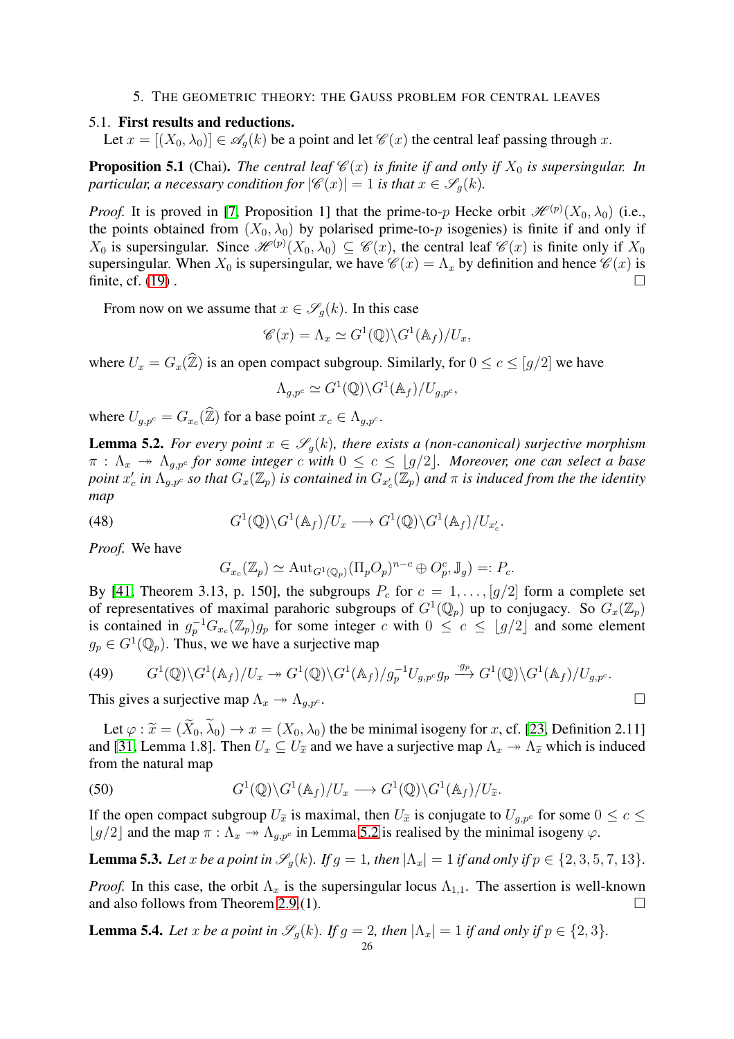## 5. The geometric theory: the Gauss problem for central leaves

### 5.1. First results and reductions.

Let $x = [(X_0, \lambda_0)] \in \mathscr{A}_g(k)$ be a point and let $\mathscr{C}(x)$ the central leaf passing through $x$.

**Proposition 5.1** (Chai). *The central leaf $\mathscr{C}(x)$ is finite if and only if $X_0$ is supersingular. In particular, a necessary condition for $|\mathscr{C}(x)| = 1$ is that $x \in \mathscr{S}_g(k)$.*

*Proof.* It is proved in [7, Proposition 1] that the prime-to-$p$ Hecke orbit $\mathscr{H}^{(p)}(X_0, \lambda_0)$ (i.e., the points obtained from $(X_0, \lambda_0)$ by polarised prime-to-$p$ isogenies) is finite if and only if $X_0$ is supersingular. Since $\mathscr{H}^{(p)}(X_0, \lambda_0) \subseteq \mathscr{C}(x)$, the central leaf $\mathscr{C}(x)$ is finite only if $X_0$ supersingular. When $X_0$ is supersingular, we have $\mathscr{C}(x) = \Lambda_x$ by definition and hence $\mathscr{C}(x)$ is finite, cf. (19) . $\square$

From now on we assume that $x \in \mathscr{S}_g(k)$. In this case

$$\mathscr{C}(x) = \Lambda_x \simeq G^1(\mathbb{Q})\backslash G^1(\mathbb{A}_f)/U_x,$$

where $U_x = G_x(\widehat{\mathbb{Z}})$ is an open compact subgroup. Similarly, for $0 \le c \le [g/2]$ we have

$$\Lambda_{g,p^c} \simeq G^1(\mathbb{Q})\backslash G^1(\mathbb{A}_f)/U_{g,p^c},$$

where $U_{g,p^c} = G_{x_c}(\widehat{\mathbb{Z}})$ for a base point $x_c \in \Lambda_{g,p^c}$.

**Lemma 5.2.** *For every point $x \in \mathscr{S}_g(k)$, there exists a (non-canonical) surjective morphism $\pi : \Lambda_x \twoheadrightarrow \Lambda_{g,p^c}$ for some integer $c$ with $0 \le c \le \lfloor g/2 \rfloor$. Moreover, one can select a base point $x'_c$ in $\Lambda_{g,p^c}$ so that $G_x(\mathbb{Z}_p)$ is contained in $G_{x'_c}(\mathbb{Z}_p)$ and $\pi$ is induced from the the identity map*

$$G^1(\mathbb{Q})\backslash G^1(\mathbb{A}_f)/U_x \longrightarrow G^1(\mathbb{Q})\backslash G^1(\mathbb{A}_f)/U_{x'_c}. \tag{48}$$

*Proof.* We have

$$G_{x_c}(\mathbb{Z}_p) \simeq \mathrm{Aut}_{G^1(\mathbb{Q}_p)}(\Pi_p O_p)^{n-c} \oplus O_p^c, \mathbb{J}_g) =: P_c.$$

By [41, Theorem 3.13, p. 150], the subgroups $P_c$ for $c = 1, \dots, [g/2]$ form a complete set of representatives of maximal parahoric subgroups of $G^1(\mathbb{Q}_p)$ up to conjugacy. So $G_x(\mathbb{Z}_p)$ is contained in $g_p^{-1} G_{x_c}(\mathbb{Z}_p) g_p$ for some integer $c$ with $0 \le c \le \lfloor g/2 \rfloor$ and some element $g_p \in G^1(\mathbb{Q}_p)$. Thus, we we have a surjective map

$$G^1(\mathbb{Q})\backslash G^1(\mathbb{A}_f)/U_x \twoheadrightarrow G^1(\mathbb{Q})\backslash G^1(\mathbb{A}_f)/g_p^{-1} U_{g,p^c} g_p \xrightarrow{\cdot g_p} G^1(\mathbb{Q})\backslash G^1(\mathbb{A}_f)/U_{g,p^c}. \tag{49}$$

This gives a surjective map $\Lambda_x \twoheadrightarrow \Lambda_{g,p^c}$. $\square$

Let $\varphi : \widetilde{x} = (\widetilde{X}_0, \widetilde{\lambda}_0) \to x = (X_0, \lambda_0)$ the be minimal isogeny for $x$, cf. [23, Definition 2.11] and [31, Lemma 1.8]. Then $U_x \subseteq U_{\widetilde{x}}$ and we have a surjective map $\Lambda_x \twoheadrightarrow \Lambda_{\widetilde{x}}$ which is induced from the natural map

$$G^1(\mathbb{Q})\backslash G^1(\mathbb{A}_f)/U_x \longrightarrow G^1(\mathbb{Q})\backslash G^1(\mathbb{A}_f)/U_{\widetilde{x}}. \tag{50}$$

If the open compact subgroup $U_{\widetilde{x}}$ is maximal, then $U_{\widetilde{x}}$ is conjugate to $U_{g,p^c}$ for some $0 \le c \le \lfloor g/2 \rfloor$ and the map $\pi : \Lambda_x \twoheadrightarrow \Lambda_{g,p^c}$ in Lemma 5.2 is realised by the minimal isogeny $\varphi$.

**Lemma 5.3.** *Let $x$ be a point in $\mathscr{S}_g(k)$. If $g = 1$, then $|\Lambda_x| = 1$ if and only if $p \in \{2, 3, 5, 7, 13\}$.*

*Proof.* In this case, the orbit $\Lambda_x$ is the supersingular locus $\Lambda_{1,1}$. The assertion is well-known and also follows from Theorem 2.9 (1). $\square$

**Lemma 5.4.** *Let $x$ be a point in $\mathscr{S}_g(k)$. If $g = 2$, then $|\Lambda_x| = 1$ if and only if $p \in \{2, 3\}$.*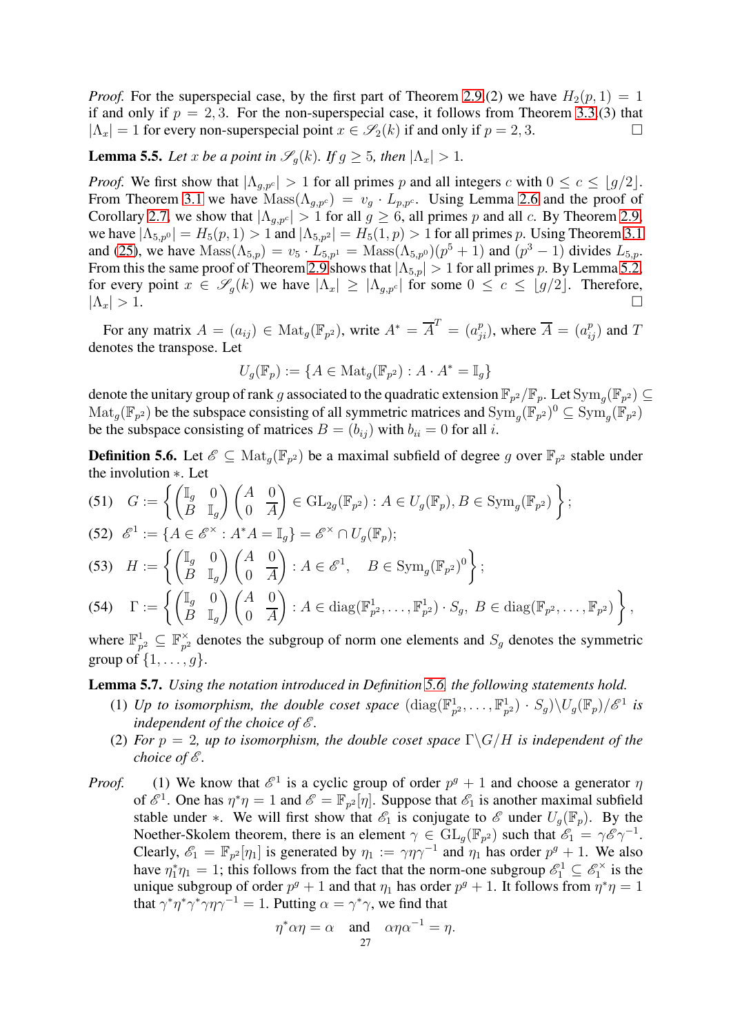*Proof.* For the superspecial case, by the first part of Theorem 2.9.(2) we have $H_2(p,1) = 1$ if and only if $p = 2, 3$. For the non-superspecial case, it follows from Theorem 3.3.(3) that $|\Lambda_x| = 1$ for every non-superspecial point $x \in \mathscr{S}_2(k)$ if and only if $p = 2, 3$. $\square$

**Lemma 5.5.** *Let $x$ be a point in $\mathscr{S}_g(k)$. If $g \geq 5$, then $|\Lambda_x| > 1$.*

*Proof.* We first show that $|\Lambda_{g,p^c}| > 1$ for all primes $p$ and all integers $c$ with $0 \leq c \leq \lfloor g/2 \rfloor$. From Theorem 3.1 we have $\mathrm{Mass}(\Lambda_{g,p^c}) = v_g \cdot L_{p,p^c}$. Using Lemma 2.6 and the proof of Corollary 2.7, we show that $|\Lambda_{g,p^c}| > 1$ for all $g \geq 6$, all primes $p$ and all $c$. By Theorem 2.9, we have $|\Lambda_{5,p^0}| = H_5(p,1) > 1$ and $|\Lambda_{5,p^2}| = H_5(1,p) > 1$ for all primes $p$. Using Theorem 3.1 and (25), we have $\mathrm{Mass}(\Lambda_{5,p}) = v_5 \cdot L_{5,p^1} = \mathrm{Mass}(\Lambda_{5,p^0})(p^5+1)$ and $(p^3 - 1)$ divides $L_{5,p}$. From this the same proof of Theorem 2.9 shows that $|\Lambda_{5,p}| > 1$ for all primes $p$. By Lemma 5.2, for every point $x \in \mathscr{S}_g(k)$ we have $|\Lambda_x| \geq |\Lambda_{g,p^c}|$ for some $0 \leq c \leq \lfloor g/2 \rfloor$. Therefore, $|\Lambda_x| > 1$. $\square$

For any matrix $A = (a_{ij}) \in \mathrm{Mat}_g(\mathbb{F}_{p^2})$, write $A^* = \overline{A}^T = (a_{ji}^p)$, where $\overline{A} = (a_{ij}^p)$ and $T$ denotes the transpose. Let

$$U_g(\mathbb{F}_p) := \{A \in \mathrm{Mat}_g(\mathbb{F}_{p^2}) : A \cdot A^* = \mathbb{I}_g\}$$

denote the unitary group of rank $g$ associated to the quadratic extension $\mathbb{F}_{p^2}/\mathbb{F}_p$. Let $\mathrm{Sym}_g(\mathbb{F}_{p^2}) \subseteq \mathrm{Mat}_g(\mathbb{F}_{p^2})$ be the subspace consisting of all symmetric matrices and $\mathrm{Sym}_g(\mathbb{F}_{p^2})^0 \subseteq \mathrm{Sym}_g(\mathbb{F}_{p^2})$ be the subspace consisting of matrices $B = (b_{ij})$ with $b_{ii} = 0$ for all $i$.

**Definition 5.6.** Let $\mathscr{E} \subseteq \mathrm{Mat}_g(\mathbb{F}_{p^2})$ be a maximal subfield of degree $g$ over $\mathbb{F}_{p^2}$ stable under the involution $*$. Let

$$G := \left\{ \begin{pmatrix} \mathbb{I}_g & 0 \\ B & \mathbb{I}_g \end{pmatrix} \begin{pmatrix} A & 0 \\ 0 & \overline{A} \end{pmatrix} \in \mathrm{GL}_{2g}(\mathbb{F}_{p^2}) : A \in U_g(\mathbb{F}_p), B \in \mathrm{Sym}_g(\mathbb{F}_{p^2}) \right\}; \tag{51}$$

$$\mathscr{E}^1 := \{A \in \mathscr{E}^\times : A^* A = \mathbb{I}_g\} = \mathscr{E}^\times \cap U_g(\mathbb{F}_p); \tag{52}$$

$$H := \left\{ \begin{pmatrix} \mathbb{I}_g & 0 \\ B & \mathbb{I}_g \end{pmatrix} \begin{pmatrix} A & 0 \\ 0 & \overline{A} \end{pmatrix} : A \in \mathscr{E}^1, \quad B \in \mathrm{Sym}_g(\mathbb{F}_{p^2})^0 \right\}; \tag{53}$$

$$\Gamma := \left\{ \begin{pmatrix} \mathbb{I}_g & 0 \\ B & \mathbb{I}_g \end{pmatrix} \begin{pmatrix} A & 0 \\ 0 & \overline{A} \end{pmatrix} : A \in \mathrm{diag}(\mathbb{F}^1_{p^2}, \dots, \mathbb{F}^1_{p^2}) \cdot S_g, \ B \in \mathrm{diag}(\mathbb{F}_{p^2}, \dots, \mathbb{F}_{p^2}) \right\}, \tag{54}$$

where $\mathbb{F}^1_{p^2} \subseteq \mathbb{F}^\times_{p^2}$ denotes the subgroup of norm one elements and $S_g$ denotes the symmetric group of $\{1, \dots, g\}$.

**Lemma 5.7.** *Using the notation introduced in Definition 5.6, the following statements hold.*

1. *Up to isomorphism, the double coset space $(\mathrm{diag}(\mathbb{F}^1_{p^2}, \dots, \mathbb{F}^1_{p^2}) \cdot S_g) \backslash U_g(\mathbb{F}_p) / \mathscr{E}^1$ is independent of the choice of $\mathscr{E}$.*
2. *For $p = 2$, up to isomorphism, the double coset space $\Gamma \backslash G / H$ is independent of the choice of $\mathscr{E}$.*

*Proof.* (1) We know that $\mathscr{E}^1$ is a cyclic group of order $p^g + 1$ and choose a generator $\eta$ of $\mathscr{E}^1$. One has $\eta^* \eta = 1$ and $\mathscr{E} = \mathbb{F}_{p^2}[\eta]$. Suppose that $\mathscr{E}_1$ is another maximal subfield stable under $*$. We will first show that $\mathscr{E}_1$ is conjugate to $\mathscr{E}$ under $U_g(\mathbb{F}_p)$. By the Noether-Skolem theorem, there is an element $\gamma \in \mathrm{GL}_g(\mathbb{F}_{p^2})$ such that $\mathscr{E}_1 = \gamma \mathscr{E} \gamma^{-1}$. Clearly, $\mathscr{E}_1 = \mathbb{F}_{p^2}[\eta_1]$ is generated by $\eta_1 := \gamma \eta \gamma^{-1}$ and $\eta_1$ has order $p^g + 1$. We also have $\eta_1^* \eta_1 = 1$; this follows from the fact that the norm-one subgroup $\mathscr{E}_1^1 \subseteq \mathscr{E}_1^\times$ is the unique subgroup of order $p^g + 1$ and that $\eta_1$ has order $p^g + 1$. It follows from $\eta^* \eta = 1$ that $\gamma^* \eta^* \gamma^* \gamma \eta \gamma^{-1} = 1$. Putting $\alpha = \gamma^* \gamma$, we find that

$$\eta^* \alpha \eta = \alpha \quad \text{and} \quad \alpha \eta \alpha^{-1} = \eta.$$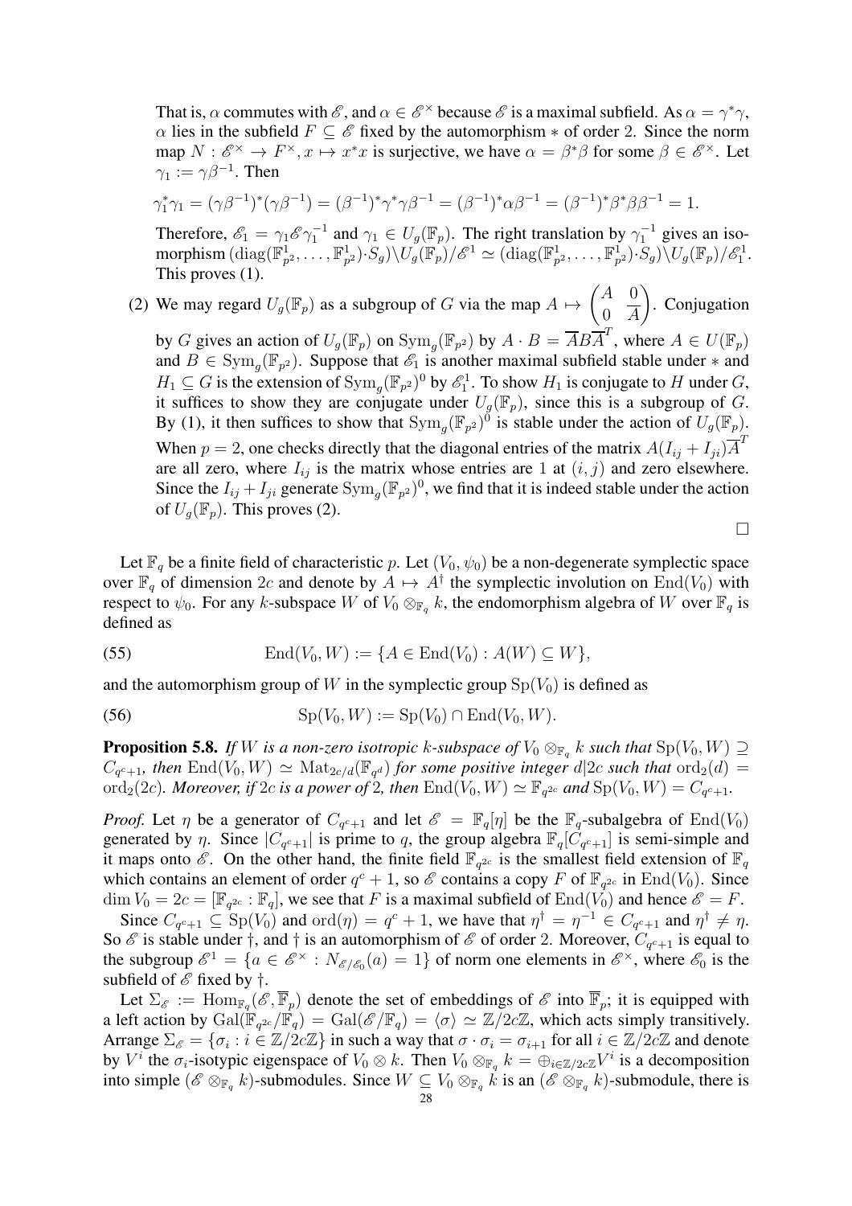That is, $\alpha$ commutes with $\mathscr{E}$, and $\alpha \in \mathscr{E}^\times$ because $\mathscr{E}$ is a maximal subfield. As $\alpha = \gamma^*\gamma$, $\alpha$ lies in the subfield $F \subseteq \mathscr{E}$ fixed by the automorphism $*$ of order 2. Since the norm map $N : \mathscr{E}^\times \to F^\times, x \mapsto x^*x$ is surjective, we have $\alpha = \beta^*\beta$ for some $\beta \in \mathscr{E}^\times$. Let $\gamma_1 := \gamma\beta^{-1}$. Then

$$\gamma_1^*\gamma_1 = (\gamma\beta^{-1})^*(\gamma\beta^{-1}) = (\beta^{-1})^*\gamma^*\gamma\beta^{-1} = (\beta^{-1})^*\alpha\beta^{-1} = (\beta^{-1})^*\beta^*\beta\beta^{-1} = 1.$$

Therefore, $\mathscr{E}_1 = \gamma_1\mathscr{E}\gamma_1^{-1}$ and $\gamma_1 \in U_g(\mathbb{F}_p)$. The right translation by $\gamma_1^{-1}$ gives an isomorphism $(\mathrm{diag}(\mathbb{F}_{p^2}^1, \dots, \mathbb{F}_{p^2}^1)\cdot S_g)\backslash U_g(\mathbb{F}_p)/\mathscr{E}^1 \simeq (\mathrm{diag}(\mathbb{F}_{p^2}^1, \dots, \mathbb{F}_{p^2}^1)\cdot S_g)\backslash U_g(\mathbb{F}_p)/\mathscr{E}_1^1$. This proves (1).

(2) We may regard $U_g(\mathbb{F}_p)$ as a subgroup of $G$ via the map $A \mapsto \begin{pmatrix} A & 0 \\ 0 & \overline{A} \end{pmatrix}$. Conjugation by $G$ gives an action of $U_g(\mathbb{F}_p)$ on $\mathrm{Sym}_g(\mathbb{F}_{p^2})$ by $A \cdot B = \overline{A}B\overline{A}^T$, where $A \in U(\mathbb{F}_p)$ and $B \in \mathrm{Sym}_g(\mathbb{F}_{p^2})$. Suppose that $\mathscr{E}_1$ is another maximal subfield stable under $*$ and $H_1 \subseteq G$ is the extension of $\mathrm{Sym}_g(\mathbb{F}_{p^2})^0$ by $\mathscr{E}_1^1$. To show $H_1$ is conjugate to $H$ under $G$, it suffices to show they are conjugate under $U_g(\mathbb{F}_p)$, since this is a subgroup of $G$. By (1), it then suffices to show that $\mathrm{Sym}_g(\mathbb{F}_{p^2})^0$ is stable under the action of $U_g(\mathbb{F}_p)$. When $p = 2$, one checks directly that the diagonal entries of the matrix $A(I_{ij} + I_{ji})\overline{A}^T$ are all zero, where $I_{ij}$ is the matrix whose entries are 1 at $(i, j)$ and zero elsewhere. Since the $I_{ij} + I_{ji}$ generate $\mathrm{Sym}_g(\mathbb{F}_{p^2})^0$, we find that it is indeed stable under the action of $U_g(\mathbb{F}_p)$. This proves (2).

□

Let $\mathbb{F}_q$ be a finite field of characteristic $p$. Let $(V_0, \psi_0)$ be a non-degenerate symplectic space over $\mathbb{F}_q$ of dimension $2c$ and denote by $A \mapsto A^\dagger$ the symplectic involution on $\mathrm{End}(V_0)$ with respect to $\psi_0$. For any $k$-subspace $W$ of $V_0 \otimes_{\mathbb{F}_q} k$, the endomorphism algebra of $W$ over $\mathbb{F}_q$ is defined as

$$\mathrm{End}(V_0, W) := \{A \in \mathrm{End}(V_0) : A(W) \subseteq W\}, \tag{55}$$

and the automorphism group of $W$ in the symplectic group $\mathrm{Sp}(V_0)$ is defined as

$$\mathrm{Sp}(V_0, W) := \mathrm{Sp}(V_0) \cap \mathrm{End}(V_0, W). \tag{56}$$

**Proposition 5.8.** *If $W$ is a non-zero isotropic $k$-subspace of $V_0 \otimes_{\mathbb{F}_q} k$ such that $\mathrm{Sp}(V_0, W) \supseteq C_{q^c+1}$, then $\mathrm{End}(V_0, W) \simeq \mathrm{Mat}_{2c/d}(\mathbb{F}_{q^d})$ for some positive integer $d|2c$ such that $\mathrm{ord}_2(d) = \mathrm{ord}_2(2c)$. Moreover, if $2c$ is a power of 2, then $\mathrm{End}(V_0, W) \simeq \mathbb{F}_{q^{2c}}$ and $\mathrm{Sp}(V_0, W) = C_{q^c+1}$.*

*Proof.* Let $\eta$ be a generator of $C_{q^c+1}$ and let $\mathscr{E} = \mathbb{F}_q[\eta]$ be the $\mathbb{F}_q$-subalgebra of $\mathrm{End}(V_0)$ generated by $\eta$. Since $|C_{q^c+1}|$ is prime to $q$, the group algebra $\mathbb{F}_q[C_{q^c+1}]$ is semi-simple and it maps onto $\mathscr{E}$. On the other hand, the finite field $\mathbb{F}_{q^{2c}}$ is the smallest field extension of $\mathbb{F}_q$ which contains an element of order $q^c + 1$, so $\mathscr{E}$ contains a copy $F$ of $\mathbb{F}_{q^{2c}}$ in $\mathrm{End}(V_0)$. Since $\dim V_0 = 2c = [\mathbb{F}_{q^{2c}} : \mathbb{F}_q]$, we see that $F$ is a maximal subfield of $\mathrm{End}(V_0)$ and hence $\mathscr{E} = F$.

Since $C_{q^c+1} \subseteq \mathrm{Sp}(V_0)$ and $\mathrm{ord}(\eta) = q^c + 1$, we have that $\eta^\dagger = \eta^{-1} \in C_{q^c+1}$ and $\eta^\dagger \neq \eta$. So $\mathscr{E}$ is stable under $\dagger$, and $\dagger$ is an automorphism of $\mathscr{E}$ of order 2. Moreover, $C_{q^c+1}$ is equal to the subgroup $\mathscr{E}^1 = \{a \in \mathscr{E}^\times : N_{\mathscr{E}/\mathscr{E}_0}(a) = 1\}$ of norm one elements in $\mathscr{E}^\times$, where $\mathscr{E}_0$ is the subfield of $\mathscr{E}$ fixed by $\dagger$.

Let $\Sigma_{\mathscr{E}} := \mathrm{Hom}_{\mathbb{F}_q}(\mathscr{E}, \overline{\mathbb{F}}_p)$ denote the set of embeddings of $\mathscr{E}$ into $\overline{\mathbb{F}}_p$; it is equipped with a left action by $\mathrm{Gal}(\mathbb{F}_{q^{2c}}/\mathbb{F}_q) = \mathrm{Gal}(\mathscr{E}/\mathbb{F}_q) = \langle \sigma \rangle \simeq \mathbb{Z}/2c\mathbb{Z}$, which acts simply transitively. Arrange $\Sigma_{\mathscr{E}} = \{\sigma_i : i \in \mathbb{Z}/2c\mathbb{Z}\}$ in such a way that $\sigma \cdot \sigma_i = \sigma_{i+1}$ for all $i \in \mathbb{Z}/2c\mathbb{Z}$ and denote by $V^i$ the $\sigma_i$-isotypic eigenspace of $V_0 \otimes k$. Then $V_0 \otimes_{\mathbb{F}_q} k = \oplus_{i \in \mathbb{Z}/2c\mathbb{Z}} V^i$ is a decomposition into simple $(\mathscr{E} \otimes_{\mathbb{F}_q} k)$-submodules. Since $W \subseteq V_0 \otimes_{\mathbb{F}_q} k$ is an $(\mathscr{E} \otimes_{\mathbb{F}_q} k)$-submodule, there is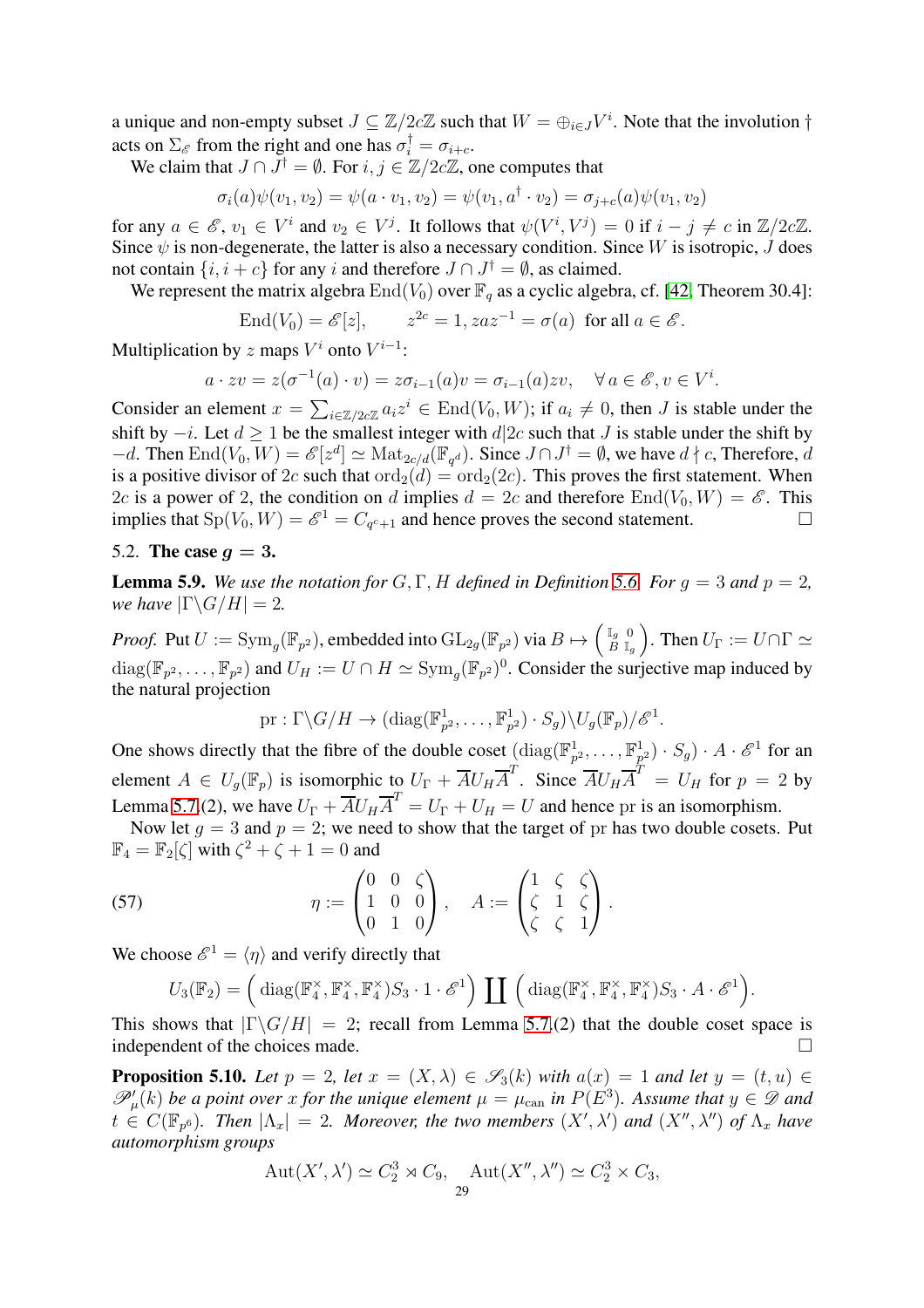a unique and non-empty subset $J \subseteq \mathbb{Z}/2c\mathbb{Z}$ such that $W = \oplus_{i \in J} V^i$. Note that the involution $\dagger$ acts on $\Sigma_{\mathscr{E}}$ from the right and one has $\sigma_i^\dagger = \sigma_{i+c}$.

We claim that $J \cap J^\dagger = \emptyset$. For $i, j \in \mathbb{Z}/2c\mathbb{Z}$, one computes that

$$\sigma_i(a)\psi(v_1, v_2) = \psi(a \cdot v_1, v_2) = \psi(v_1, a^\dagger \cdot v_2) = \sigma_{j+c}(a)\psi(v_1, v_2)$$

for any $a \in \mathscr{E}$, $v_1 \in V^i$ and $v_2 \in V^j$. It follows that $\psi(V^i, V^j) = 0$ if $i - j \neq c$ in $\mathbb{Z}/2c\mathbb{Z}$. Since $\psi$ is non-degenerate, the latter is also a necessary condition. Since $W$ is isotropic, $J$ does not contain $\{i, i+c\}$ for any $i$ and therefore $J \cap J^\dagger = \emptyset$, as claimed.

We represent the matrix algebra $\mathrm{End}(V_0)$ over $\mathbb{F}_q$ as a cyclic algebra, cf. [42, Theorem 30.4]:

$$\mathrm{End}(V_0) = \mathscr{E}[z], \qquad z^{2c} = 1, zaz^{-1} = \sigma(a) \text{ for all } a \in \mathscr{E}.$$

Multiplication by $z$ maps $V^i$ onto $V^{i-1}$:

$$a \cdot zv = z(\sigma^{-1}(a) \cdot v) = z\sigma_{i-1}(a)v = \sigma_{i-1}(a)zv, \quad \forall\, a \in \mathscr{E}, v \in V^i.$$

Consider an element $x = \sum_{i \in \mathbb{Z}/2c\mathbb{Z}} a_i z^i \in \mathrm{End}(V_0, W)$; if $a_i \neq 0$, then $J$ is stable under the shift by $-i$. Let $d \geq 1$ be the smallest integer with $d | 2c$ such that $J$ is stable under the shift by $-d$. Then $\mathrm{End}(V_0, W) = \mathscr{E}[z^d] \simeq \mathrm{Mat}_{2c/d}(\mathbb{F}_{q^d})$. Since $J \cap J^\dagger = \emptyset$, we have $d \nmid c$, Therefore, $d$ is a positive divisor of $2c$ such that $\mathrm{ord}_2(d) = \mathrm{ord}_2(2c)$. This proves the first statement. When $2c$ is a power of 2, the condition on $d$ implies $d = 2c$ and therefore $\mathrm{End}(V_0, W) = \mathscr{E}$. This implies that $\mathrm{Sp}(V_0, W) = \mathscr{E}^1 = C_{q^c+1}$ and hence proves the second statement. $\square$

## 5.2. The case $g = 3$.

**Lemma 5.9.** *We use the notation for $G, \Gamma, H$ defined in Definition 5.6. For $g = 3$ and $p = 2$, we have $|\Gamma \backslash G/H| = 2$.*

*Proof.* Put $U := \mathrm{Sym}_g(\mathbb{F}_{p^2})$, embedded into $\mathrm{GL}_{2g}(\mathbb{F}_{p^2})$ via $B \mapsto \begin{pmatrix} \mathbb{I}_g & 0 \\ B & \mathbb{I}_g \end{pmatrix}$. Then $U_\Gamma := U \cap \Gamma \simeq \mathrm{diag}(\mathbb{F}_{p^2}, \ldots, \mathbb{F}_{p^2})$ and $U_H := U \cap H \simeq \mathrm{Sym}_g(\mathbb{F}_{p^2})^0$. Consider the surjective map induced by the natural projection

$$\mathrm{pr} : \Gamma \backslash G/H \to (\mathrm{diag}(\mathbb{F}^1_{p^2}, \ldots, \mathbb{F}^1_{p^2}) \cdot S_g) \backslash U_g(\mathbb{F}_p)/\mathscr{E}^1.$$

One shows directly that the fibre of the double coset $(\mathrm{diag}(\mathbb{F}^1_{p^2}, \ldots, \mathbb{F}^1_{p^2}) \cdot S_g) \cdot A \cdot \mathscr{E}^1$ for an element $A \in U_g(\mathbb{F}_p)$ is isomorphic to $U_\Gamma + \overline{A} U_H \overline{A}^T$. Since $\overline{A} U_H \overline{A}^T = U_H$ for $p = 2$ by Lemma 5.7.(2), we have $U_\Gamma + \overline{A} U_H \overline{A}^T = U_\Gamma + U_H = U$ and hence pr is an isomorphism.

Now let $g = 3$ and $p = 2$; we need to show that the target of pr has two double cosets. Put $\mathbb{F}_4 = \mathbb{F}_2[\zeta]$ with $\zeta^2 + \zeta + 1 = 0$ and

$$\eta := \begin{pmatrix} 0 & 0 & \zeta \\ 1 & 0 & 0 \\ 0 & 1 & 0 \end{pmatrix}, \quad A := \begin{pmatrix} 1 & \zeta & \zeta \\ \zeta & 1 & \zeta \\ \zeta & \zeta & 1 \end{pmatrix}. \tag{57}$$

We choose $\mathscr{E}^1 = \langle \eta \rangle$ and verify directly that

$$U_3(\mathbb{F}_2) = \Big( \mathrm{diag}(\mathbb{F}_4^\times, \mathbb{F}_4^\times, \mathbb{F}_4^\times) S_3 \cdot 1 \cdot \mathscr{E}^1 \Big) \coprod \Big( \mathrm{diag}(\mathbb{F}_4^\times, \mathbb{F}_4^\times, \mathbb{F}_4^\times) S_3 \cdot A \cdot \mathscr{E}^1 \Big).$$

This shows that $|\Gamma \backslash G/H| = 2$; recall from Lemma 5.7.(2) that the double coset space is independent of the choices made. $\square$

**Proposition 5.10.** *Let $p = 2$, let $x = (X, \lambda) \in \mathscr{S}_3(k)$ with $a(x) = 1$ and let $y = (t, u) \in \mathscr{P}'_\mu(k)$ be a point over $x$ for the unique element $\mu = \mu_{\mathrm{can}}$ in $P(E^3)$. Assume that $y \in \mathscr{D}$ and $t \in C(\mathbb{F}_{p^6})$. Then $|\Lambda_x| = 2$. Moreover, the two members $(X', \lambda')$ and $(X'', \lambda'')$ of $\Lambda_x$ have automorphism groups*

$$\mathrm{Aut}(X', \lambda') \simeq C_2^3 \rtimes C_9, \quad \mathrm{Aut}(X'', \lambda'') \simeq C_2^3 \times C_3,$$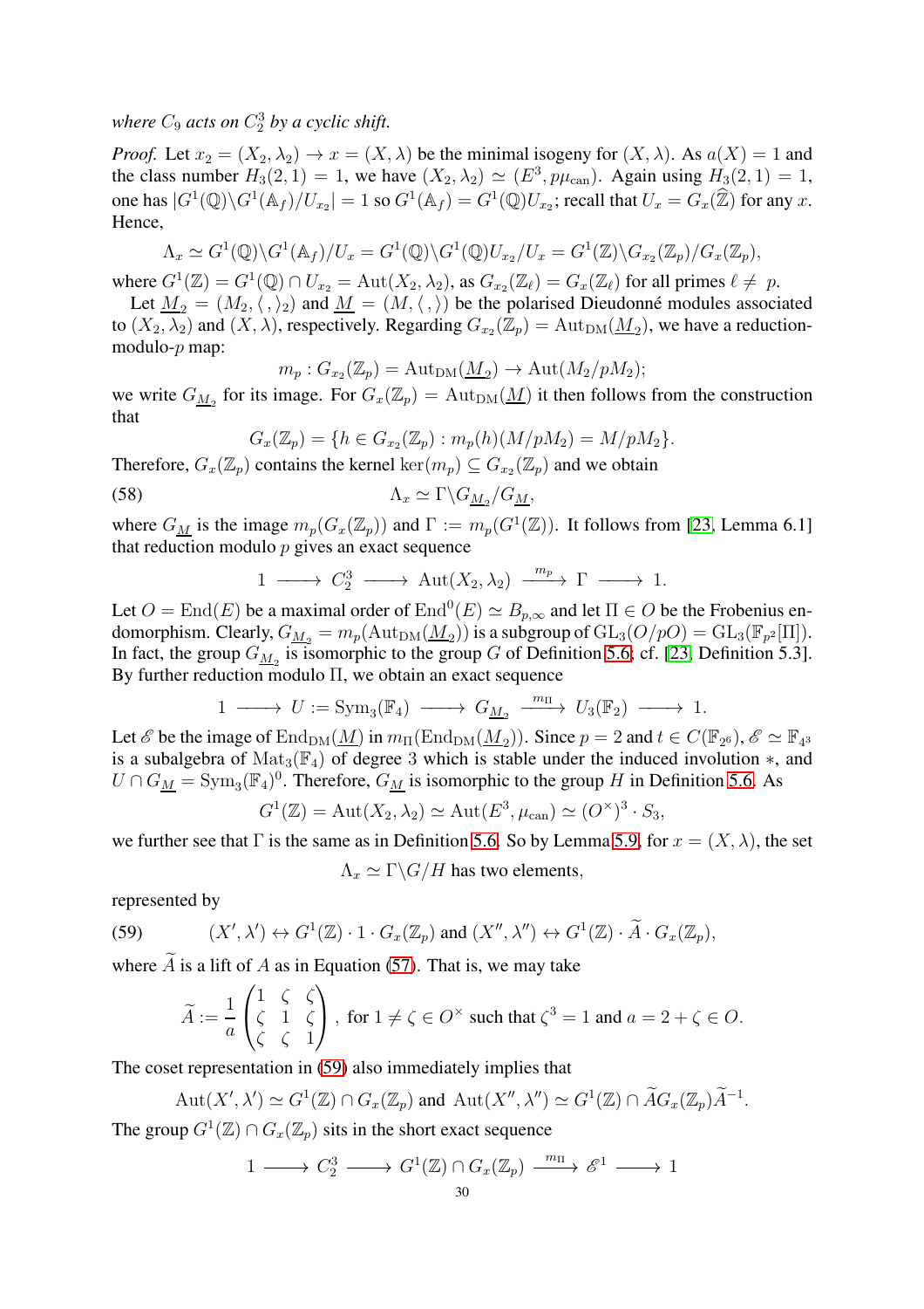*where $C_9$ acts on $C_2^3$ by a cyclic shift.*

*Proof.* Let $x_2 = (X_2, \lambda_2) \to x = (X, \lambda)$ be the minimal isogeny for $(X, \lambda)$. As $a(X) = 1$ and the class number $H_3(2, 1) = 1$, we have $(X_2, \lambda_2) \simeq (E^3, p\mu_{\mathrm{can}})$. Again using $H_3(2, 1) = 1$, one has $|G^1(\mathbb{Q})\backslash G^1(\mathbb{A}_f)/U_{x_2}| = 1$ so $G^1(\mathbb{A}_f) = G^1(\mathbb{Q})U_{x_2}$; recall that $U_x = G_x(\widehat{\mathbb{Z}})$ for any $x$. Hence,

$$\Lambda_x \simeq G^1(\mathbb{Q})\backslash G^1(\mathbb{A}_f)/U_x = G^1(\mathbb{Q})\backslash G^1(\mathbb{Q})U_{x_2}/U_x = G^1(\mathbb{Z})\backslash G_{x_2}(\mathbb{Z}_p)/G_x(\mathbb{Z}_p),$$

where $G^1(\mathbb{Z}) = G^1(\mathbb{Q}) \cap U_{x_2} = \mathrm{Aut}(X_2, \lambda_2)$, as $G_{x_2}(\mathbb{Z}_\ell) = G_x(\mathbb{Z}_\ell)$ for all primes $\ell \neq p$.

Let $\underline{M_2} = (M_2, \langle\, ,\rangle_2)$ and $\underline{M} = (M, \langle\, ,\rangle)$ be the polarised Dieudonné modules associated to $(X_2, \lambda_2)$ and $(X, \lambda)$, respectively. Regarding $G_{x_2}(\mathbb{Z}_p) = \mathrm{Aut}_{\mathrm{DM}}(\underline{M_2})$, we have a reduction-modulo-$p$ map:

$$m_p : G_{x_2}(\mathbb{Z}_p) = \mathrm{Aut}_{\mathrm{DM}}(\underline{M_2}) \to \mathrm{Aut}(M_2/pM_2);$$

we write $G_{\underline{M_2}}$ for its image. For $G_x(\mathbb{Z}_p) = \mathrm{Aut}_{\mathrm{DM}}(\underline{M})$ it then follows from the construction that

$$G_x(\mathbb{Z}_p) = \{h \in G_{x_2}(\mathbb{Z}_p) : m_p(h)(M/pM_2) = M/pM_2\}.$$

Therefore, $G_x(\mathbb{Z}_p)$ contains the kernel $\ker(m_p) \subseteq G_{x_2}(\mathbb{Z}_p)$ and we obtain

$$\Lambda_x \simeq \Gamma\backslash G_{\underline{M_2}}/G_{\underline{M}}, \tag{58}$$

where $G_{\underline{M}}$ is the image $m_p(G_x(\mathbb{Z}_p))$ and $\Gamma := m_p(G^1(\mathbb{Z}))$. It follows from [23, Lemma 6.1] that reduction modulo $p$ gives an exact sequence

$$1 \longrightarrow C_2^3 \longrightarrow \mathrm{Aut}(X_2, \lambda_2) \xrightarrow{\ m_p\ } \Gamma \longrightarrow 1.$$

Let $O = \mathrm{End}(E)$ be a maximal order of $\mathrm{End}^0(E) \simeq B_{p,\infty}$ and let $\Pi \in O$ be the Frobenius endomorphism. Clearly, $G_{\underline{M_2}} = m_p(\mathrm{Aut}_{\mathrm{DM}}(\underline{M_2}))$ is a subgroup of $\mathrm{GL}_3(O/pO) = \mathrm{GL}_3(\mathbb{F}_{p^2}[\Pi])$. In fact, the group $G_{\underline{M_2}}$ is isomorphic to the group $G$ of Definition 5.6; cf. [23, Definition 5.3]. By further reduction modulo $\Pi$, we obtain an exact sequence

$$1 \longrightarrow U := \mathrm{Sym}_3(\mathbb{F}_4) \longrightarrow G_{\underline{M_2}} \xrightarrow{\ m_\Pi\ } U_3(\mathbb{F}_2) \longrightarrow 1.$$

Let $\mathscr{E}$ be the image of $\mathrm{End}_{\mathrm{DM}}(\underline{M})$ in $m_\Pi(\mathrm{End}_{\mathrm{DM}}(\underline{M_2}))$. Since $p = 2$ and $t \in C(\mathbb{F}_{2^6})$, $\mathscr{E} \simeq \mathbb{F}_{4^3}$ is a subalgebra of $\mathrm{Mat}_3(\mathbb{F}_4)$ of degree 3 which is stable under the induced involution $*$, and $U \cap G_{\underline{M}} = \mathrm{Sym}_3(\mathbb{F}_4)^0$. Therefore, $G_{\underline{M}}$ is isomorphic to the group $H$ in Definition 5.6. As

$$G^1(\mathbb{Z}) = \mathrm{Aut}(X_2, \lambda_2) \simeq \mathrm{Aut}(E^3, \mu_{\mathrm{can}}) \simeq (O^\times)^3 \cdot S_3,$$

we further see that $\Gamma$ is the same as in Definition 5.6. So by Lemma 5.9, for $x = (X, \lambda)$, the set

$$\Lambda_x \simeq \Gamma\backslash G/H \text{ has two elements},$$

represented by

$$(X', \lambda') \leftrightarrow G^1(\mathbb{Z}) \cdot 1 \cdot G_x(\mathbb{Z}_p) \text{ and } (X'', \lambda'') \leftrightarrow G^1(\mathbb{Z}) \cdot \widetilde{A} \cdot G_x(\mathbb{Z}_p), \tag{59}$$

where $\widetilde{A}$ is a lift of $A$ as in Equation (57). That is, we may take

$$\widetilde{A} := \frac{1}{a}\begin{pmatrix} 1 & \zeta & \zeta \\ \zeta & 1 & \zeta \\ \zeta & \zeta & 1 \end{pmatrix}, \text{ for } 1 \neq \zeta \in O^\times \text{ such that } \zeta^3 = 1 \text{ and } a = 2 + \zeta \in O.$$

The coset representation in (59) also immediately implies that

$$\mathrm{Aut}(X', \lambda') \simeq G^1(\mathbb{Z}) \cap G_x(\mathbb{Z}_p) \text{ and } \mathrm{Aut}(X'', \lambda'') \simeq G^1(\mathbb{Z}) \cap \widetilde{A}G_x(\mathbb{Z}_p)\widetilde{A}^{-1}.$$

The group $G^1(\mathbb{Z}) \cap G_x(\mathbb{Z}_p)$ sits in the short exact sequence

$$1 \longrightarrow C_2^3 \longrightarrow G^1(\mathbb{Z}) \cap G_x(\mathbb{Z}_p) \xrightarrow{\ m_\Pi\ } \mathscr{E}^1 \longrightarrow 1$$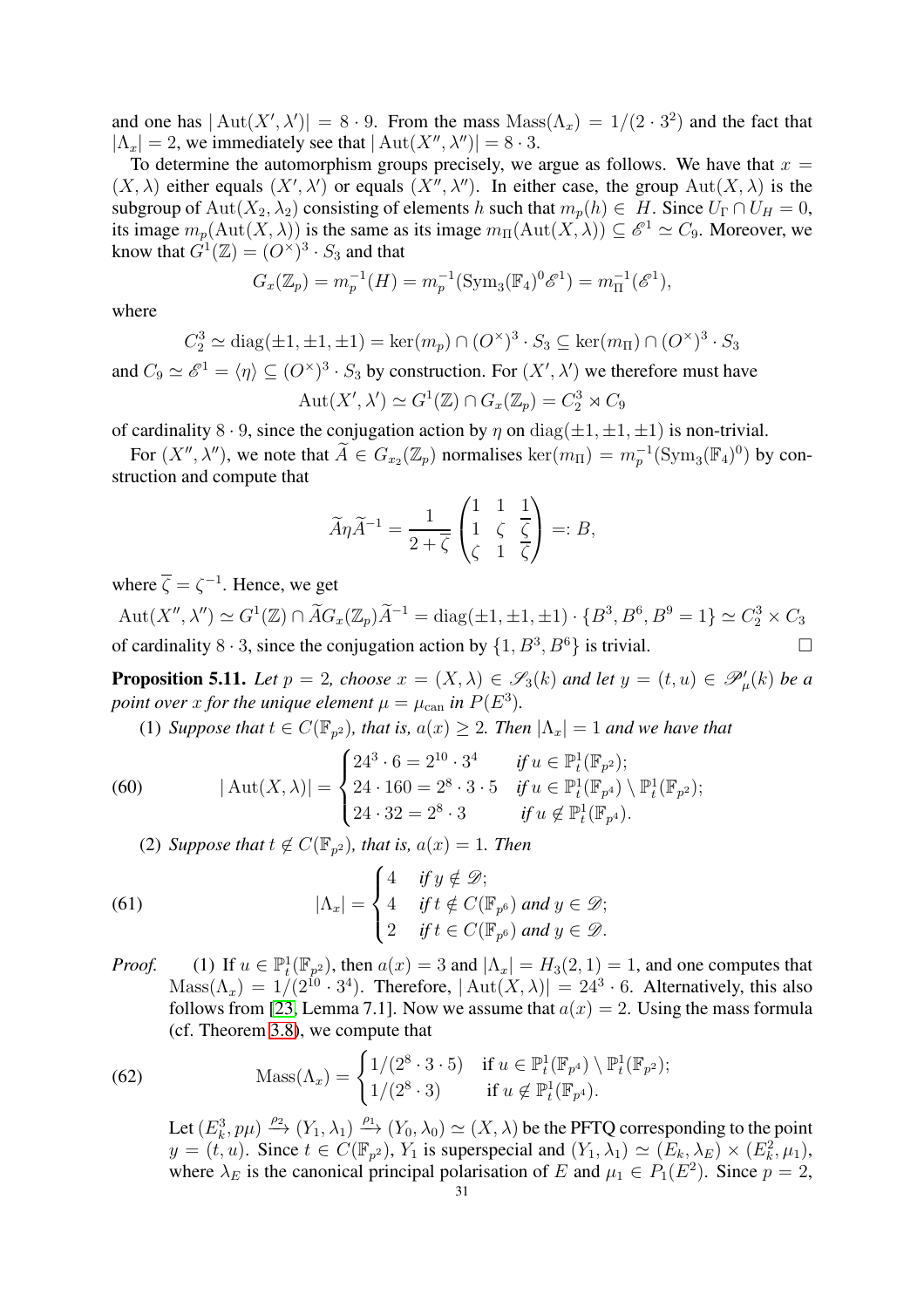and one has $|\operatorname{Aut}(X',\lambda')| = 8\cdot 9$. From the mass $\operatorname{Mass}(\Lambda_x) = 1/(2\cdot 3^2)$ and the fact that $|\Lambda_x| = 2$, we immediately see that $|\operatorname{Aut}(X'',\lambda'')| = 8\cdot 3$.

To determine the automorphism groups precisely, we argue as follows. We have that $x = (X,\lambda)$ either equals $(X',\lambda')$ or equals $(X'',\lambda'')$. In either case, the group $\operatorname{Aut}(X,\lambda)$ is the subgroup of $\operatorname{Aut}(X_2,\lambda_2)$ consisting of elements $h$ such that $m_p(h)\in H$. Since $U_\Gamma\cap U_H = 0$, its image $m_p(\operatorname{Aut}(X,\lambda))$ is the same as its image $m_\Pi(\operatorname{Aut}(X,\lambda))\subseteq \mathscr{E}^1\simeq C_9$. Moreover, we know that $G^1(\mathbb{Z}) = (O^\times)^3\cdot S_3$ and that

$$G_x(\mathbb{Z}_p) = m_p^{-1}(H) = m_p^{-1}(\operatorname{Sym}_3(\mathbb{F}_4)^0\mathscr{E}^1) = m_\Pi^{-1}(\mathscr{E}^1),$$

where

$$C_2^3\simeq \operatorname{diag}(\pm1,\pm1,\pm1) = \ker(m_p)\cap(O^\times)^3\cdot S_3\subseteq \ker(m_\Pi)\cap(O^\times)^3\cdot S_3$$

and $C_9\simeq\mathscr{E}^1 = \langle\eta\rangle\subseteq (O^\times)^3\cdot S_3$ by construction. For $(X',\lambda')$ we therefore must have

$$\operatorname{Aut}(X',\lambda')\simeq G^1(\mathbb{Z})\cap G_x(\mathbb{Z}_p) = C_2^3\rtimes C_9$$

of cardinality $8\cdot 9$, since the conjugation action by $\eta$ on $\operatorname{diag}(\pm1,\pm1,\pm1)$ is non-trivial.

For $(X'',\lambda'')$, we note that $\widetilde{A}\in G_{x_2}(\mathbb{Z}_p)$ normalises $\ker(m_\Pi) = m_p^{-1}(\operatorname{Sym}_3(\mathbb{F}_4)^0)$ by construction and compute that

$$\widetilde{A}\eta\widetilde{A}^{-1} = \frac{1}{2+\overline{\zeta}}\begin{pmatrix}1 & 1 & \overline{1}\\ 1 & \zeta & \overline{\zeta}\\ \zeta & 1 & \overline{\zeta}\end{pmatrix} =: B,$$

where $\overline{\zeta} = \zeta^{-1}$. Hence, we get

$$\operatorname{Aut}(X'',\lambda'')\simeq G^1(\mathbb{Z})\cap \widetilde{A}G_x(\mathbb{Z}_p)\widetilde{A}^{-1} = \operatorname{diag}(\pm1,\pm1,\pm1)\cdot\{B^3,B^6,B^9=1\}\simeq C_2^3\times C_3$$

of cardinality $8\cdot 3$, since the conjugation action by $\{1,B^3,B^6\}$ is trivial. $\square$

**Proposition 5.11.** *Let $p=2$, choose $x=(X,\lambda)\in\mathscr{S}_3(k)$ and let $y=(t,u)\in\mathscr{P}'_\mu(k)$ be a point over $x$ for the unique element $\mu=\mu_{\mathrm{can}}$ in $P(E^3)$.*

(1) *Suppose that $t\in C(\mathbb{F}_{p^2})$, that is, $a(x)\ge 2$. Then $|\Lambda_x|=1$ and we have that*

$$|\operatorname{Aut}(X,\lambda)| = \begin{cases} 24^3\cdot 6 = 2^{10}\cdot 3^4 & \text{if } u\in\mathbb{P}^1_t(\mathbb{F}_{p^2});\\ 24\cdot 160 = 2^8\cdot 3\cdot 5 & \text{if } u\in\mathbb{P}^1_t(\mathbb{F}_{p^4})\setminus\mathbb{P}^1_t(\mathbb{F}_{p^2});\\ 24\cdot 32 = 2^8\cdot 3 & \text{if } u\notin\mathbb{P}^1_t(\mathbb{F}_{p^4}).\end{cases}\tag{60}$$

(2) *Suppose that $t\notin C(\mathbb{F}_{p^2})$, that is, $a(x)=1$. Then*

$$|\Lambda_x| = \begin{cases} 4 & \text{if } y\notin\mathscr{D};\\ 4 & \text{if } t\notin C(\mathbb{F}_{p^6}) \text{ and } y\in\mathscr{D};\\ 2 & \text{if } t\in C(\mathbb{F}_{p^6}) \text{ and } y\in\mathscr{D}.\end{cases}\tag{61}$$

*Proof.* (1) If $u\in\mathbb{P}^1_t(\mathbb{F}_{p^2})$, then $a(x)=3$ and $|\Lambda_x| = H_3(2,1)=1$, and one computes that $\operatorname{Mass}(\Lambda_x) = 1/(2^{10}\cdot 3^4)$. Therefore, $|\operatorname{Aut}(X,\lambda)| = 24^3\cdot 6$. Alternatively, this also follows from [23, Lemma 7.1]. Now we assume that $a(x)=2$. Using the mass formula (cf. Theorem 3.8), we compute that

$$\operatorname{Mass}(\Lambda_x) = \begin{cases} 1/(2^8\cdot 3\cdot 5) & \text{if } u\in\mathbb{P}^1_t(\mathbb{F}_{p^4})\setminus\mathbb{P}^1_t(\mathbb{F}_{p^2});\\ 1/(2^8\cdot 3) & \text{if } u\notin\mathbb{P}^1_t(\mathbb{F}_{p^4}).\end{cases}\tag{62}$$

Let $(E_k^3,p\mu)\xrightarrow{\rho_2}(Y_1,\lambda_1)\xrightarrow{\rho_1}(Y_0,\lambda_0)\simeq(X,\lambda)$ be the PFTQ corresponding to the point $y=(t,u)$. Since $t\in C(\mathbb{F}_{p^2})$, $Y_1$ is superspecial and $(Y_1,\lambda_1)\simeq(E_k,\lambda_E)\times(E_k^2,\mu_1)$, where $\lambda_E$ is the canonical principal polarisation of $E$ and $\mu_1\in P_1(E^2)$. Since $p=2$,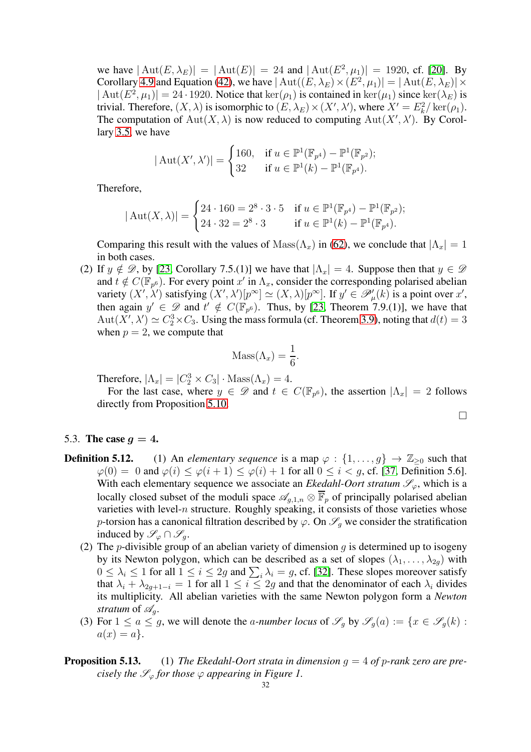we have $|\operatorname{Aut}(E,\lambda_E)| = |\operatorname{Aut}(E)| = 24$ and $|\operatorname{Aut}(E^2,\mu_1)| = 1920$, cf. [20]. By Corollary 4.9 and Equation (42), we have $|\operatorname{Aut}((E,\lambda_E)\times(E^2,\mu_1)| = |\operatorname{Aut}(E,\lambda_E)| \times |\operatorname{Aut}(E^2,\mu_1)| = 24\cdot 1920$. Notice that $\ker(\rho_1)$ is contained in $\ker(\mu_1)$ since $\ker(\lambda_E)$ is trivial. Therefore, $(X,\lambda)$ is isomorphic to $(E,\lambda_E)\times(X',\lambda')$, where $X' = E_k^2/\ker(\rho_1)$. The computation of $\operatorname{Aut}(X,\lambda)$ is now reduced to computing $\operatorname{Aut}(X',\lambda')$. By Corollary 3.5, we have

$$|\operatorname{Aut}(X',\lambda')| = \begin{cases} 160, & \text{if } u\in\mathbb{P}^1(\mathbb{F}_{p^4})-\mathbb{P}^1(\mathbb{F}_{p^2});\\ 32 & \text{if } u\in\mathbb{P}^1(k)-\mathbb{P}^1(\mathbb{F}_{p^4}).\end{cases}$$

Therefore,

$$|\operatorname{Aut}(X,\lambda)| = \begin{cases} 24\cdot 160 = 2^8\cdot 3\cdot 5 & \text{if } u\in\mathbb{P}^1(\mathbb{F}_{p^4})-\mathbb{P}^1(\mathbb{F}_{p^2});\\ 24\cdot 32 = 2^8\cdot 3 & \text{if } u\in\mathbb{P}^1(k)-\mathbb{P}^1(\mathbb{F}_{p^4}).\end{cases}$$

Comparing this result with the values of $\operatorname{Mass}(\Lambda_x)$ in (62), we conclude that $|\Lambda_x| = 1$ in both cases.

(2) If $y\notin\mathscr{D}$, by [23, Corollary 7.5.(1)] we have that $|\Lambda_x| = 4$. Suppose then that $y\in\mathscr{D}$ and $t\notin C(\mathbb{F}_{p^6})$. For every point $x'$ in $\Lambda_x$, consider the corresponding polarised abelian variety $(X',\lambda')$ satisfying $(X',\lambda')[p^\infty]\simeq(X,\lambda)[p^\infty]$. If $y'\in\mathscr{P}'_\mu(k)$ is a point over $x'$, then again $y'\in\mathscr{D}$ and $t'\notin C(\mathbb{F}_{p^6})$. Thus, by [23, Theorem 7.9.(1)], we have that $\operatorname{Aut}(X',\lambda')\simeq C_2^3\times C_3$. Using the mass formula (cf. Theorem 3.9), noting that $d(t)=3$ when $p=2$, we compute that

$$\operatorname{Mass}(\Lambda_x) = \frac{1}{6}.$$

Therefore, $|\Lambda_x| = |C_2^3\times C_3|\cdot\operatorname{Mass}(\Lambda_x) = 4$.

For the last case, where $y\in\mathscr{D}$ and $t\in C(\mathbb{F}_{p^6})$, the assertion $|\Lambda_x| = 2$ follows directly from Proposition 5.10.

□

### 5.3. The case $g = 4$.

**Definition 5.12.** (1) An *elementary sequence* is a map $\varphi:\{1,\dots,g\}\to\mathbb{Z}_{\geq 0}$ such that $\varphi(0) = 0$ and $\varphi(i)\leq\varphi(i+1)\leq\varphi(i)+1$ for all $0\leq i<g$, cf. [37, Definition 5.6]. With each elementary sequence we associate an *Ekedahl-Oort stratum* $\mathscr{S}_\varphi$, which is a locally closed subset of the moduli space $\mathscr{A}_{g,1,n}\otimes\overline{\mathbb{F}}_p$ of principally polarised abelian varieties with level-$n$ structure. Roughly speaking, it consists of those varieties whose $p$-torsion has a canonical filtration described by $\varphi$. On $\mathscr{S}_g$ we consider the stratification induced by $\mathscr{S}_\varphi\cap\mathscr{S}_g$.

(2) The $p$-divisible group of an abelian variety of dimension $g$ is determined up to isogeny by its Newton polygon, which can be described as a set of slopes $(\lambda_1,\dots,\lambda_{2g})$ with $0\leq\lambda_i\leq 1$ for all $1\leq i\leq 2g$ and $\sum_i\lambda_i = g$, cf. [32]. These slopes moreover satisfy that $\lambda_i+\lambda_{2g+1-i} = 1$ for all $1\leq i\leq 2g$ and that the denominator of each $\lambda_i$ divides its multiplicity. All abelian varieties with the same Newton polygon form a *Newton stratum* of $\mathscr{A}_g$.

(3) For $1\leq a\leq g$, we will denote the *$a$-number locus* of $\mathscr{S}_g$ by $\mathscr{S}_g(a) := \{x\in\mathscr{S}_g(k) : a(x) = a\}$.

**Proposition 5.13.** (1) *The Ekedahl-Oort strata in dimension $g=4$ of $p$-rank zero are precisely the $\mathscr{S}_\varphi$ for those $\varphi$ appearing in Figure 1.*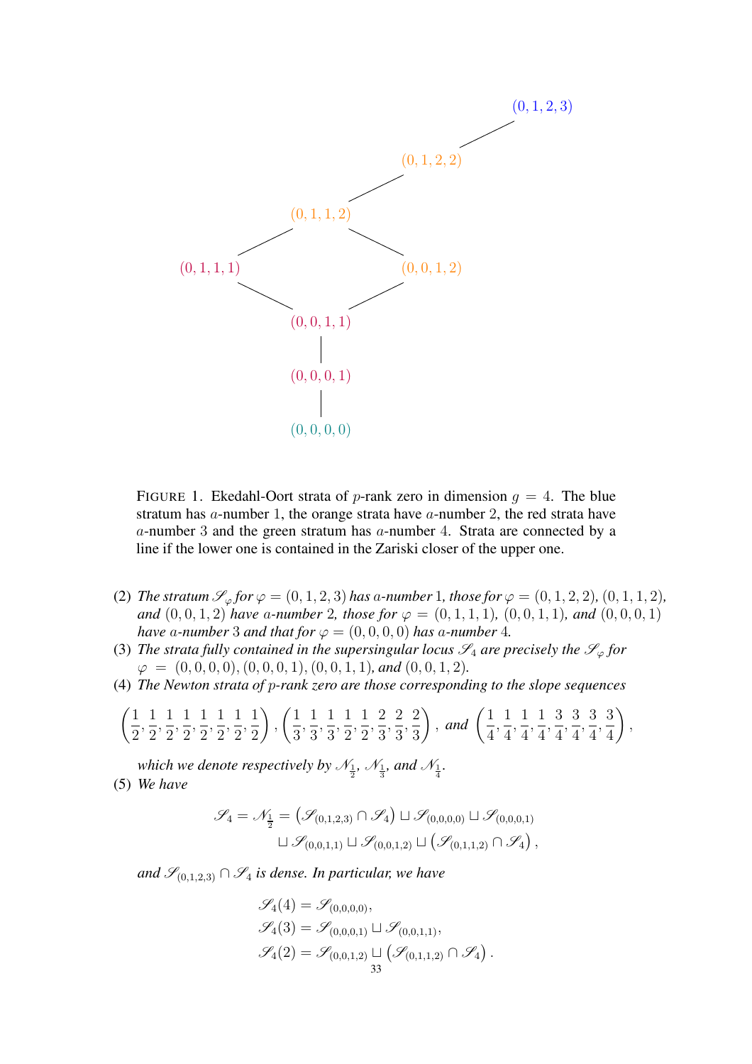FIGURE 1. Ekedahl-Oort strata of $p$-rank zero in dimension $g = 4$. The blue stratum has $a$-number 1, the orange strata have $a$-number 2, the red strata have $a$-number 3 and the green stratum has $a$-number 4. Strata are connected by a line if the lower one is contained in the Zariski closer of the upper one.

(2) *The stratum $\mathscr{S}_\varphi$ for $\varphi = (0,1,2,3)$ has $a$-number 1, those for $\varphi = (0,1,2,2)$, $(0,1,1,2)$, and $(0,0,1,2)$ have $a$-number 2, those for $\varphi = (0,1,1,1)$, $(0,0,1,1)$, and $(0,0,0,1)$ have $a$-number 3 and that for $\varphi = (0,0,0,0)$ has $a$-number 4.*

(3) *The strata fully contained in the supersingular locus $\mathscr{S}_4$ are precisely the $\mathscr{S}_\varphi$ for $\varphi = (0,0,0,0), (0,0,0,1), (0,0,1,1)$, and $(0,0,1,2)$.*

(4) *The Newton strata of $p$-rank zero are those corresponding to the slope sequences*

$$\left(\frac{1}{2},\frac{1}{2},\frac{1}{2},\frac{1}{2},\frac{1}{2},\frac{1}{2},\frac{1}{2},\frac{1}{2}\right), \left(\frac{1}{3},\frac{1}{3},\frac{1}{3},\frac{1}{2},\frac{1}{2},\frac{2}{3},\frac{2}{3},\frac{2}{3}\right), \text{ and } \left(\frac{1}{4},\frac{1}{4},\frac{1}{4},\frac{1}{4},\frac{3}{4},\frac{3}{4},\frac{3}{4},\frac{3}{4}\right),$$

*which we denote respectively by $\mathscr{N}_{\frac{1}{2}}$, $\mathscr{N}_{\frac{1}{3}}$, and $\mathscr{N}_{\frac{1}{4}}$.*

(5) *We have*

$$\begin{aligned}\mathscr{S}_4 = \mathscr{N}_{\frac{1}{2}} = \left(\mathscr{S}_{(0,1,2,3)} \cap \mathscr{S}_4\right) \sqcup \mathscr{S}_{(0,0,0,0)} \sqcup \mathscr{S}_{(0,0,0,1)} \\ \sqcup \mathscr{S}_{(0,0,1,1)} \sqcup \mathscr{S}_{(0,0,1,2)} \sqcup \left(\mathscr{S}_{(0,1,1,2)} \cap \mathscr{S}_4\right),\end{aligned}$$

*and $\mathscr{S}_{(0,1,2,3)} \cap \mathscr{S}_4$ is dense. In particular, we have*

$$\begin{aligned}\mathscr{S}_4(4) &= \mathscr{S}_{(0,0,0,0)}, \\ \mathscr{S}_4(3) &= \mathscr{S}_{(0,0,0,1)} \sqcup \mathscr{S}_{(0,0,1,1)}, \\ \mathscr{S}_4(2) &= \mathscr{S}_{(0,0,1,2)} \sqcup \left(\mathscr{S}_{(0,1,1,2)} \cap \mathscr{S}_4\right).\end{aligned}$$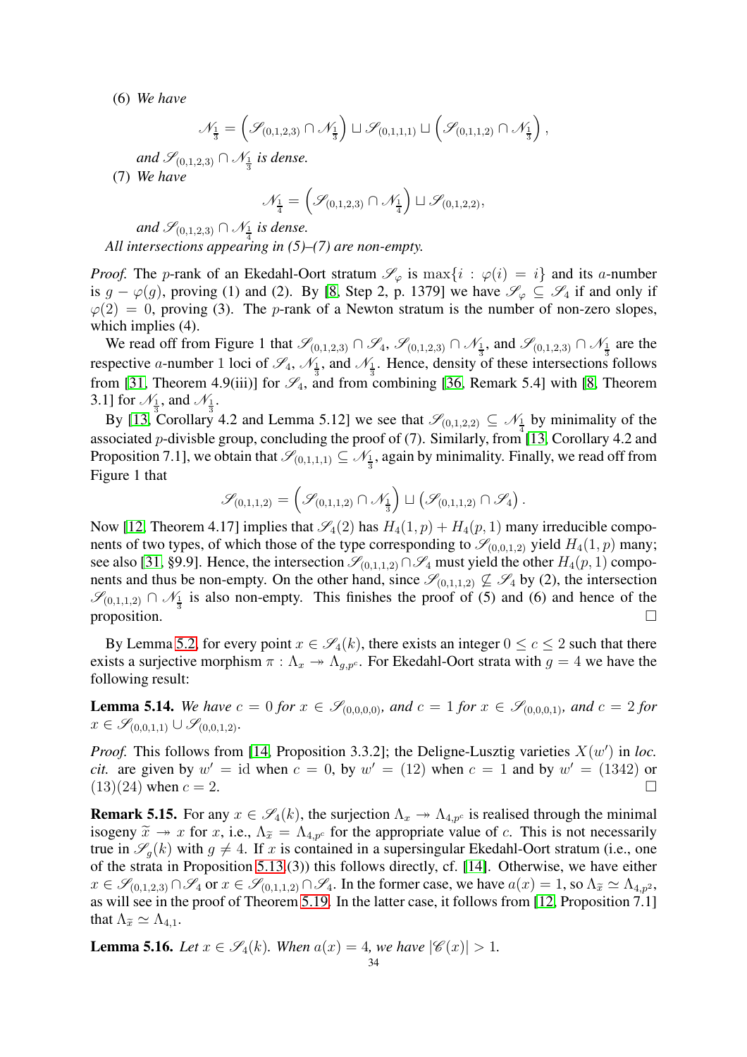(6) *We have*

$$\mathscr{N}_{\frac{1}{3}} = \left(\mathscr{S}_{(0,1,2,3)} \cap \mathscr{N}_{\frac{1}{3}}\right) \sqcup \mathscr{S}_{(0,1,1,1)} \sqcup \left(\mathscr{S}_{(0,1,1,2)} \cap \mathscr{N}_{\frac{1}{3}}\right),$$

*and* $\mathscr{S}_{(0,1,2,3)} \cap \mathscr{N}_{\frac{1}{3}}$ *is dense.*

(7) *We have*

$$\mathscr{N}_{\frac{1}{4}} = \left(\mathscr{S}_{(0,1,2,3)} \cap \mathscr{N}_{\frac{1}{4}}\right) \sqcup \mathscr{S}_{(0,1,2,2)},$$

*and* $\mathscr{S}_{(0,1,2,3)} \cap \mathscr{N}_{\frac{1}{4}}$ *is dense.*

*All intersections appearing in (5)–(7) are non-empty.*

*Proof.* The $p$-rank of an Ekedahl-Oort stratum $\mathscr{S}_\varphi$ is $\max\{i : \varphi(i) = i\}$ and its $a$-number is $g - \varphi(g)$, proving (1) and (2). By [8, Step 2, p. 1379] we have $\mathscr{S}_\varphi \subseteq \mathscr{S}_4$ if and only if $\varphi(2) = 0$, proving (3). The $p$-rank of a Newton stratum is the number of non-zero slopes, which implies (4).

We read off from Figure 1 that $\mathscr{S}_{(0,1,2,3)} \cap \mathscr{S}_4$, $\mathscr{S}_{(0,1,2,3)} \cap \mathscr{N}_{\frac{1}{3}}$, and $\mathscr{S}_{(0,1,2,3)} \cap \mathscr{N}_{\frac{1}{3}}$ are the respective $a$-number 1 loci of $\mathscr{S}_4$, $\mathscr{N}_{\frac{1}{3}}$, and $\mathscr{N}_{\frac{1}{3}}$. Hence, density of these intersections follows from [31, Theorem 4.9(iii)] for $\mathscr{S}_4$, and from combining [36, Remark 5.4] with [8, Theorem 3.1] for $\mathscr{N}_{\frac{1}{3}}$, and $\mathscr{N}_{\frac{1}{3}}$.

By [13, Corollary 4.2 and Lemma 5.12] we see that $\mathscr{S}_{(0,1,2,2)} \subseteq \mathscr{N}_{\frac{1}{4}}$ by minimality of the associated $p$-divisble group, concluding the proof of (7). Similarly, from [13, Corollary 4.2 and Proposition 7.1], we obtain that $\mathscr{S}_{(0,1,1,1)} \subseteq \mathscr{N}_{\frac{1}{3}}$, again by minimality. Finally, we read off from Figure 1 that

$$\mathscr{S}_{(0,1,1,2)} = \left(\mathscr{S}_{(0,1,1,2)} \cap \mathscr{N}_{\frac{1}{3}}\right) \sqcup \left(\mathscr{S}_{(0,1,1,2)} \cap \mathscr{S}_4\right).$$

Now [12, Theorem 4.17] implies that $\mathscr{S}_4(2)$ has $H_4(1,p) + H_4(p,1)$ many irreducible components of two types, of which those of the type corresponding to $\mathscr{S}_{(0,0,1,2)}$ yield $H_4(1,p)$ many; see also [31, §9.9]. Hence, the intersection $\mathscr{S}_{(0,1,1,2)} \cap \mathscr{S}_4$ must yield the other $H_4(p,1)$ components and thus be non-empty. On the other hand, since $\mathscr{S}_{(0,1,1,2)} \not\subseteq \mathscr{S}_4$ by (2), the intersection $\mathscr{S}_{(0,1,1,2)} \cap \mathscr{N}_{\frac{1}{3}}$ is also non-empty. This finishes the proof of (5) and (6) and hence of the proposition. □

By Lemma 5.2, for every point $x \in \mathscr{S}_4(k)$, there exists an integer $0 \leq c \leq 2$ such that there exists a surjective morphism $\pi : \Lambda_x \twoheadrightarrow \Lambda_{g,p^c}$. For Ekedahl-Oort strata with $g = 4$ we have the following result:

**Lemma 5.14.** *We have* $c = 0$ *for* $x \in \mathscr{S}_{(0,0,0,0)}$*, and* $c = 1$ *for* $x \in \mathscr{S}_{(0,0,0,1)}$*, and* $c = 2$ *for* $x \in \mathscr{S}_{(0,0,1,1)} \cup \mathscr{S}_{(0,0,1,2)}$.

*Proof.* This follows from [14, Proposition 3.3.2]; the Deligne-Lusztig varieties $X(w')$ in *loc. cit.* are given by $w' = \mathrm{id}$ when $c = 0$, by $w' = (12)$ when $c = 1$ and by $w' = (1342)$ or $(13)(24)$ when $c = 2$. □

**Remark 5.15.** For any $x \in \mathscr{S}_4(k)$, the surjection $\Lambda_x \twoheadrightarrow \Lambda_{4,p^c}$ is realised through the minimal isogeny $\widetilde{x} \twoheadrightarrow x$ for $x$, i.e., $\Lambda_{\widetilde{x}} = \Lambda_{4,p^c}$ for the appropriate value of $c$. This is not necessarily true in $\mathscr{S}_g(k)$ with $g \neq 4$. If $x$ is contained in a supersingular Ekedahl-Oort stratum (i.e., one of the strata in Proposition 5.13(3)) this follows directly, cf. [14]. Otherwise, we have either $x \in \mathscr{S}_{(0,1,2,3)} \cap \mathscr{S}_4$ or $x \in \mathscr{S}_{(0,1,1,2)} \cap \mathscr{S}_4$. In the former case, we have $a(x) = 1$, so $\Lambda_{\widetilde{x}} \simeq \Lambda_{4,p^2}$, as will see in the proof of Theorem 5.19. In the latter case, it follows from [12, Proposition 7.1] that $\Lambda_{\widetilde{x}} \simeq \Lambda_{4,1}$.

**Lemma 5.16.** *Let* $x \in \mathscr{S}_4(k)$*. When* $a(x) = 4$*, we have* $|\mathscr{C}(x)| > 1$.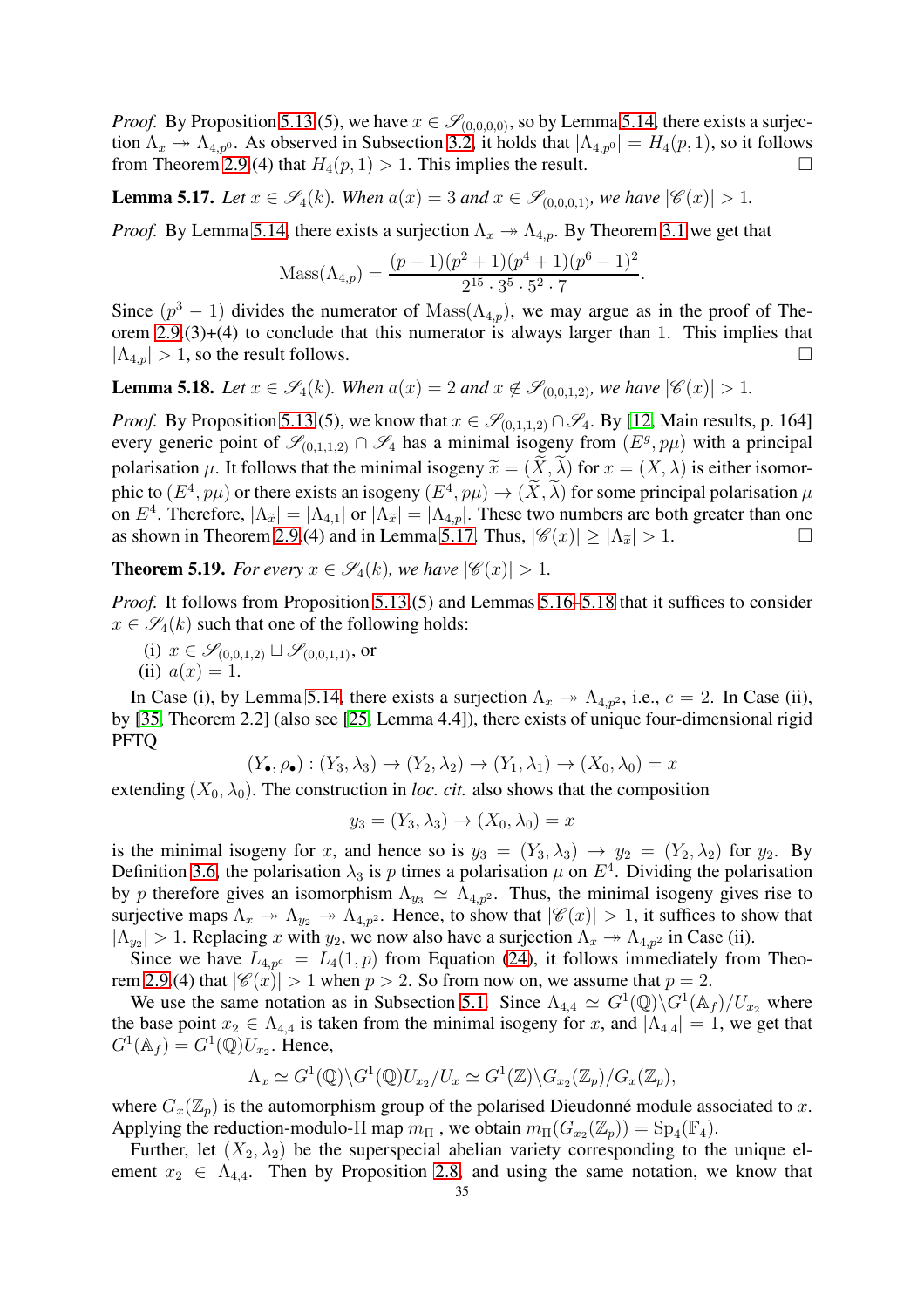*Proof.* By Proposition 5.13(5), we have $x \in \mathscr{S}_{(0,0,0,0)}$, so by Lemma 5.14, there exists a surjection $\Lambda_x \twoheadrightarrow \Lambda_{4,p^0}$. As observed in Subsection 3.2, it holds that $|\Lambda_{4,p^0}| = H_4(p,1)$, so it follows from Theorem 2.9(4) that $H_4(p,1) > 1$. This implies the result. $\square$

**Lemma 5.17.** *Let $x \in \mathscr{S}_4(k)$. When $a(x) = 3$ and $x \in \mathscr{S}_{(0,0,0,1)}$, we have $|\mathscr{C}(x)| > 1$.*

*Proof.* By Lemma 5.14, there exists a surjection $\Lambda_x \twoheadrightarrow \Lambda_{4,p}$. By Theorem 3.1 we get that

$$\mathrm{Mass}(\Lambda_{4,p}) = \frac{(p-1)(p^2+1)(p^4+1)(p^6-1)^2}{2^{15}\cdot 3^5 \cdot 5^2 \cdot 7}.$$

Since $(p^3-1)$ divides the numerator of $\mathrm{Mass}(\Lambda_{4,p})$, we may argue as in the proof of Theorem 2.9(3)+(4) to conclude that this numerator is always larger than 1. This implies that $|\Lambda_{4,p}| > 1$, so the result follows. $\square$

**Lemma 5.18.** *Let $x \in \mathscr{S}_4(k)$. When $a(x) = 2$ and $x \notin \mathscr{S}_{(0,0,1,2)}$, we have $|\mathscr{C}(x)| > 1$.*

*Proof.* By Proposition 5.13(5), we know that $x \in \mathscr{S}_{(0,1,1,2)} \cap \mathscr{S}_4$. By [12, Main results, p. 164] every generic point of $\mathscr{S}_{(0,1,1,2)} \cap \mathscr{S}_4$ has a minimal isogeny from $(E^g, p\mu)$ with a principal polarisation $\mu$. It follows that the minimal isogeny $\widetilde{x} = (\widetilde{X}, \widetilde{\lambda})$ for $x = (X, \lambda)$ is either isomorphic to $(E^4, p\mu)$ or there exists an isogeny $(E^4, p\mu) \to (\widetilde{X}, \widetilde{\lambda})$ for some principal polarisation $\mu$ on $E^4$. Therefore, $|\Lambda_{\widetilde{x}}| = |\Lambda_{4,1}|$ or $|\Lambda_{\widetilde{x}}| = |\Lambda_{4,p}|$. These two numbers are both greater than one as shown in Theorem 2.9(4) and in Lemma 5.17. Thus, $|\mathscr{C}(x)| \geq |\Lambda_{\widetilde{x}}| > 1$. $\square$

**Theorem 5.19.** *For every $x \in \mathscr{S}_4(k)$, we have $|\mathscr{C}(x)| > 1$.*

*Proof.* It follows from Proposition 5.13(5) and Lemmas 5.16–5.18 that it suffices to consider $x \in \mathscr{S}_4(k)$ such that one of the following holds:

(i) $x \in \mathscr{S}_{(0,0,1,2)} \sqcup \mathscr{S}_{(0,0,1,1)}$, or
(ii) $a(x) = 1$.

In Case (i), by Lemma 5.14, there exists a surjection $\Lambda_x \twoheadrightarrow \Lambda_{4,p^2}$, i.e., $c = 2$. In Case (ii), by [35, Theorem 2.2] (also see [25, Lemma 4.4]), there exists of unique four-dimensional rigid PFTQ

$$(Y_\bullet, \rho_\bullet) : (Y_3, \lambda_3) \to (Y_2, \lambda_2) \to (Y_1, \lambda_1) \to (X_0, \lambda_0) = x$$

extending $(X_0, \lambda_0)$. The construction in *loc. cit.* also shows that the composition

$$y_3 = (Y_3, \lambda_3) \to (X_0, \lambda_0) = x$$

is the minimal isogeny for $x$, and hence so is $y_3 = (Y_3, \lambda_3) \to y_2 = (Y_2, \lambda_2)$ for $y_2$. By Definition 3.6, the polarisation $\lambda_3$ is $p$ times a polarisation $\mu$ on $E^4$. Dividing the polarisation by $p$ therefore gives an isomorphism $\Lambda_{y_3} \simeq \Lambda_{4,p^2}$. Thus, the minimal isogeny gives rise to surjective maps $\Lambda_x \twoheadrightarrow \Lambda_{y_2} \twoheadrightarrow \Lambda_{4,p^2}$. Hence, to show that $|\mathscr{C}(x)| > 1$, it suffices to show that $|\Lambda_{y_2}| > 1$. Replacing $x$ with $y_2$, we now also have a surjection $\Lambda_x \twoheadrightarrow \Lambda_{4,p^2}$ in Case (ii).

Since we have $L_{4,p^c} = L_4(1,p)$ from Equation (24), it follows immediately from Theorem 2.9(4) that $|\mathscr{C}(x)| > 1$ when $p > 2$. So from now on, we assume that $p = 2$.

We use the same notation as in Subsection 5.1. Since $\Lambda_{4,4} \simeq G^1(\mathbb{Q})\backslash G^1(\mathbb{A}_f)/U_{x_2}$ where the base point $x_2 \in \Lambda_{4,4}$ is taken from the minimal isogeny for $x$, and $|\Lambda_{4,4}| = 1$, we get that $G^1(\mathbb{A}_f) = G^1(\mathbb{Q})U_{x_2}$. Hence,

$$\Lambda_x \simeq G^1(\mathbb{Q})\backslash G^1(\mathbb{Q})U_{x_2}/U_x \simeq G^1(\mathbb{Z})\backslash G_{x_2}(\mathbb{Z}_p)/G_x(\mathbb{Z}_p),$$

where $G_x(\mathbb{Z}_p)$ is the automorphism group of the polarised Dieudonné module associated to $x$. Applying the reduction-modulo-$\Pi$ map $m_\Pi$, we obtain $m_\Pi(G_{x_2}(\mathbb{Z}_p)) = \mathrm{Sp}_4(\mathbb{F}_4)$.

Further, let $(X_2, \lambda_2)$ be the superspecial abelian variety corresponding to the unique element $x_2 \in \Lambda_{4,4}$. Then by Proposition 2.8, and using the same notation, we know that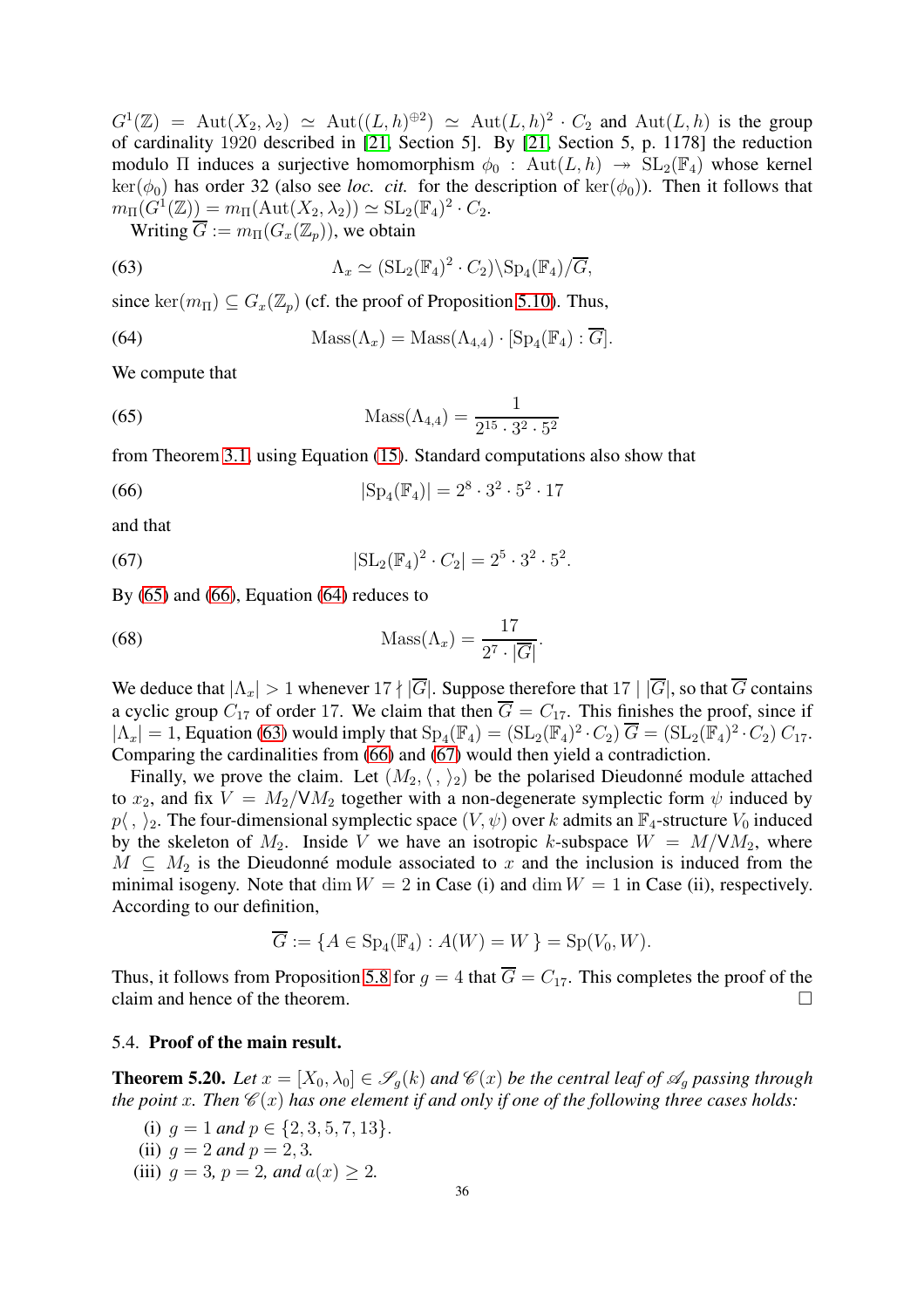$G^1(\mathbb{Z}) = \mathrm{Aut}(X_2, \lambda_2) \simeq \mathrm{Aut}((L,h)^{\oplus 2}) \simeq \mathrm{Aut}(L,h)^2 \cdot C_2$ and $\mathrm{Aut}(L,h)$ is the group of cardinality 1920 described in [21, Section 5]. By [21, Section 5, p. 1178] the reduction modulo $\Pi$ induces a surjective homomorphism $\phi_0 : \mathrm{Aut}(L,h) \twoheadrightarrow \mathrm{SL}_2(\mathbb{F}_4)$ whose kernel $\ker(\phi_0)$ has order 32 (also see *loc. cit.* for the description of $\ker(\phi_0)$). Then it follows that $m_\Pi(G^1(\mathbb{Z})) = m_\Pi(\mathrm{Aut}(X_2,\lambda_2)) \simeq \mathrm{SL}_2(\mathbb{F}_4)^2 \cdot C_2$.

Writing $\overline{G} := m_\Pi(G_x(\mathbb{Z}_p))$, we obtain

$$\Lambda_x \simeq (\mathrm{SL}_2(\mathbb{F}_4)^2 \cdot C_2)\backslash \mathrm{Sp}_4(\mathbb{F}_4)/\overline{G}, \tag{63}$$

since $\ker(m_\Pi) \subseteq G_x(\mathbb{Z}_p)$ (cf. the proof of Proposition 5.10). Thus,

$$\mathrm{Mass}(\Lambda_x) = \mathrm{Mass}(\Lambda_{4,4}) \cdot [\mathrm{Sp}_4(\mathbb{F}_4) : \overline{G}]. \tag{64}$$

We compute that

$$\mathrm{Mass}(\Lambda_{4,4}) = \frac{1}{2^{15} \cdot 3^2 \cdot 5^2} \tag{65}$$

from Theorem 3.1, using Equation (15). Standard computations also show that

$$|\mathrm{Sp}_4(\mathbb{F}_4)| = 2^8 \cdot 3^2 \cdot 5^2 \cdot 17 \tag{66}$$

and that

$$|\mathrm{SL}_2(\mathbb{F}_4)^2 \cdot C_2| = 2^5 \cdot 3^2 \cdot 5^2. \tag{67}$$

By (65) and (66), Equation (64) reduces to

$$\mathrm{Mass}(\Lambda_x) = \frac{17}{2^7 \cdot |\overline{G}|}. \tag{68}$$

We deduce that $|\Lambda_x| > 1$ whenever $17 \nmid |\overline{G}|$. Suppose therefore that $17 \mid |\overline{G}|$, so that $\overline{G}$ contains a cyclic group $C_{17}$ of order 17. We claim that then $\overline{G} = C_{17}$. This finishes the proof, since if $|\Lambda_x| = 1$, Equation (63) would imply that $\mathrm{Sp}_4(\mathbb{F}_4) = (\mathrm{SL}_2(\mathbb{F}_4)^2 \cdot C_2)\,\overline{G} = (\mathrm{SL}_2(\mathbb{F}_4)^2 \cdot C_2)\, C_{17}$. Comparing the cardinalities from (66) and (67) would then yield a contradiction.

Finally, we prove the claim. Let $(M_2, \langle\, ,\, \rangle_2)$ be the polarised Dieudonné module attached to $x_2$, and fix $V = M_2/\mathsf{V}M_2$ together with a non-degenerate symplectic form $\psi$ induced by $p\langle\, ,\, \rangle_2$. The four-dimensional symplectic space $(V, \psi)$ over $k$ admits an $\mathbb{F}_4$-structure $V_0$ induced by the skeleton of $M_2$. Inside $V$ we have an isotropic $k$-subspace $W = M/\mathsf{V}M_2$, where $M \subseteq M_2$ is the Dieudonné module associated to $x$ and the inclusion is induced from the minimal isogeny. Note that $\dim W = 2$ in Case (i) and $\dim W = 1$ in Case (ii), respectively. According to our definition,

$$\overline{G} := \{A \in \mathrm{Sp}_4(\mathbb{F}_4) : A(W) = W\} = \mathrm{Sp}(V_0, W).$$

Thus, it follows from Proposition 5.8 for $g = 4$ that $\overline{G} = C_{17}$. This completes the proof of the claim and hence of the theorem. $\square$

### 5.4. Proof of the main result.

**Theorem 5.20.** *Let $x = [X_0, \lambda_0] \in \mathscr{S}_g(k)$ and $\mathscr{C}(x)$ be the central leaf of $\mathscr{A}_g$ passing through the point $x$. Then $\mathscr{C}(x)$ has one element if and only if one of the following three cases holds:*

(i) *$g = 1$ and $p \in \{2, 3, 5, 7, 13\}$.*
(ii) *$g = 2$ and $p = 2, 3$.*
(iii) *$g = 3$, $p = 2$, and $a(x) \geq 2$.*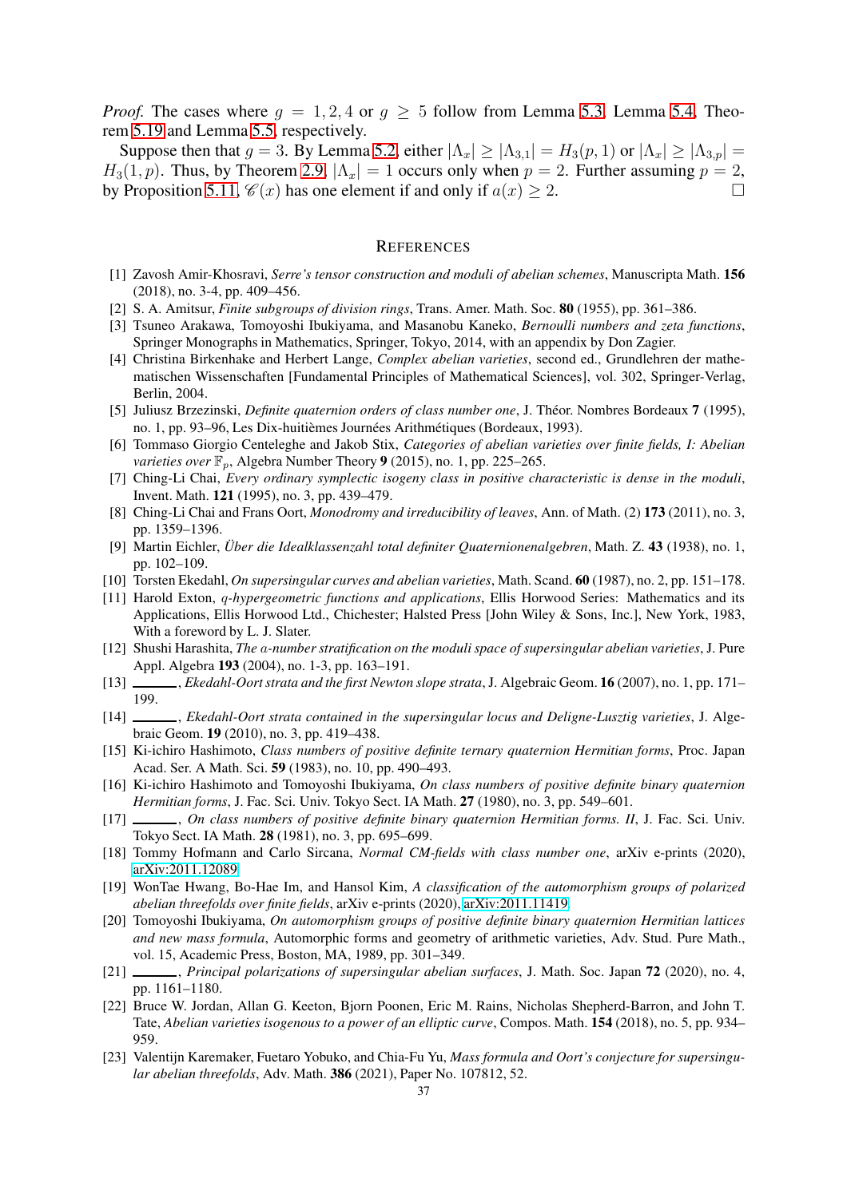*Proof.* The cases where $g = 1, 2, 4$ or $g \geq 5$ follow from Lemma 5.3, Lemma 5.4, Theorem 5.19 and Lemma 5.5, respectively.

Suppose then that $g = 3$. By Lemma 5.2, either $|\Lambda_x| \geq |\Lambda_{3,1}| = H_3(p, 1)$ or $|\Lambda_x| \geq |\Lambda_{3,p}| = H_3(1, p)$. Thus, by Theorem 2.9, $|\Lambda_x| = 1$ occurs only when $p = 2$. Further assuming $p = 2$, by Proposition 5.11, $\mathscr{C}(x)$ has one element if and only if $a(x) \geq 2$. □

## References

[1] Zavosh Amir-Khosravi, *Serre's tensor construction and moduli of abelian schemes*, Manuscripta Math. **156** (2018), no. 3-4, pp. 409–456.

[2] S. A. Amitsur, *Finite subgroups of division rings*, Trans. Amer. Math. Soc. **80** (1955), pp. 361–386.

[3] Tsuneo Arakawa, Tomoyoshi Ibukiyama, and Masanobu Kaneko, *Bernoulli numbers and zeta functions*, Springer Monographs in Mathematics, Springer, Tokyo, 2014, with an appendix by Don Zagier.

[4] Christina Birkenhake and Herbert Lange, *Complex abelian varieties*, second ed., Grundlehren der mathematischen Wissenschaften [Fundamental Principles of Mathematical Sciences], vol. 302, Springer-Verlag, Berlin, 2004.

[5] Juliusz Brzezinski, *Definite quaternion orders of class number one*, J. Théor. Nombres Bordeaux **7** (1995), no. 1, pp. 93–96, Les Dix-huitièmes Journées Arithmétiques (Bordeaux, 1993).

[6] Tommaso Giorgio Centeleghe and Jakob Stix, *Categories of abelian varieties over finite fields, I: Abelian varieties over $\mathbb{F}_p$*, Algebra Number Theory **9** (2015), no. 1, pp. 225–265.

[7] Ching-Li Chai, *Every ordinary symplectic isogeny class in positive characteristic is dense in the moduli*, Invent. Math. **121** (1995), no. 3, pp. 439–479.

[8] Ching-Li Chai and Frans Oort, *Monodromy and irreducibility of leaves*, Ann. of Math. (2) **173** (2011), no. 3, pp. 1359–1396.

[9] Martin Eichler, *Über die Idealklassenzahl total definiter Quaternionenalgebren*, Math. Z. **43** (1938), no. 1, pp. 102–109.

[10] Torsten Ekedahl, *On supersingular curves and abelian varieties*, Math. Scand. **60** (1987), no. 2, pp. 151–178.

[11] Harold Exton, *$q$-hypergeometric functions and applications*, Ellis Horwood Series: Mathematics and its Applications, Ellis Horwood Ltd., Chichester; Halsted Press [John Wiley & Sons, Inc.], New York, 1983, With a foreword by L. J. Slater.

[12] Shushi Harashita, *The $a$-number stratification on the moduli space of supersingular abelian varieties*, J. Pure Appl. Algebra **193** (2004), no. 1-3, pp. 163–191.

[13] ______, *Ekedahl-Oort strata and the first Newton slope strata*, J. Algebraic Geom. **16** (2007), no. 1, pp. 171–199.

[14] ______, *Ekedahl-Oort strata contained in the supersingular locus and Deligne-Lusztig varieties*, J. Algebraic Geom. **19** (2010), no. 3, pp. 419–438.

[15] Ki-ichiro Hashimoto, *Class numbers of positive definite ternary quaternion Hermitian forms*, Proc. Japan Acad. Ser. A Math. Sci. **59** (1983), no. 10, pp. 490–493.

[16] Ki-ichiro Hashimoto and Tomoyoshi Ibukiyama, *On class numbers of positive definite binary quaternion Hermitian forms*, J. Fac. Sci. Univ. Tokyo Sect. IA Math. **27** (1980), no. 3, pp. 549–601.

[17] ______, *On class numbers of positive definite binary quaternion Hermitian forms. II*, J. Fac. Sci. Univ. Tokyo Sect. IA Math. **28** (1981), no. 3, pp. 695–699.

[18] Tommy Hofmann and Carlo Sircana, *Normal CM-fields with class number one*, arXiv e-prints (2020), arXiv:2011.12089.

[19] WonTae Hwang, Bo-Hae Im, and Hansol Kim, *A classification of the automorphism groups of polarized abelian threefolds over finite fields*, arXiv e-prints (2020), arXiv:2011.11419.

[20] Tomoyoshi Ibukiyama, *On automorphism groups of positive definite binary quaternion Hermitian lattices and new mass formula*, Automorphic forms and geometry of arithmetic varieties, Adv. Stud. Pure Math., vol. 15, Academic Press, Boston, MA, 1989, pp. 301–349.

[21] ______, *Principal polarizations of supersingular abelian surfaces*, J. Math. Soc. Japan **72** (2020), no. 4, pp. 1161–1180.

[22] Bruce W. Jordan, Allan G. Keeton, Bjorn Poonen, Eric M. Rains, Nicholas Shepherd-Barron, and John T. Tate, *Abelian varieties isogenous to a power of an elliptic curve*, Compos. Math. **154** (2018), no. 5, pp. 934–959.

[23] Valentijn Karemaker, Fuetaro Yobuko, and Chia-Fu Yu, *Mass formula and Oort's conjecture for supersingular abelian threefolds*, Adv. Math. **386** (2021), Paper No. 107812, 52.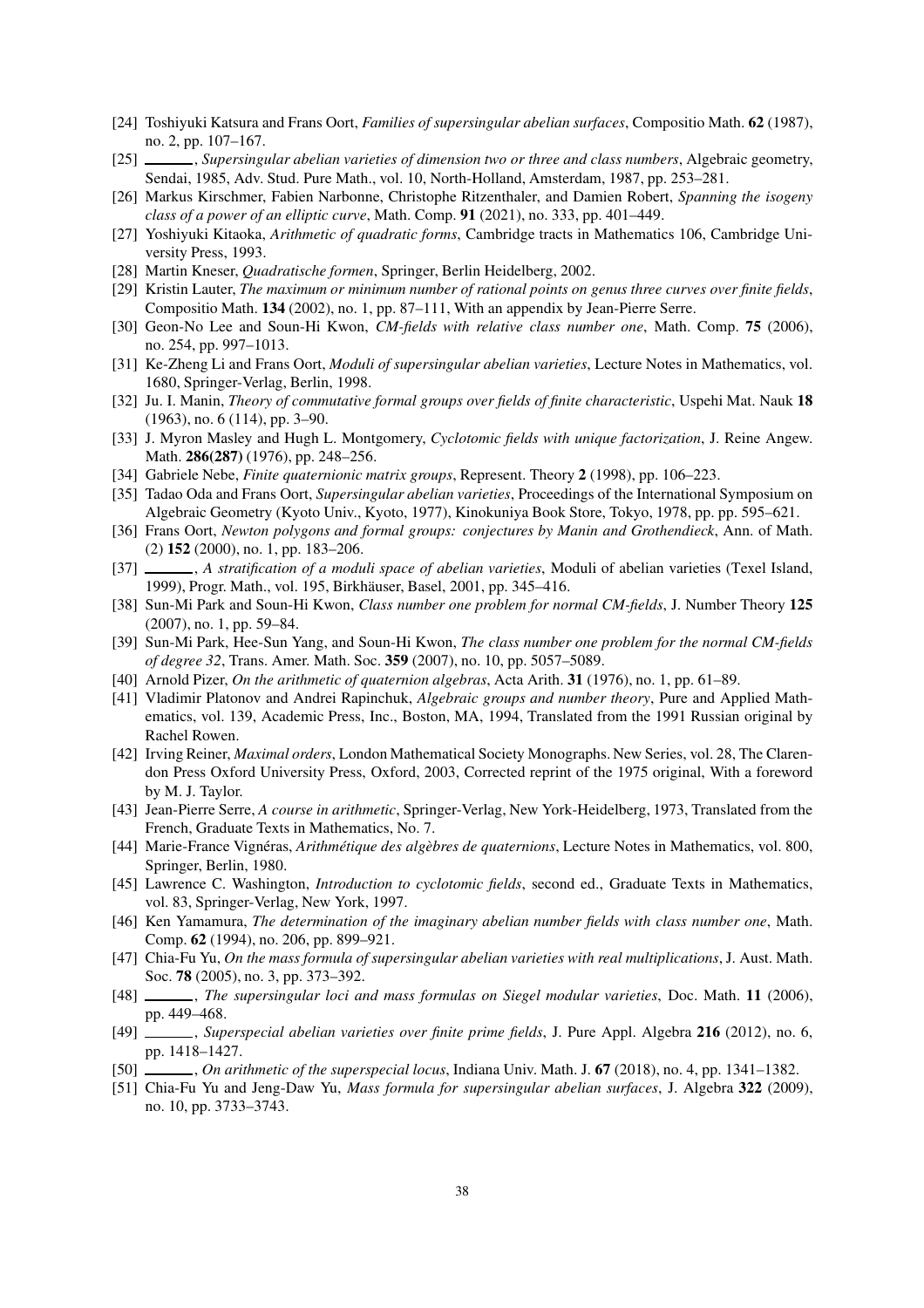[24] Toshiyuki Katsura and Frans Oort, *Families of supersingular abelian surfaces*, Compositio Math. **62** (1987), no. 2, pp. 107–167.

[25] ______, *Supersingular abelian varieties of dimension two or three and class numbers*, Algebraic geometry, Sendai, 1985, Adv. Stud. Pure Math., vol. 10, North-Holland, Amsterdam, 1987, pp. 253–281.

[26] Markus Kirschmer, Fabien Narbonne, Christophe Ritzenthaler, and Damien Robert, *Spanning the isogeny class of a power of an elliptic curve*, Math. Comp. **91** (2021), no. 333, pp. 401–449.

[27] Yoshiyuki Kitaoka, *Arithmetic of quadratic forms*, Cambridge tracts in Mathematics 106, Cambridge University Press, 1993.

[28] Martin Kneser, *Quadratische formen*, Springer, Berlin Heidelberg, 2002.

[29] Kristin Lauter, *The maximum or minimum number of rational points on genus three curves over finite fields*, Compositio Math. **134** (2002), no. 1, pp. 87–111, With an appendix by Jean-Pierre Serre.

[30] Geon-No Lee and Soun-Hi Kwon, *CM-fields with relative class number one*, Math. Comp. **75** (2006), no. 254, pp. 997–1013.

[31] Ke-Zheng Li and Frans Oort, *Moduli of supersingular abelian varieties*, Lecture Notes in Mathematics, vol. 1680, Springer-Verlag, Berlin, 1998.

[32] Ju. I. Manin, *Theory of commutative formal groups over fields of finite characteristic*, Uspehi Mat. Nauk **18** (1963), no. 6 (114), pp. 3–90.

[33] J. Myron Masley and Hugh L. Montgomery, *Cyclotomic fields with unique factorization*, J. Reine Angew. Math. **286(287)** (1976), pp. 248–256.

[34] Gabriele Nebe, *Finite quaternionic matrix groups*, Represent. Theory **2** (1998), pp. 106–223.

[35] Tadao Oda and Frans Oort, *Supersingular abelian varieties*, Proceedings of the International Symposium on Algebraic Geometry (Kyoto Univ., Kyoto, 1977), Kinokuniya Book Store, Tokyo, 1978, pp. pp. 595–621.

[36] Frans Oort, *Newton polygons and formal groups: conjectures by Manin and Grothendieck*, Ann. of Math. (2) **152** (2000), no. 1, pp. 183–206.

[37] ______, *A stratification of a moduli space of abelian varieties*, Moduli of abelian varieties (Texel Island, 1999), Progr. Math., vol. 195, Birkhäuser, Basel, 2001, pp. 345–416.

[38] Sun-Mi Park and Soun-Hi Kwon, *Class number one problem for normal CM-fields*, J. Number Theory **125** (2007), no. 1, pp. 59–84.

[39] Sun-Mi Park, Hee-Sun Yang, and Soun-Hi Kwon, *The class number one problem for the normal CM-fields of degree 32*, Trans. Amer. Math. Soc. **359** (2007), no. 10, pp. 5057–5089.

[40] Arnold Pizer, *On the arithmetic of quaternion algebras*, Acta Arith. **31** (1976), no. 1, pp. 61–89.

[41] Vladimir Platonov and Andrei Rapinchuk, *Algebraic groups and number theory*, Pure and Applied Mathematics, vol. 139, Academic Press, Inc., Boston, MA, 1994, Translated from the 1991 Russian original by Rachel Rowen.

[42] Irving Reiner, *Maximal orders*, London Mathematical Society Monographs. New Series, vol. 28, The Clarendon Press Oxford University Press, Oxford, 2003, Corrected reprint of the 1975 original, With a foreword by M. J. Taylor.

[43] Jean-Pierre Serre, *A course in arithmetic*, Springer-Verlag, New York-Heidelberg, 1973, Translated from the French, Graduate Texts in Mathematics, No. 7.

[44] Marie-France Vignéras, *Arithmétique des algèbres de quaternions*, Lecture Notes in Mathematics, vol. 800, Springer, Berlin, 1980.

[45] Lawrence C. Washington, *Introduction to cyclotomic fields*, second ed., Graduate Texts in Mathematics, vol. 83, Springer-Verlag, New York, 1997.

[46] Ken Yamamura, *The determination of the imaginary abelian number fields with class number one*, Math. Comp. **62** (1994), no. 206, pp. 899–921.

[47] Chia-Fu Yu, *On the mass formula of supersingular abelian varieties with real multiplications*, J. Aust. Math. Soc. **78** (2005), no. 3, pp. 373–392.

[48] ______, *The supersingular loci and mass formulas on Siegel modular varieties*, Doc. Math. **11** (2006), pp. 449–468.

[49] ______, *Superspecial abelian varieties over finite prime fields*, J. Pure Appl. Algebra **216** (2012), no. 6, pp. 1418–1427.

[50] ______, *On arithmetic of the superspecial locus*, Indiana Univ. Math. J. **67** (2018), no. 4, pp. 1341–1382.

[51] Chia-Fu Yu and Jeng-Daw Yu, *Mass formula for supersingular abelian surfaces*, J. Algebra **322** (2009), no. 10, pp. 3733–3743.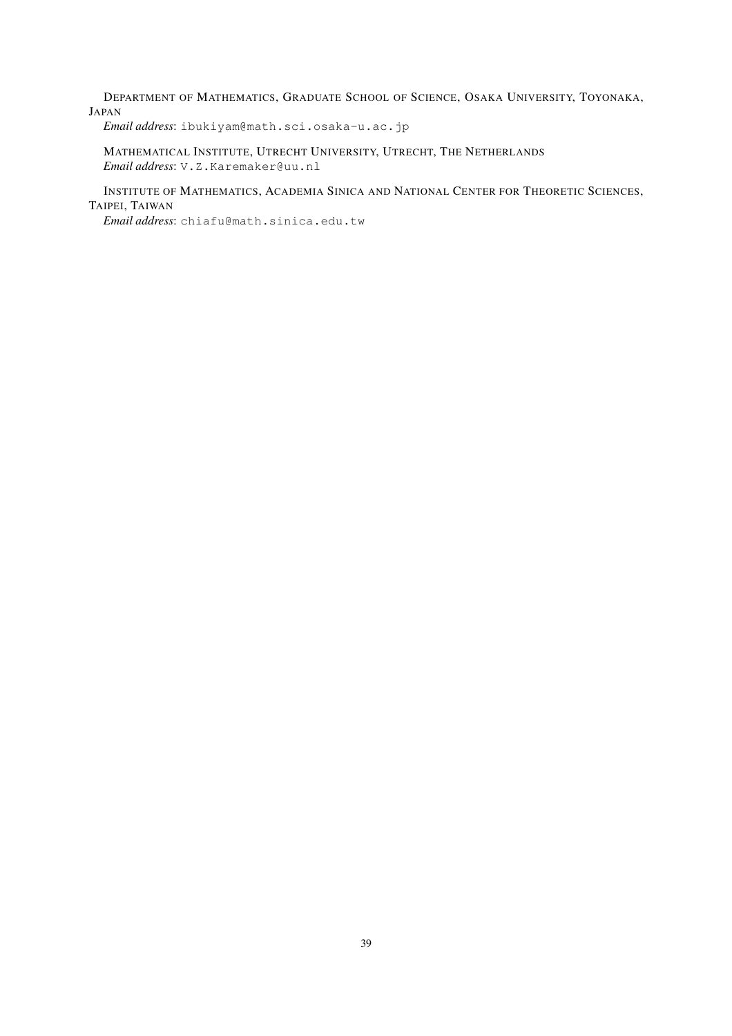DEPARTMENT OF MATHEMATICS, GRADUATE SCHOOL OF SCIENCE, OSAKA UNIVERSITY, TOYONAKA, JAPAN

*Email address*: ibukiyam@math.sci.osaka-u.ac.jp

MATHEMATICAL INSTITUTE, UTRECHT UNIVERSITY, UTRECHT, THE NETHERLANDS

*Email address*: V.Z.Karemaker@uu.nl

INSTITUTE OF MATHEMATICS, ACADEMIA SINICA AND NATIONAL CENTER FOR THEORETIC SCIENCES, TAIPEI, TAIWAN

*Email address*: chiafu@math.sinica.edu.tw